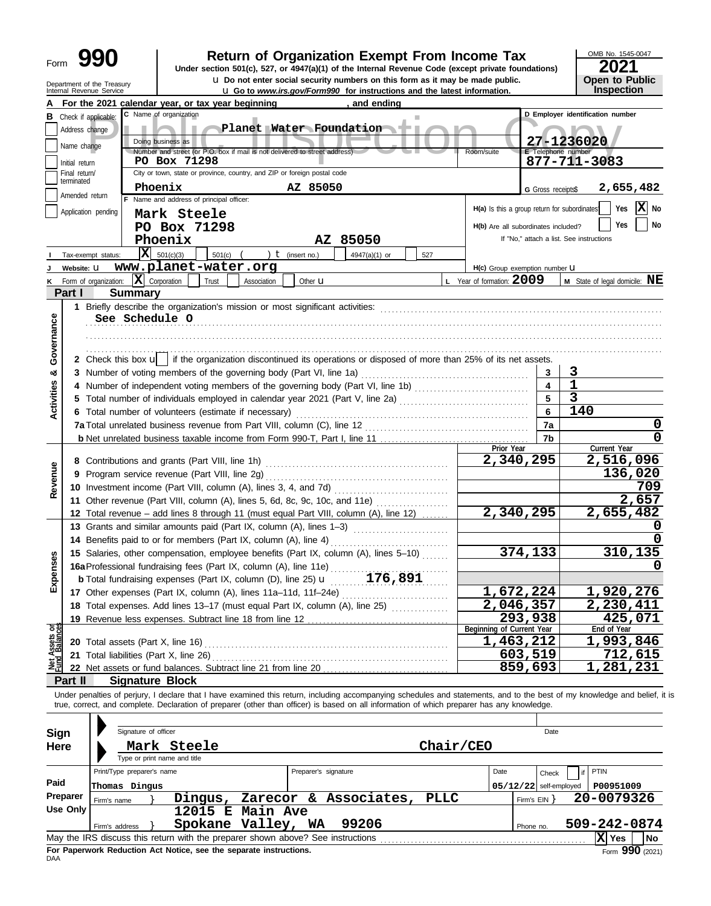Form **990**

# Return of Organization Exempt From Income Tax

**Under section 501(c), 527, or 4947(a)(1) of the Internal Revenue Code (except private foundations)**

u Do not enter social security numbers on this form as it may be made public.

u Go to *www.irs.gov/Form990* for instructions and the latest information.

Department of the Treasury
Internal Revenue Service

OMB No. 1545-0047

**2021**

**Open to Public Inspection**

Public Inspection Copy

**A** For the 2021 calendar year, or tax year beginning , and ending

**B** Check if applicable:
- Address change
- Name change
- Initial return
- Final return/terminated
- Amended return
- Application pending

**C** Name of organization: **Planet Water Foundation**

Doing business as

Number and street (or P.O. box if mail is not delivered to street address): **PO Box 71298** | Room/suite

City or town, state or province, country, and ZIP or foreign postal code: **Phoenix AZ 85050**

**D** Employer identification number: **27-1236020**

**E** Telephone number: **877-711-3083**

**G** Gross receipts $ **2,655,482**

**F** Name and address of principal officer:
**Mark Steele**
**PO Box 71298**
**Phoenix AZ 85050**

**H(a)** Is this a group return for subordinates? Yes [ ] No [X]

**H(b)** Are all subordinates included? Yes [ ] No [ ]
If "No," attach a list. See instructions

**I** Tax-exempt status: [X] 501(c)(3) [ ] 501(c) ( ) t (insert no.) [ ] 4947(a)(1) or [ ] 527

**J** Website: u **www.planet-water.org**

**H(c)** Group exemption number u

**K** Form of organization: [X] Corporation [ ] Trust [ ] Association [ ] Other u

**L** Year of formation: **2009**

**M** State of legal domicile: **NE**

## Part I Summary

**Activities & Governance**

1 Briefly describe the organization's mission or most significant activities:
**See Schedule O**

2 Check this box u [ ] if the organization discontinued its operations or disposed of more than 25% of its net assets.

| | | | |
|---|---|---|---|
| 3 | Number of voting members of the governing body (Part VI, line 1a) | 3 | 3 |
| 4 | Number of independent voting members of the governing body (Part VI, line 1b) | 4 | 1 |
| 5 | Total number of individuals employed in calendar year 2021 (Part V, line 2a) | 5 | 3 |
| 6 | Total number of volunteers (estimate if necessary) | 6 | 140 |
| 7a | Total unrelated business revenue from Part VIII, column (C), line 12 | 7a | 0 |
| b | Net unrelated business taxable income from Form 990-T, Part I, line 11 | 7b | 0 |

| | | | Prior Year | Current Year |
|---|---|---|---|---|
| **Revenue** | 8 | Contributions and grants (Part VIII, line 1h) | 2,340,295 | 2,516,096 |
| | 9 | Program service revenue (Part VIII, line 2g) | | 136,020 |
| | 10 | Investment income (Part VIII, column (A), lines 3, 4, and 7d) | | 709 |
| | 11 | Other revenue (Part VIII, column (A), lines 5, 6d, 8c, 9c, 10c, and 11e) | | 2,657 |
| | 12 | Total revenue – add lines 8 through 11 (must equal Part VIII, column (A), line 12) | 2,340,295 | 2,655,482 |
| **Expenses** | 13 | Grants and similar amounts paid (Part IX, column (A), lines 1–3) | | 0 |
| | 14 | Benefits paid to or for members (Part IX, column (A), line 4) | | 0 |
| | 15 | Salaries, other compensation, employee benefits (Part IX, column (A), lines 5–10) | 374,133 | 310,135 |
| | 16a | Professional fundraising fees (Part IX, column (A), line 11e) | | 0 |
| | b | Total fundraising expenses (Part IX, column (D), line 25) u 176,891 | | |
| | 17 | Other expenses (Part IX, column (A), lines 11a–11d, 11f–24e) | 1,672,224 | 1,920,276 |
| | 18 | Total expenses. Add lines 13–17 (must equal Part IX, column (A), line 25) | 2,046,357 | 2,230,411 |
| | 19 | Revenue less expenses. Subtract line 18 from line 12 | 293,938 | 425,071 |
| | | | **Beginning of Current Year** | **End of Year** |
| **Net Assets or Fund Balances** | 20 | Total assets (Part X, line 16) | 1,463,212 | 1,993,846 |
| | 21 | Total liabilities (Part X, line 26) | 603,519 | 712,615 |
| | 22 | Net assets or fund balances. Subtract line 21 from line 20 | 859,693 | 1,281,231 |

## Part II Signature Block

Under penalties of perjury, I declare that I have examined this return, including accompanying schedules and statements, and to the best of my knowledge and belief, it is true, correct, and complete. Declaration of preparer (other than officer) is based on all information of which preparer has any knowledge.

**Sign Here**

Signature of officer | Date

**Mark Steele** **Chair/CEO**
Type or print name and title

**Paid Preparer Use Only**

| Print/Type preparer's name | Preparer's signature | Date | Check [ ] if self-employed | PTIN |
|---|---|---|---|---|
| Thomas Dingus | | 05/12/22 | | P00951009 |

Firm's name } **Dingus, Zarecor & Associates, PLLC** | Firm's EIN } **20-0079326**

Firm's address } **12015 E Main Ave, Spokane Valley, WA 99206** | Phone no. **509-242-0874**

May the IRS discuss this return with the preparer shown above? See instructions [X] Yes [ ] No

**For Paperwork Reduction Act Notice, see the separate instructions.**

DAA Form **990** (2021)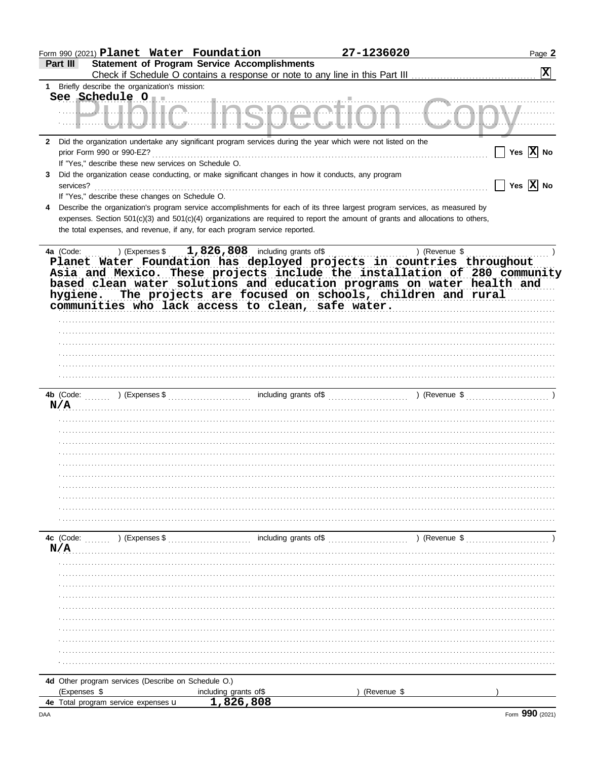Form 990 (2021) **Planet Water Foundation** **27-1236020**

## Part III Statement of Program Service Accomplishments

Check if Schedule O contains a response or note to any line in this Part III ☒

**1** Briefly describe the organization's mission:

**See Schedule O**

Public Inspection Copy

**2** Did the organization undertake any significant program services during the year which were not listed on the prior Form 990 or 990-EZ? ☐ Yes ☒ No

If "Yes," describe these new services on Schedule O.

**3** Did the organization cease conducting, or make significant changes in how it conducts, any program services? ☐ Yes ☒ No

If "Yes," describe these changes on Schedule O.

**4** Describe the organization's program service accomplishments for each of its three largest program services, as measured by expenses. Section 501(c)(3) and 501(c)(4) organizations are required to report the amount of grants and allocations to others, the total expenses, and revenue, if any, for each program service reported.

**4a** (Code: ) (Expenses $ **1,826,808** including grants of$ ) (Revenue $ )

**Planet Water Foundation has deployed projects in countries throughout Asia and Mexico. These projects include the installation of 280 community based clean water solutions and education programs on water health and hygiene. The projects are focused on schools, children and rural communities who lack access to clean, safe water.**

**4b** (Code: ) (Expenses $ including grants of$ ) (Revenue $ )

**N/A**

**4c** (Code: ) (Expenses $ including grants of$ ) (Revenue $ )

**N/A**

**4d** Other program services (Describe on Schedule O.)

(Expenses $ including grants of$ ) (Revenue $ )

**4e** Total program service expenses ► **1,826,808**

Form **990** (2021)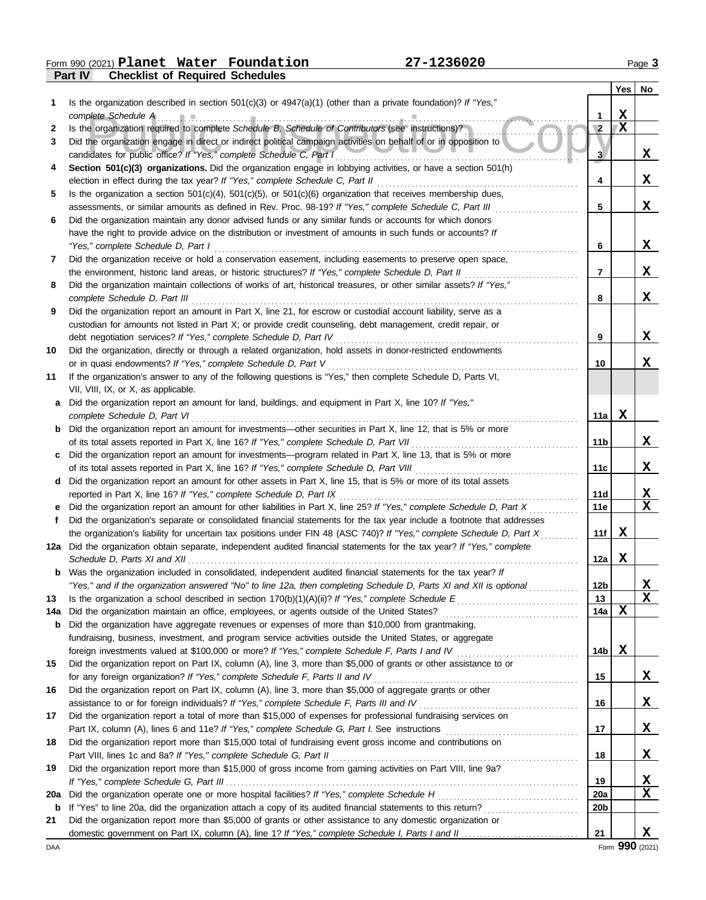Form 990 (2021) **Planet Water Foundation** **27-1236020** Page **3**

**Part IV** **Checklist of Required Schedules**

| | | | Yes | No |
|---|---|---|---|---|
| 1 | Is the organization described in section 501(c)(3) or 4947(a)(1) (other than a private foundation)? *If "Yes," complete Schedule A* | 1 | X | |
| 2 | Is the organization required to complete *Schedule B, Schedule of Contributors* (see instructions)? | 2 | X | |
| 3 | Did the organization engage in direct or indirect political campaign activities on behalf of or in opposition to candidates for public office? *If "Yes," complete Schedule C, Part I* | 3 | | X |
| 4 | **Section 501(c)(3) organizations.** Did the organization engage in lobbying activities, or have a section 501(h) election in effect during the tax year? *If "Yes," complete Schedule C, Part II* | 4 | | X |
| 5 | Is the organization a section 501(c)(4), 501(c)(5), or 501(c)(6) organization that receives membership dues, assessments, or similar amounts as defined in Rev. Proc. 98-19? *If "Yes," complete Schedule C, Part III* | 5 | | X |
| 6 | Did the organization maintain any donor advised funds or any similar funds or accounts for which donors have the right to provide advice on the distribution or investment of amounts in such funds or accounts? *If "Yes," complete Schedule D, Part I* | 6 | | X |
| 7 | Did the organization receive or hold a conservation easement, including easements to preserve open space, the environment, historic land areas, or historic structures? *If "Yes," complete Schedule D, Part II* | 7 | | X |
| 8 | Did the organization maintain collections of works of art, historical treasures, or other similar assets? *If "Yes," complete Schedule D, Part III* | 8 | | X |
| 9 | Did the organization report an amount in Part X, line 21, for escrow or custodial account liability, serve as a custodian for amounts not listed in Part X; or provide credit counseling, debt management, credit repair, or debt negotiation services? *If "Yes," complete Schedule D, Part IV* | 9 | | X |
| 10 | Did the organization, directly or through a related organization, hold assets in donor-restricted endowments or in quasi endowments? *If "Yes," complete Schedule D, Part V* | 10 | | X |
| 11 | If the organization's answer to any of the following questions is "Yes," then complete Schedule D, Parts VI, VII, VIII, IX, or X, as applicable. | | | |
| a | Did the organization report an amount for land, buildings, and equipment in Part X, line 10? *If "Yes," complete Schedule D, Part VI* | 11a | X | |
| b | Did the organization report an amount for investments—other securities in Part X, line 12, that is 5% or more of its total assets reported in Part X, line 16? *If "Yes," complete Schedule D, Part VII* | 11b | | X |
| c | Did the organization report an amount for investments—program related in Part X, line 13, that is 5% or more of its total assets reported in Part X, line 16? *If "Yes," complete Schedule D, Part VIII* | 11c | | X |
| d | Did the organization report an amount for other assets in Part X, line 15, that is 5% or more of its total assets reported in Part X, line 16? *If "Yes," complete Schedule D, Part IX* | 11d | | X |
| e | Did the organization report an amount for other liabilities in Part X, line 25? *If "Yes," complete Schedule D, Part X* | 11e | | X |
| f | Did the organization's separate or consolidated financial statements for the tax year include a footnote that addresses the organization's liability for uncertain tax positions under FIN 48 (ASC 740)? *If "Yes," complete Schedule D, Part X* | 11f | X | |
| 12a | Did the organization obtain separate, independent audited financial statements for the tax year? *If "Yes," complete Schedule D, Parts XI and XII* | 12a | X | |
| b | Was the organization included in consolidated, independent audited financial statements for the tax year? *If "Yes," and if the organization answered "No" to line 12a, then completing Schedule D, Parts XI and XII is optional* | 12b | | X |
| 13 | Is the organization a school described in section 170(b)(1)(A)(ii)? *If "Yes," complete Schedule E* | 13 | | X |
| 14a | Did the organization maintain an office, employees, or agents outside of the United States? | 14a | X | |
| b | Did the organization have aggregate revenues or expenses of more than $10,000 from grantmaking, fundraising, business, investment, and program service activities outside the United States, or aggregate foreign investments valued at $100,000 or more? *If "Yes," complete Schedule F, Parts I and IV* | 14b | X | |
| 15 | Did the organization report on Part IX, column (A), line 3, more than $5,000 of grants or other assistance to or for any foreign organization? *If "Yes," complete Schedule F, Parts II and IV* | 15 | | X |
| 16 | Did the organization report on Part IX, column (A), line 3, more than $5,000 of aggregate grants or other assistance to or for foreign individuals? *If "Yes," complete Schedule F, Parts III and IV* | 16 | | X |
| 17 | Did the organization report a total of more than $15,000 of expenses for professional fundraising services on Part IX, column (A), lines 6 and 11e? *If "Yes," complete Schedule G, Part I.* See instructions | 17 | | X |
| 18 | Did the organization report more than $15,000 total of fundraising event gross income and contributions on Part VIII, lines 1c and 8a? *If "Yes," complete Schedule G, Part II* | 18 | | X |
| 19 | Did the organization report more than $15,000 of gross income from gaming activities on Part VIII, line 9a? *If "Yes," complete Schedule G, Part III* | 19 | | X |
| 20a | Did the organization operate one or more hospital facilities? *If "Yes," complete Schedule H* | 20a | | X |
| b | If "Yes" to line 20a, did the organization attach a copy of its audited financial statements to this return? | 20b | | |
| 21 | Did the organization report more than $5,000 of grants or other assistance to any domestic organization or domestic government on Part IX, column (A), line 1? *If "Yes," complete Schedule I, Parts I and II* | 21 | | X |

DAA Form **990** (2021)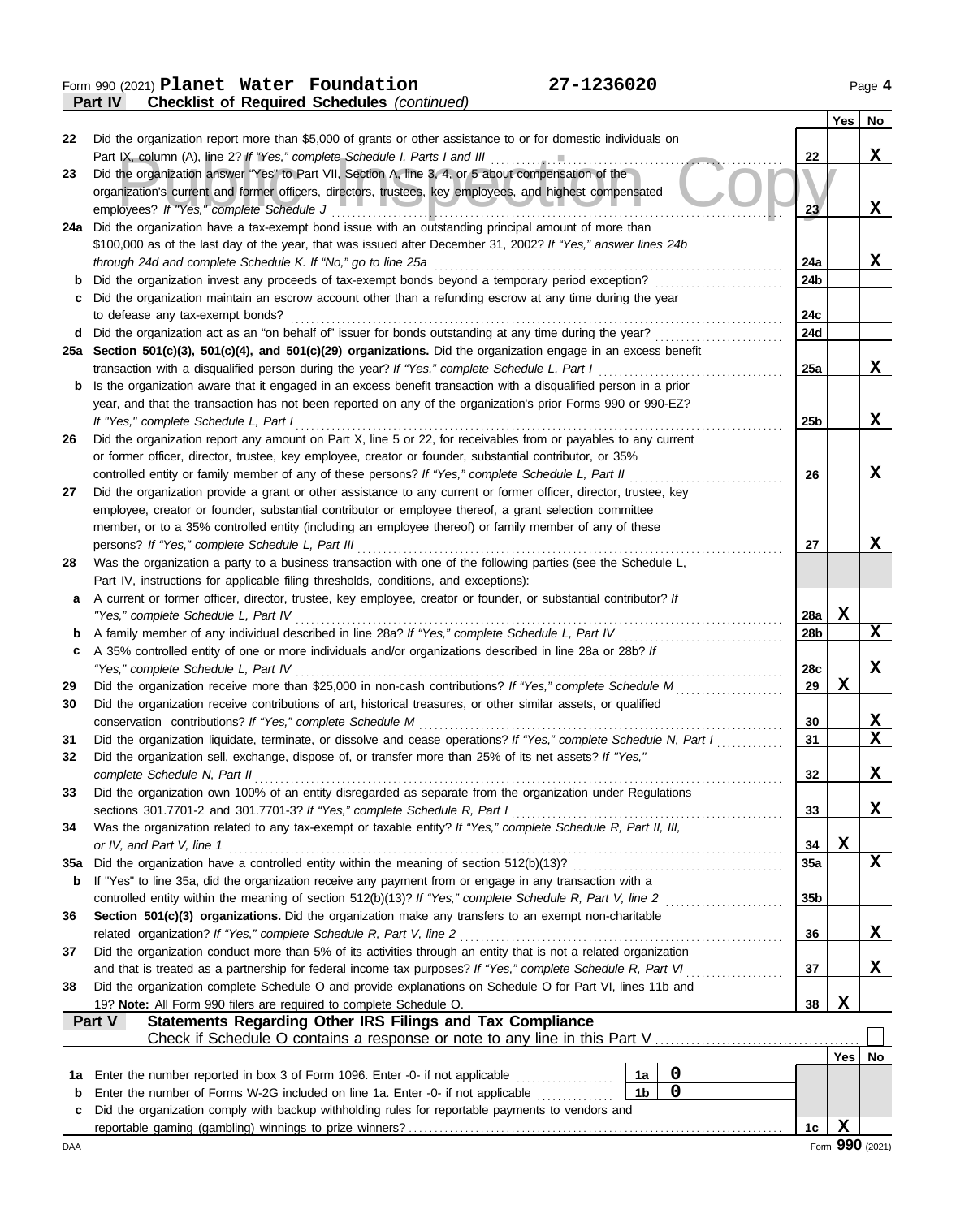Form 990 (2021) **Planet Water Foundation** **27-1236020**

**Part IV** **Checklist of Required Schedules** *(continued)*

| | | | Yes | No |
|---|---|---|---|---|
| 22 | Did the organization report more than $5,000 of grants or other assistance to or for domestic individuals on Part IX, column (A), line 2? *If "Yes," complete Schedule I, Parts I and III* | 22 | | X |
| 23 | Did the organization answer "Yes" to Part VII, Section A, line 3, 4, or 5 about compensation of the organization's current and former officers, directors, trustees, key employees, and highest compensated employees? *If "Yes," complete Schedule J* | 23 | | X |
| 24a | Did the organization have a tax-exempt bond issue with an outstanding principal amount of more than $100,000 as of the last day of the year, that was issued after December 31, 2002? *If "Yes," answer lines 24b through 24d and complete Schedule K. If "No," go to line 25a* | 24a | | X |
| b | Did the organization invest any proceeds of tax-exempt bonds beyond a temporary period exception? | 24b | | |
| c | Did the organization maintain an escrow account other than a refunding escrow at any time during the year to defease any tax-exempt bonds? | 24c | | |
| d | Did the organization act as an "on behalf of" issuer for bonds outstanding at any time during the year? | 24d | | |
| 25a | **Section 501(c)(3), 501(c)(4), and 501(c)(29) organizations.** Did the organization engage in an excess benefit transaction with a disqualified person during the year? *If "Yes," complete Schedule L, Part I* | 25a | | X |
| b | Is the organization aware that it engaged in an excess benefit transaction with a disqualified person in a prior year, and that the transaction has not been reported on any of the organization's prior Forms 990 or 990-EZ? *If "Yes," complete Schedule L, Part I* | 25b | | X |
| 26 | Did the organization report any amount on Part X, line 5 or 22, for receivables from or payables to any current or former officer, director, trustee, key employee, creator or founder, substantial contributor, or 35% controlled entity or family member of any of these persons? *If "Yes," complete Schedule L, Part II* | 26 | | X |
| 27 | Did the organization provide a grant or other assistance to any current or former officer, director, trustee, key employee, creator or founder, substantial contributor or employee thereof, a grant selection committee member, or to a 35% controlled entity (including an employee thereof) or family member of any of these persons? *If "Yes," complete Schedule L, Part III* | 27 | | X |
| 28 | Was the organization a party to a business transaction with one of the following parties (see the Schedule L, Part IV, instructions for applicable filing thresholds, conditions, and exceptions): | | | |
| a | A current or former officer, director, trustee, key employee, creator or founder, or substantial contributor? *If "Yes," complete Schedule L, Part IV* | 28a | X | |
| b | A family member of any individual described in line 28a? *If "Yes," complete Schedule L, Part IV* | 28b | | X |
| c | A 35% controlled entity of one or more individuals and/or organizations described in line 28a or 28b? *If "Yes," complete Schedule L, Part IV* | 28c | | X |
| 29 | Did the organization receive more than $25,000 in non-cash contributions? *If "Yes," complete Schedule M* | 29 | X | |
| 30 | Did the organization receive contributions of art, historical treasures, or other similar assets, or qualified conservation contributions? *If "Yes," complete Schedule M* | 30 | | X |
| 31 | Did the organization liquidate, terminate, or dissolve and cease operations? *If "Yes," complete Schedule N, Part I* | 31 | | X |
| 32 | Did the organization sell, exchange, dispose of, or transfer more than 25% of its net assets? *If "Yes," complete Schedule N, Part II* | 32 | | X |
| 33 | Did the organization own 100% of an entity disregarded as separate from the organization under Regulations sections 301.7701-2 and 301.7701-3? *If "Yes," complete Schedule R, Part I* | 33 | | X |
| 34 | Was the organization related to any tax-exempt or taxable entity? *If "Yes," complete Schedule R, Part II, III, or IV, and Part V, line 1* | 34 | X | |
| 35a | Did the organization have a controlled entity within the meaning of section 512(b)(13)? | 35a | | X |
| b | If "Yes" to line 35a, did the organization receive any payment from or engage in any transaction with a controlled entity within the meaning of section 512(b)(13)? *If "Yes," complete Schedule R, Part V, line 2* | 35b | | |
| 36 | **Section 501(c)(3) organizations.** Did the organization make any transfers to an exempt non-charitable related organization? *If "Yes," complete Schedule R, Part V, line 2* | 36 | | X |
| 37 | Did the organization conduct more than 5% of its activities through an entity that is not a related organization and that is treated as a partnership for federal income tax purposes? *If "Yes," complete Schedule R, Part VI* | 37 | | X |
| 38 | Did the organization complete Schedule O and provide explanations on Schedule O for Part VI, lines 11b and 19? **Note:** All Form 990 filers are required to complete Schedule O. | 38 | X | |

**Part V** **Statements Regarding Other IRS Filings and Tax Compliance**

Check if Schedule O contains a response or note to any line in this Part V ☐

| | | | | | Yes | No |
|---|---|---|---|---|---|---|
| 1a | Enter the number reported in box 3 of Form 1096. Enter -0- if not applicable | 1a | 0 | | | |
| b | Enter the number of Forms W-2G included on line 1a. Enter -0- if not applicable | 1b | 0 | | | |
| c | Did the organization comply with backup withholding rules for reportable payments to vendors and reportable gaming (gambling) winnings to prize winners? | | | 1c | X | |

DAA Form **990** (2021)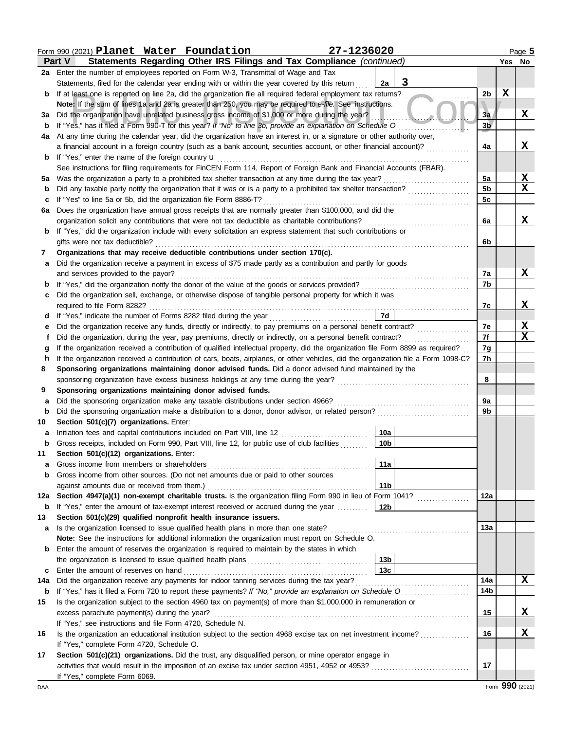Form 990 (2021) **Planet Water Foundation** **27-1236020** Page **5**

**Part V Statements Regarding Other IRS Filings and Tax Compliance** *(continued)*

| | | | | Yes | No |
|---|---|---|---|---|---|
| **2a** | Enter the number of employees reported on Form W-3, Transmittal of Wage and Tax Statements, filed for the calendar year ending with or within the year covered by this return | 2a 3 | | | |
| **b** | If at least one is reported on line 2a, did the organization file all required federal employment tax returns? | | 2b | X | |
| | **Note:** If the sum of lines 1a and 2a is greater than 250, you may be required to *e-file.* See instructions. | | | | |
| **3a** | Did the organization have unrelated business gross income of $1,000 or more during the year? | | 3a | | X |
| **b** | If "Yes," has it filed a Form 990-T for this year? *If "No" to line 3b, provide an explanation on Schedule O* | | 3b | | |
| **4a** | At any time during the calendar year, did the organization have an interest in, or a signature or other authority over, a financial account in a foreign country (such as a bank account, securities account, or other financial account)? | | 4a | | X |
| **b** | If "Yes," enter the name of the foreign country u | | | | |
| | See instructions for filing requirements for FinCEN Form 114, Report of Foreign Bank and Financial Accounts (FBAR). | | | | |
| **5a** | Was the organization a party to a prohibited tax shelter transaction at any time during the tax year? | | 5a | | X |
| **b** | Did any taxable party notify the organization that it was or is a party to a prohibited tax shelter transaction? | | 5b | | X |
| **c** | If "Yes" to line 5a or 5b, did the organization file Form 8886-T? | | 5c | | |
| **6a** | Does the organization have annual gross receipts that are normally greater than $100,000, and did the organization solicit any contributions that were not tax deductible as charitable contributions? | | 6a | | X |
| **b** | If "Yes," did the organization include with every solicitation an express statement that such contributions or gifts were not tax deductible? | | 6b | | |
| **7** | **Organizations that may receive deductible contributions under section 170(c).** | | | | |
| **a** | Did the organization receive a payment in excess of $75 made partly as a contribution and partly for goods and services provided to the payor? | | 7a | | X |
| **b** | If "Yes," did the organization notify the donor of the value of the goods or services provided? | | 7b | | |
| **c** | Did the organization sell, exchange, or otherwise dispose of tangible personal property for which it was required to file Form 8282? | | 7c | | X |
| **d** | If "Yes," indicate the number of Forms 8282 filed during the year | 7d | | | |
| **e** | Did the organization receive any funds, directly or indirectly, to pay premiums on a personal benefit contract? | | 7e | | X |
| **f** | Did the organization, during the year, pay premiums, directly or indirectly, on a personal benefit contract? | | 7f | | X |
| **g** | If the organization received a contribution of qualified intellectual property, did the organization file Form 8899 as required? | | 7g | | |
| **h** | If the organization received a contribution of cars, boats, airplanes, or other vehicles, did the organization file a Form 1098-C? | | 7h | | |
| **8** | **Sponsoring organizations maintaining donor advised funds.** Did a donor advised fund maintained by the sponsoring organization have excess business holdings at any time during the year? | | 8 | | |
| **9** | **Sponsoring organizations maintaining donor advised funds.** | | | | |
| **a** | Did the sponsoring organization make any taxable distributions under section 4966? | | 9a | | |
| **b** | Did the sponsoring organization make a distribution to a donor, donor advisor, or related person? | | 9b | | |
| **10** | **Section 501(c)(7) organizations.** Enter: | | | | |
| **a** | Initiation fees and capital contributions included on Part VIII, line 12 | 10a | | | |
| **b** | Gross receipts, included on Form 990, Part VIII, line 12, for public use of club facilities | 10b | | | |
| **11** | **Section 501(c)(12) organizations.** Enter: | | | | |
| **a** | Gross income from members or shareholders | 11a | | | |
| **b** | Gross income from other sources. (Do not net amounts due or paid to other sources against amounts due or received from them.) | 11b | | | |
| **12a** | **Section 4947(a)(1) non-exempt charitable trusts.** Is the organization filing Form 990 in lieu of Form 1041? | | 12a | | |
| **b** | If "Yes," enter the amount of tax-exempt interest received or accrued during the year | 12b | | | |
| **13** | **Section 501(c)(29) qualified nonprofit health insurance issuers.** | | | | |
| **a** | Is the organization licensed to issue qualified health plans in more than one state? | | 13a | | |
| | **Note:** See the instructions for additional information the organization must report on Schedule O. | | | | |
| **b** | Enter the amount of reserves the organization is required to maintain by the states in which the organization is licensed to issue qualified health plans | 13b | | | |
| **c** | Enter the amount of reserves on hand | 13c | | | |
| **14a** | Did the organization receive any payments for indoor tanning services during the tax year? | | 14a | | X |
| **b** | If "Yes," has it filed a Form 720 to report these payments? *If "No," provide an explanation on Schedule O* | | 14b | | |
| **15** | Is the organization subject to the section 4960 tax on payment(s) of more than $1,000,000 in remuneration or excess parachute payment(s) during the year? | | 15 | | X |
| | If "Yes," see instructions and file Form 4720, Schedule N. | | | | |
| **16** | Is the organization an educational institution subject to the section 4968 excise tax on net investment income? | | 16 | | X |
| | If "Yes," complete Form 4720, Schedule O. | | | | |
| **17** | **Section 501(c)(21) organizations.** Did the trust, any disqualified person, or mine operator engage in activities that would result in the imposition of an excise tax under section 4951, 4952 or 4953? | | 17 | | |
| | If "Yes," complete Form 6069. | | | | |

DAA Form **990** (2021)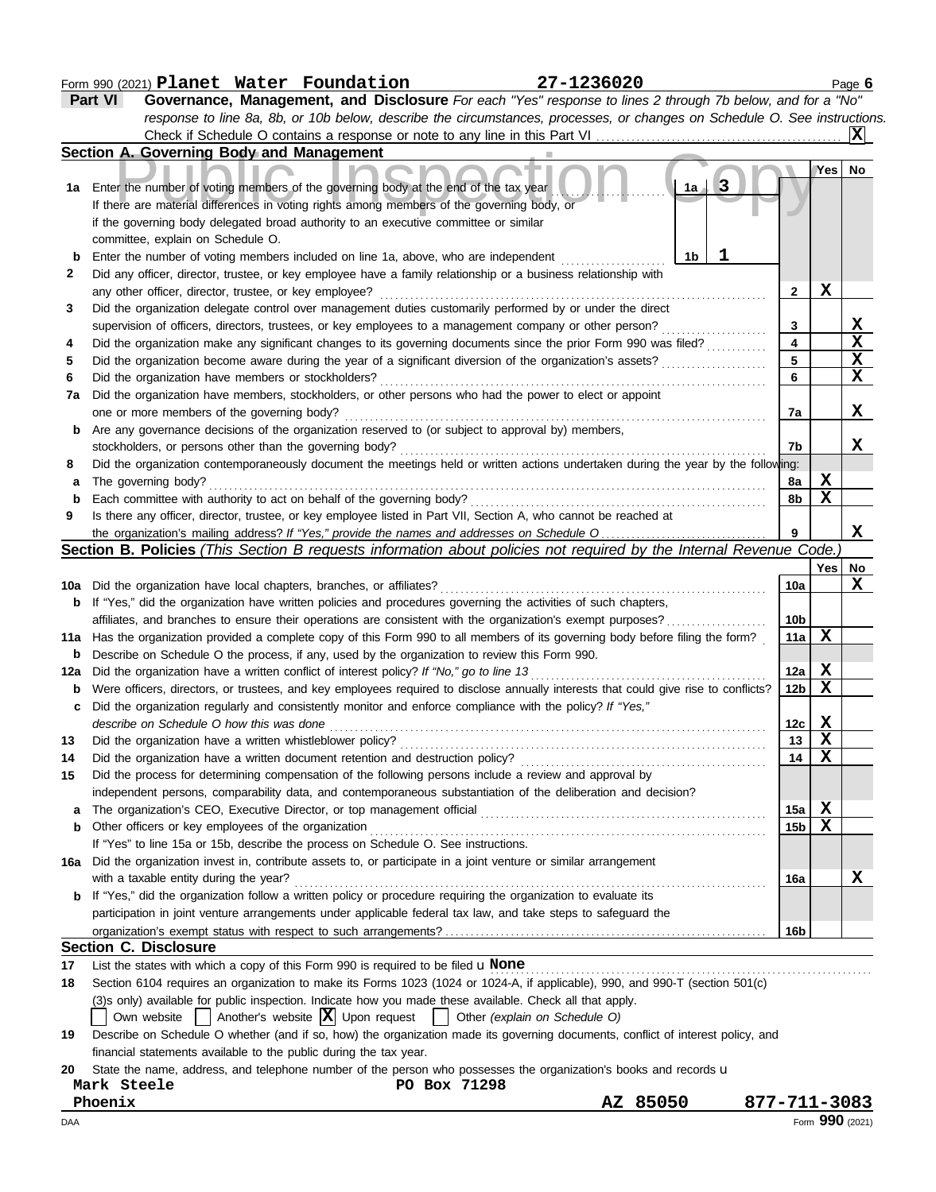Form 990 (2021) **Planet Water Foundation** **27-1236020** Page **6**

## Part VI Governance, Management, and Disclosure

*For each "Yes" response to lines 2 through 7b below, and for a "No" response to line 8a, 8b, or 10b below, describe the circumstances, processes, or changes on Schedule O. See instructions.*

Check if Schedule O contains a response or note to any line in this Part VI .......... **X**

### Section A. Governing Body and Management

| | | | | Yes | No |
|---|---|---|---|---|---|
| **1a** | Enter the number of voting members of the governing body at the end of the tax year ..... **1a** **3** If there are material differences in voting rights among members of the governing body, or if the governing body delegated broad authority to an executive committee or similar committee, explain on Schedule O. | | | | |
| **b** | Enter the number of voting members included on line 1a, above, who are independent ..... **1b** **1** | | | | |
| **2** | Did any officer, director, trustee, or key employee have a family relationship or a business relationship with any other officer, director, trustee, or key employee? | | **2** | X | |
| **3** | Did the organization delegate control over management duties customarily performed by or under the direct supervision of officers, directors, trustees, or key employees to a management company or other person? | | **3** | | X |
| **4** | Did the organization make any significant changes to its governing documents since the prior Form 990 was filed? | | **4** | | X |
| **5** | Did the organization become aware during the year of a significant diversion of the organization's assets? | | **5** | | X |
| **6** | Did the organization have members or stockholders? | | **6** | | X |
| **7a** | Did the organization have members, stockholders, or other persons who had the power to elect or appoint one or more members of the governing body? | | **7a** | | X |
| **b** | Are any governance decisions of the organization reserved to (or subject to approval by) members, stockholders, or persons other than the governing body? | | **7b** | | X |
| **8** | Did the organization contemporaneously document the meetings held or written actions undertaken during the year by the following: | | | | |
| **a** | The governing body? | | **8a** | X | |
| **b** | Each committee with authority to act on behalf of the governing body? | | **8b** | X | |
| **9** | Is there any officer, director, trustee, or key employee listed in Part VII, Section A, who cannot be reached at the organization's mailing address? *If "Yes," provide the names and addresses on Schedule O* | | **9** | | X |

### Section B. Policies *(This Section B requests information about policies not required by the Internal Revenue Code.)*

| | | | Yes | No |
|---|---|---|---|---|
| **10a** | Did the organization have local chapters, branches, or affiliates? | **10a** | | X |
| **b** | If "Yes," did the organization have written policies and procedures governing the activities of such chapters, affiliates, and branches to ensure their operations are consistent with the organization's exempt purposes? | **10b** | | |
| **11a** | Has the organization provided a complete copy of this Form 990 to all members of its governing body before filing the form? | **11a** | X | |
| **b** | Describe on Schedule O the process, if any, used by the organization to review this Form 990. | | | |
| **12a** | Did the organization have a written conflict of interest policy? *If "No," go to line 13* | **12a** | X | |
| **b** | Were officers, directors, or trustees, and key employees required to disclose annually interests that could give rise to conflicts? | **12b** | X | |
| **c** | Did the organization regularly and consistently monitor and enforce compliance with the policy? *If "Yes," describe on Schedule O how this was done* | **12c** | X | |
| **13** | Did the organization have a written whistleblower policy? | **13** | X | |
| **14** | Did the organization have a written document retention and destruction policy? | **14** | X | |
| **15** | Did the process for determining compensation of the following persons include a review and approval by independent persons, comparability data, and contemporaneous substantiation of the deliberation and decision? | | | |
| **a** | The organization's CEO, Executive Director, or top management official | **15a** | X | |
| **b** | Other officers or key employees of the organization | **15b** | X | |
| | If "Yes" to line 15a or 15b, describe the process on Schedule O. See instructions. | | | |
| **16a** | Did the organization invest in, contribute assets to, or participate in a joint venture or similar arrangement with a taxable entity during the year? | **16a** | | X |
| **b** | If "Yes," did the organization follow a written policy or procedure requiring the organization to evaluate its participation in joint venture arrangements under applicable federal tax law, and take steps to safeguard the organization's exempt status with respect to such arrangements? | **16b** | | |

### Section C. Disclosure

**17** List the states with which a copy of this Form 990 is required to be filed **None**

**18** Section 6104 requires an organization to make its Forms 1023 (1024 or 1024-A, if applicable), 990, and 990-T (section 501(c)(3)s only) available for public inspection. Indicate how you made these available. Check all that apply.

☐ Own website ☐ Another's website ☒ Upon request ☐ Other *(explain on Schedule O)*

**19** Describe on Schedule O whether (and if so, how) the organization made its governing documents, conflict of interest policy, and financial statements available to the public during the tax year.

**20** State the name, address, and telephone number of the person who possesses the organization's books and records

**Mark Steele** **PO Box 71298**
**Phoenix** **AZ 85050** **877-711-3083**

DAA Form **990** (2021)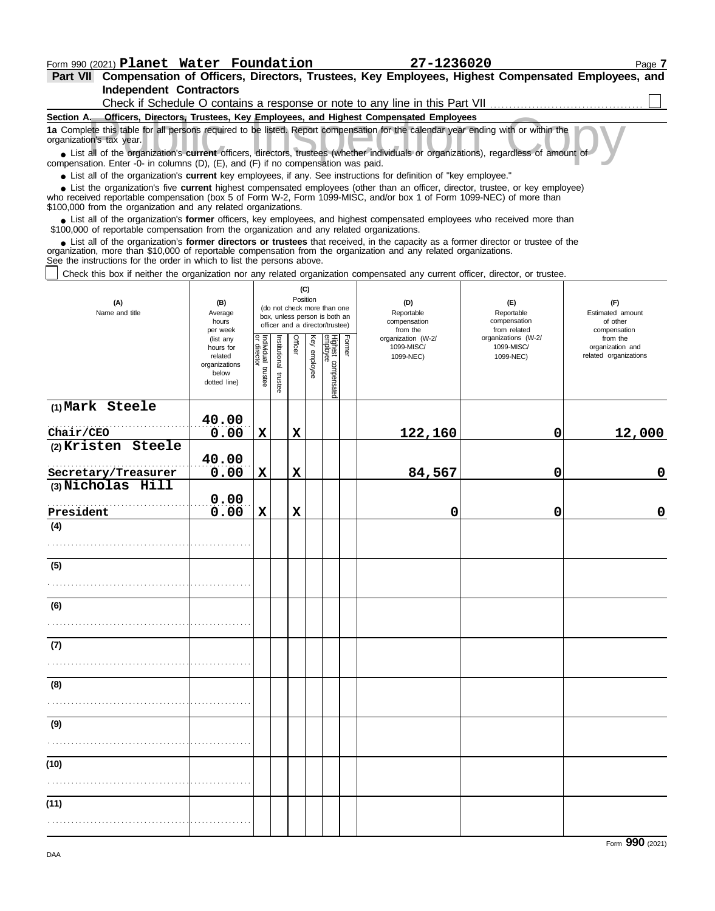Form 990 (2021) **Planet Water Foundation** **27-1236020**

**Part VII Compensation of Officers, Directors, Trustees, Key Employees, Highest Compensated Employees, and Independent Contractors**

Check if Schedule O contains a response or note to any line in this Part VII ☐

**Section A. Officers, Directors, Trustees, Key Employees, and Highest Compensated Employees**

**1a** Complete this table for all persons required to be listed. Report compensation for the calendar year ending with or within the organization's tax year.

- List all of the organization's **current** officers, directors, trustees (whether individuals or organizations), regardless of amount of compensation. Enter -0- in columns (D), (E), and (F) if no compensation was paid.
- List all of the organization's **current** key employees, if any. See instructions for definition of "key employee."
- List the organization's five **current** highest compensated employees (other than an officer, director, trustee, or key employee) who received reportable compensation (box 5 of Form W-2, Form 1099-MISC, and/or box 1 of Form 1099-NEC) of more than $100,000 from the organization and any related organizations.
- List all of the organization's **former** officers, key employees, and highest compensated employees who received more than $100,000 of reportable compensation from the organization and any related organizations.
- List all of the organization's **former directors or trustees** that received, in the capacity as a former director or trustee of the organization, more than $10,000 of reportable compensation from the organization and any related organizations.

See the instructions for the order in which to list the persons above.

☐ Check this box if neither the organization nor any related organization compensated any current officer, director, or trustee.

| (A) Name and title | (B) Average hours per week (list any hours for related organizations below dotted line) | (C) Position: Individual trustee or director | Institutional trustee | Officer | Key employee | Highest compensated employee | Former | (D) Reportable compensation from the organization (W-2/ 1099-MISC/ 1099-NEC) | (E) Reportable compensation from related organizations (W-2/ 1099-MISC/ 1099-NEC) | (F) Estimated amount of other compensation from the organization and related organizations |
|---|---|---|---|---|---|---|---|---|---|---|
| (1) Mark Steele<br>Chair/CEO | 40.00<br>0.00 | X | | X | | | | 122,160 | 0 | 12,000 |
| (2) Kristen Steele<br>Secretary/Treasurer | 40.00<br>0.00 | X | | X | | | | 84,567 | 0 | 0 |
| (3) Nicholas Hill<br>President | 0.00<br>0.00 | X | | X | | | | 0 | 0 | 0 |
| (4) | | | | | | | | | | |
| (5) | | | | | | | | | | |
| (6) | | | | | | | | | | |
| (7) | | | | | | | | | | |
| (8) | | | | | | | | | | |
| (9) | | | | | | | | | | |
| (10) | | | | | | | | | | |
| (11) | | | | | | | | | | |

Form **990** (2021)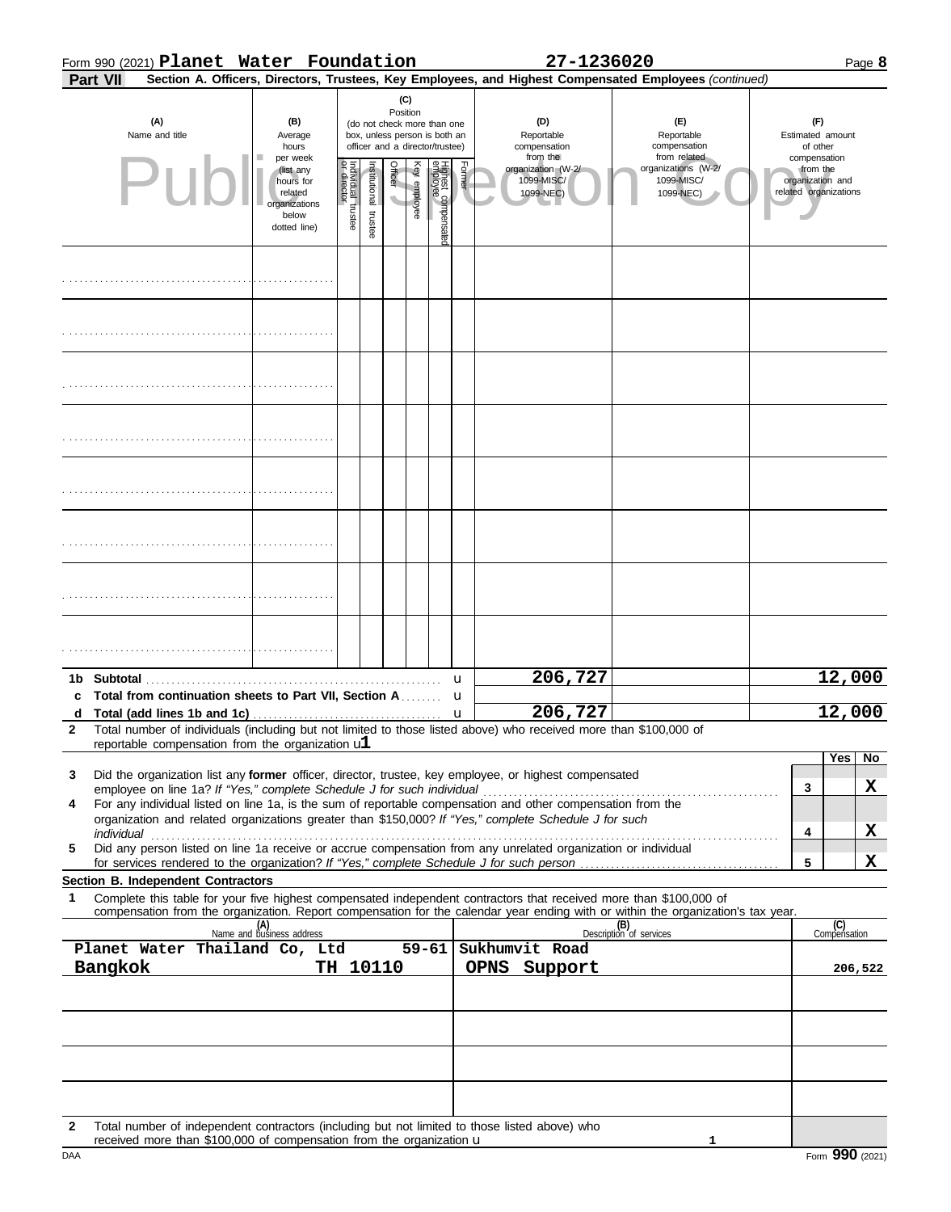Form 990 (2021) **Planet Water Foundation** **27-1236020** Page **8**

**Part VII** **Section A. Officers, Directors, Trustees, Key Employees, and Highest Compensated Employees** *(continued)*

| (A) Name and title | (B) Average hours per week (list any hours for related organizations below dotted line) | (C) Position (do not check more than one box, unless person is both an officer and a director/trustee): Individual trustee or director | Institutional trustee | Officer | Key employee | Highest compensated employee | Former | (D) Reportable compensation from the organization (W-2/ 1099-MISC/ 1099-NEC) | (E) Reportable compensation from related organizations (W-2/ 1099-MISC/ 1099-NEC) | (F) Estimated amount of other compensation from the organization and related organizations |
|---|---|---|---|---|---|---|---|---|---|---|
| | | | | | | | | | | |
| | | | | | | | | | | |
| | | | | | | | | | | |
| | | | | | | | | | | |
| | | | | | | | | | | |
| | | | | | | | | | | |
| | | | | | | | | | | |
| | | | | | | | | | | |
| **1b Subtotal** | | | | | | | | **206,727** | | **12,000** |
| **c Total from continuation sheets to Part VII, Section A** | | | | | | | | | | |
| **d Total (add lines 1b and 1c)** | | | | | | | | **206,727** | | **12,000** |

**2** Total number of individuals (including but not limited to those listed above) who received more than $100,000 of reportable compensation from the organization **1**

| | | | Yes | No |
|---|---|---|---|---|
| **3** | Did the organization list any **former** officer, director, trustee, key employee, or highest compensated employee on line 1a? *If "Yes," complete Schedule J for such individual* | 3 | | **X** |
| **4** | For any individual listed on line 1a, is the sum of reportable compensation and other compensation from the organization and related organizations greater than $150,000? *If "Yes," complete Schedule J for such individual* | 4 | | **X** |
| **5** | Did any person listed on line 1a receive or accrue compensation from any unrelated organization or individual for services rendered to the organization? *If "Yes," complete Schedule J for such person* | 5 | | **X** |

**Section B. Independent Contractors**

**1** Complete this table for your five highest compensated independent contractors that received more than $100,000 of compensation from the organization. Report compensation for the calendar year ending with or within the organization's tax year.

| (A) Name and business address | (B) Description of services | (C) Compensation |
|---|---|---|
| Planet Water Thailand Co, Ltd 59-61 Sukhumvit Road Bangkok TH 10110 | OPNS Support | 206,522 |
| | | |
| | | |
| | | |
| | | |

**2** Total number of independent contractors (including but not limited to those listed above) who received more than $100,000 of compensation from the organization **1**

DAA Form **990** (2021)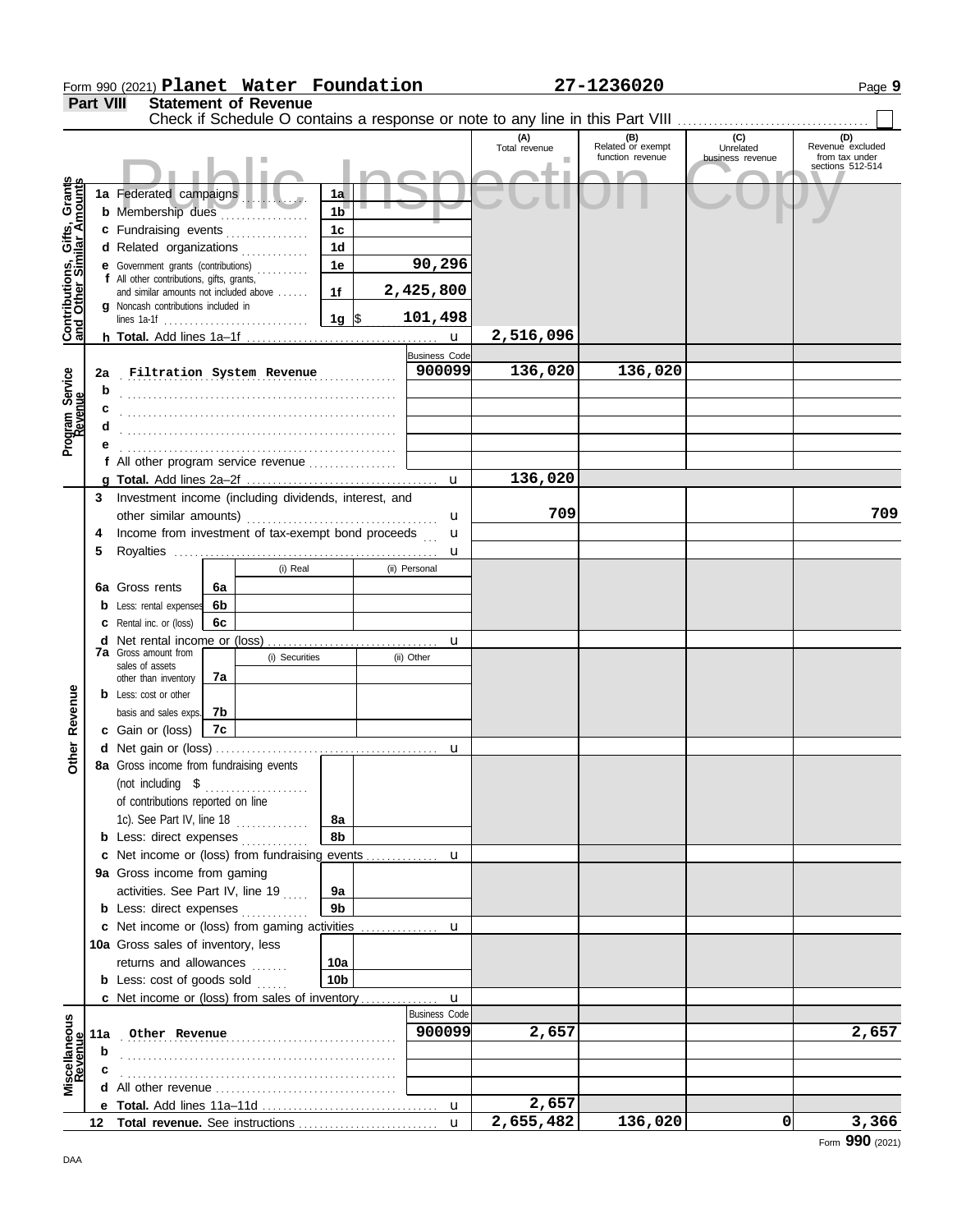Form 990 (2021) **Planet Water Foundation** **27-1236020** Page **9**

## Part VIII Statement of Revenue

Check if Schedule O contains a response or note to any line in this Part VIII ☐

Public Inspection Copy

| | | | | (A) Total revenue | (B) Related or exempt function revenue | (C) Unrelated business revenue | (D) Revenue excluded from tax under sections 512-514 |
|---|---|---|---|---|---|---|---|
| **Contributions, Gifts, Grants and Other Similar Amounts** | 1a Federated campaigns | 1a | | | | | |
| | b Membership dues | 1b | | | | | |
| | c Fundraising events | 1c | | | | | |
| | d Related organizations | 1d | | | | | |
| | e Government grants (contributions) | 1e | 90,296 | | | | |
| | f All other contributions, gifts, grants, and similar amounts not included above | 1f | 2,425,800 | | | | |
| | g Noncash contributions included in lines 1a-1f | 1g | $ 101,498 | | | | |
| | h **Total.** Add lines 1a–1f | | | 2,516,096 | | | |
| **Program Service Revenue** | | | Business Code | | | | |
| | 2a Filtration System Revenue | | 900099 | 136,020 | 136,020 | | |
| | b | | | | | | |
| | c | | | | | | |
| | d | | | | | | |
| | e | | | | | | |
| | f All other program service revenue | | | | | | |
| | g **Total.** Add lines 2a–2f | | | 136,020 | | | |
| **Other Revenue** | 3 Investment income (including dividends, interest, and other similar amounts) | | | 709 | | | 709 |
| | 4 Income from investment of tax-exempt bond proceeds | | | | | | |
| | 5 Royalties | | | | | | |
| | | | (i) Real | (ii) Personal | | | |
| | 6a Gross rents | 6a | | | | | |
| | b Less: rental expenses | 6b | | | | | |
| | c Rental inc. or (loss) | 6c | | | | | |
| | d Net rental income or (loss) | | | | | | |
| | | | (i) Securities | (ii) Other | | | |
| | 7a Gross amount from sales of assets other than inventory | 7a | | | | | |
| | b Less: cost or other basis and sales exps. | 7b | | | | | |
| | c Gain or (loss) | 7c | | | | | |
| | d Net gain or (loss) | | | | | | |
| | 8a Gross income from fundraising events (not including $ of contributions reported on line 1c). See Part IV, line 18 | 8a | | | | | |
| | b Less: direct expenses | 8b | | | | | |
| | c Net income or (loss) from fundraising events | | | | | | |
| | 9a Gross income from gaming activities. See Part IV, line 19 | 9a | | | | | |
| | b Less: direct expenses | 9b | | | | | |
| | c Net income or (loss) from gaming activities | | | | | | |
| | 10a Gross sales of inventory, less returns and allowances | 10a | | | | | |
| | b Less: cost of goods sold | 10b | | | | | |
| | c Net income or (loss) from sales of inventory | | | | | | |
| **Miscellaneous Revenue** | | | Business Code | | | | |
| | 11a Other Revenue | | 900099 | 2,657 | | | 2,657 |
| | b | | | | | | |
| | c | | | | | | |
| | d All other revenue | | | | | | |
| | e **Total.** Add lines 11a–11d | | | 2,657 | | | |
| | 12 **Total revenue.** See instructions | | | 2,655,482 | 136,020 | 0 | 3,366 |

Form **990** (2021)

DAA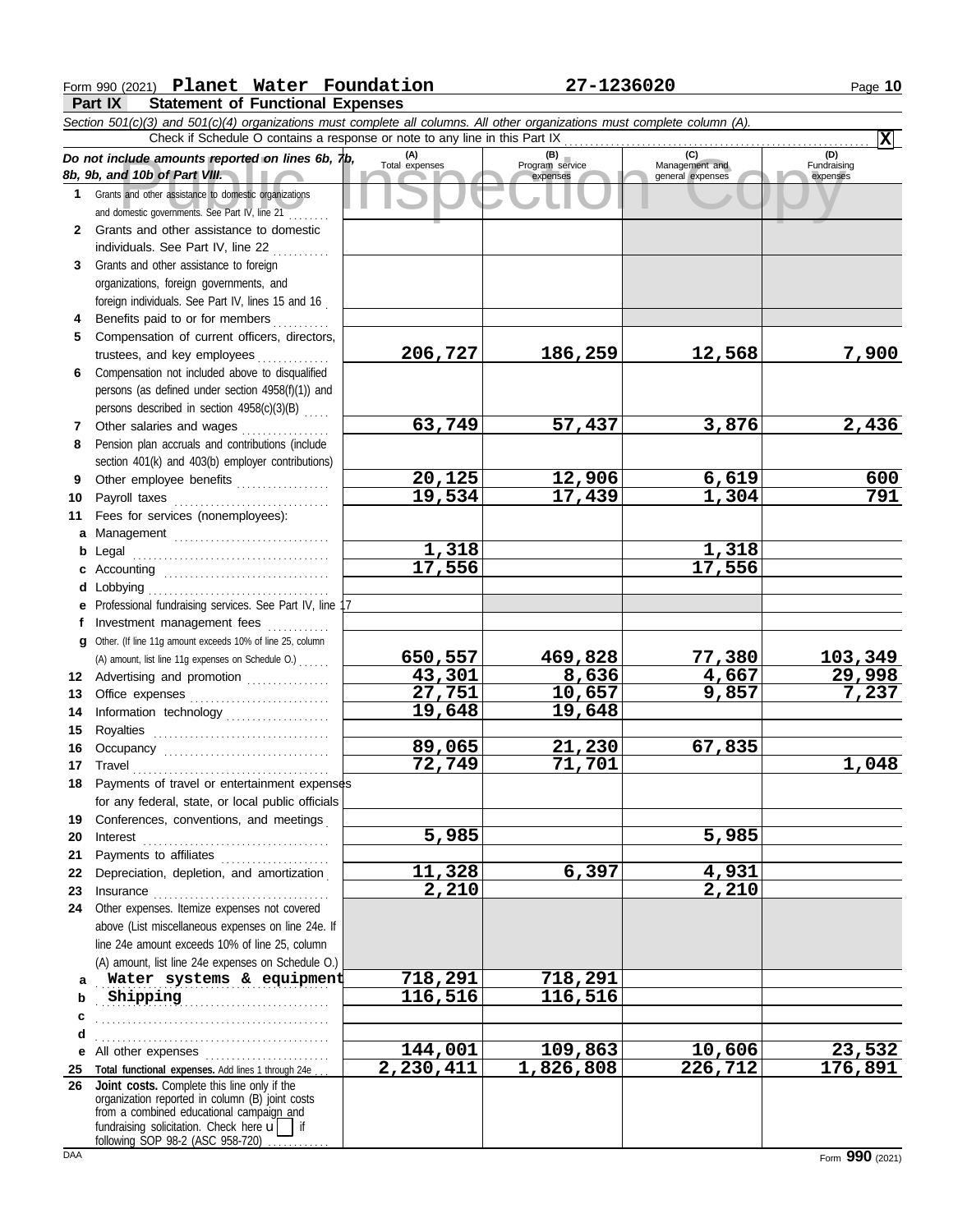Form 990 (2021) **Planet Water Foundation** **27-1236020** Page **10**

**Part IX Statement of Functional Expenses**

*Section 501(c)(3) and 501(c)(4) organizations must complete all columns. All other organizations must complete column (A).*

Check if Schedule O contains a response or note to any line in this Part IX . . . . . . . . . . **X**

| *Do not include amounts reported on lines 6b, 7b, 8b, 9b, and 10b of Part VIII.* | (A) Total expenses | (B) Program service expenses | (C) Management and general expenses | (D) Fundraising expenses |
|---|---|---|---|---|
| **1** Grants and other assistance to domestic organizations and domestic governments. See Part IV, line 21 | | | | |
| **2** Grants and other assistance to domestic individuals. See Part IV, line 22 | | | | |
| **3** Grants and other assistance to foreign organizations, foreign governments, and foreign individuals. See Part IV, lines 15 and 16 | | | | |
| **4** Benefits paid to or for members | | | | |
| **5** Compensation of current officers, directors, trustees, and key employees | 206,727 | 186,259 | 12,568 | 7,900 |
| **6** Compensation not included above to disqualified persons (as defined under section 4958(f)(1)) and persons described in section 4958(c)(3)(B) | | | | |
| **7** Other salaries and wages | 63,749 | 57,437 | 3,876 | 2,436 |
| **8** Pension plan accruals and contributions (include section 401(k) and 403(b) employer contributions) | | | | |
| **9** Other employee benefits | 20,125 | 12,906 | 6,619 | 600 |
| **10** Payroll taxes | 19,534 | 17,439 | 1,304 | 791 |
| **11** Fees for services (nonemployees): | | | | |
| **a** Management | | | | |
| **b** Legal | 1,318 | | 1,318 | |
| **c** Accounting | 17,556 | | 17,556 | |
| **d** Lobbying | | | | |
| **e** Professional fundraising services. See Part IV, line 17 | | | | |
| **f** Investment management fees | | | | |
| **g** Other. (If line 11g amount exceeds 10% of line 25, column (A) amount, list line 11g expenses on Schedule O.) | 650,557 | 469,828 | 77,380 | 103,349 |
| **12** Advertising and promotion | 43,301 | 8,636 | 4,667 | 29,998 |
| **13** Office expenses | 27,751 | 10,657 | 9,857 | 7,237 |
| **14** Information technology | 19,648 | 19,648 | | |
| **15** Royalties | | | | |
| **16** Occupancy | 89,065 | 21,230 | 67,835 | |
| **17** Travel | 72,749 | 71,701 | | 1,048 |
| **18** Payments of travel or entertainment expenses for any federal, state, or local public officials | | | | |
| **19** Conferences, conventions, and meetings | | | | |
| **20** Interest | 5,985 | | 5,985 | |
| **21** Payments to affiliates | | | | |
| **22** Depreciation, depletion, and amortization | 11,328 | 6,397 | 4,931 | |
| **23** Insurance | 2,210 | | 2,210 | |
| **24** Other expenses. Itemize expenses not covered above (List miscellaneous expenses on line 24e. If line 24e amount exceeds 10% of line 25, column (A) amount, list line 24e expenses on Schedule O.) | | | | |
| **a** Water systems & equipment | 718,291 | 718,291 | | |
| **b** Shipping | 116,516 | 116,516 | | |
| **c** | | | | |
| **d** | | | | |
| **e** All other expenses | 144,001 | 109,863 | 10,606 | 23,532 |
| **25** **Total functional expenses.** Add lines 1 through 24e | 2,230,411 | 1,826,808 | 226,712 | 176,891 |
| **26** **Joint costs.** Complete this line only if the organization reported in column (B) joint costs from a combined educational campaign and fundraising solicitation. Check here ☐ if following SOP 98-2 (ASC 958-720) | | | | |

DAA Form **990** (2021)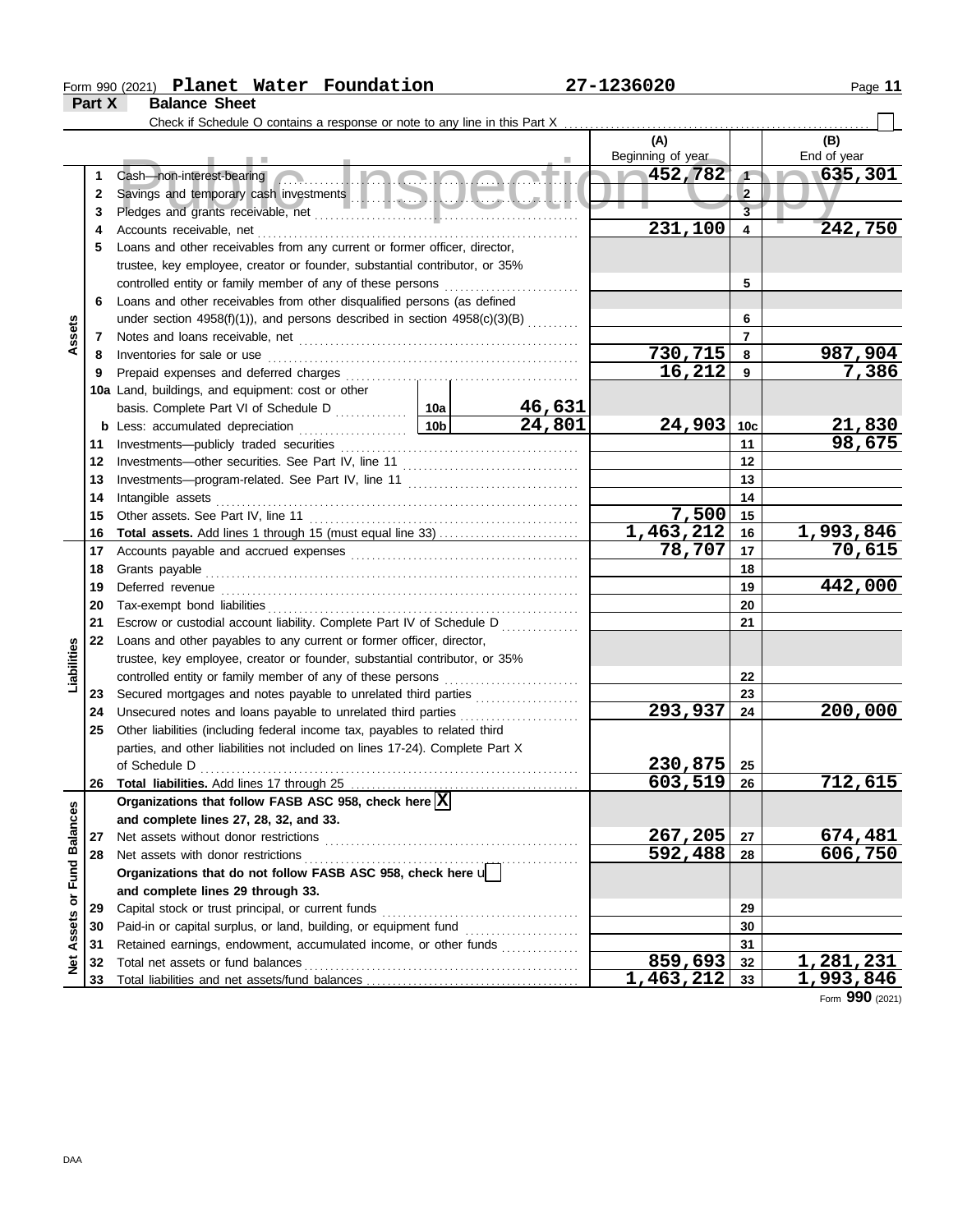Form 990 (2021) **Planet Water Foundation** **27-1236020**

## Part X Balance Sheet

Check if Schedule O contains a response or note to any line in this Part X ☐

| | | | | | (A) Beginning of year | | (B) End of year |
|---|---|---|---|---|---|---|---|
| **Assets** | 1 | Cash—non-interest-bearing | | | 452,782 | 1 | 635,301 |
| | 2 | Savings and temporary cash investments | | | | 2 | |
| | 3 | Pledges and grants receivable, net | | | | 3 | |
| | 4 | Accounts receivable, net | | | 231,100 | 4 | 242,750 |
| | 5 | Loans and other receivables from any current or former officer, director, trustee, key employee, creator or founder, substantial contributor, or 35% controlled entity or family member of any of these persons | | | | 5 | |
| | 6 | Loans and other receivables from other disqualified persons (as defined under section 4958(f)(1)), and persons described in section 4958(c)(3)(B) | | | | 6 | |
| | 7 | Notes and loans receivable, net | | | | 7 | |
| | 8 | Inventories for sale or use | | | 730,715 | 8 | 987,904 |
| | 9 | Prepaid expenses and deferred charges | | | 16,212 | 9 | 7,386 |
| | 10a | Land, buildings, and equipment: cost or other basis. Complete Part VI of Schedule D | 10a | 46,631 | | | |
| | b | Less: accumulated depreciation | 10b | 24,801 | 24,903 | 10c | 21,830 |
| | 11 | Investments—publicly traded securities | | | | 11 | 98,675 |
| | 12 | Investments—other securities. See Part IV, line 11 | | | | 12 | |
| | 13 | Investments—program-related. See Part IV, line 11 | | | | 13 | |
| | 14 | Intangible assets | | | | 14 | |
| | 15 | Other assets. See Part IV, line 11 | | | 7,500 | 15 | |
| | 16 | **Total assets.** Add lines 1 through 15 (must equal line 33) | | | 1,463,212 | 16 | 1,993,846 |
| **Liabilities** | 17 | Accounts payable and accrued expenses | | | 78,707 | 17 | 70,615 |
| | 18 | Grants payable | | | | 18 | |
| | 19 | Deferred revenue | | | | 19 | 442,000 |
| | 20 | Tax-exempt bond liabilities | | | | 20 | |
| | 21 | Escrow or custodial account liability. Complete Part IV of Schedule D | | | | 21 | |
| | 22 | Loans and other payables to any current or former officer, director, trustee, key employee, creator or founder, substantial contributor, or 35% controlled entity or family member of any of these persons | | | | 22 | |
| | 23 | Secured mortgages and notes payable to unrelated third parties | | | | 23 | |
| | 24 | Unsecured notes and loans payable to unrelated third parties | | | 293,937 | 24 | 200,000 |
| | 25 | Other liabilities (including federal income tax, payables to related third parties, and other liabilities not included on lines 17-24). Complete Part X of Schedule D | | | 230,875 | 25 | |
| | 26 | **Total liabilities.** Add lines 17 through 25 | | | 603,519 | 26 | 712,615 |
| **Net Assets or Fund Balances** | | **Organizations that follow FASB ASC 958, check here** ☒ **and complete lines 27, 28, 32, and 33.** | | | | | |
| | 27 | Net assets without donor restrictions | | | 267,205 | 27 | 674,481 |
| | 28 | Net assets with donor restrictions | | | 592,488 | 28 | 606,750 |
| | | **Organizations that do not follow FASB ASC 958, check here** ☐ **and complete lines 29 through 33.** | | | | | |
| | 29 | Capital stock or trust principal, or current funds | | | | 29 | |
| | 30 | Paid-in or capital surplus, or land, building, or equipment fund | | | | 30 | |
| | 31 | Retained earnings, endowment, accumulated income, or other funds | | | | 31 | |
| | 32 | Total net assets or fund balances | | | 859,693 | 32 | 1,281,231 |
| | 33 | Total liabilities and net assets/fund balances | | | 1,463,212 | 33 | 1,993,846 |

Form **990** (2021)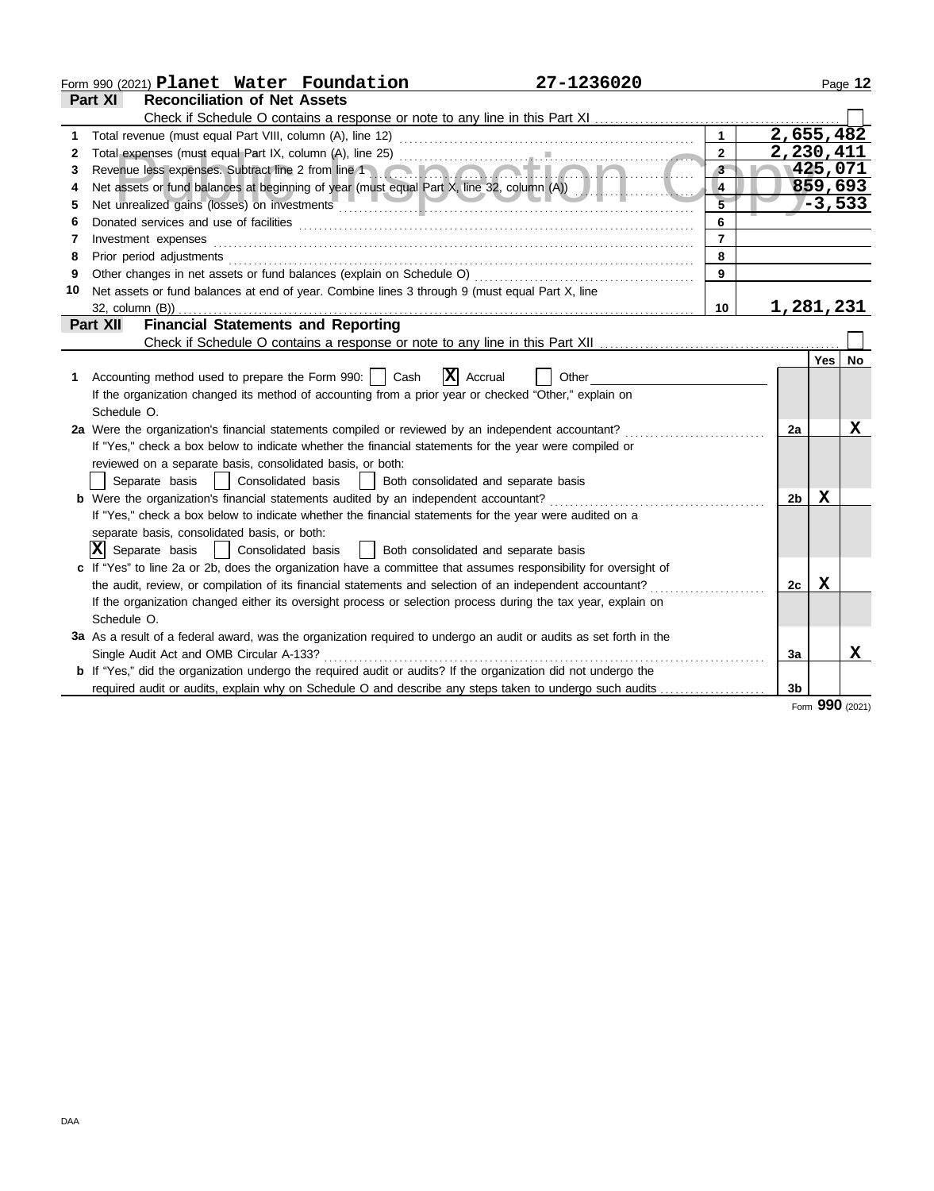Form 990 (2021) **Planet Water Foundation** 27-1236020

## Part XI Reconciliation of Net Assets

Check if Schedule O contains a response or note to any line in this Part XI ☐

| | | | |
|---|---|---|---|
| 1 | Total revenue (must equal Part VIII, column (A), line 12) | 1 | 2,655,482 |
| 2 | Total expenses (must equal Part IX, column (A), line 25) | 2 | 2,230,411 |
| 3 | Revenue less expenses. Subtract line 2 from line 1 | 3 | 425,071 |
| 4 | Net assets or fund balances at beginning of year (must equal Part X, line 32, column (A)) | 4 | 859,693 |
| 5 | Net unrealized gains (losses) on investments | 5 | -3,533 |
| 6 | Donated services and use of facilities | 6 | |
| 7 | Investment expenses | 7 | |
| 8 | Prior period adjustments | 8 | |
| 9 | Other changes in net assets or fund balances (explain on Schedule O) | 9 | |
| 10 | Net assets or fund balances at end of year. Combine lines 3 through 9 (must equal Part X, line 32, column (B)) | 10 | 1,281,231 |

## Part XII Financial Statements and Reporting

Check if Schedule O contains a response or note to any line in this Part XII ☐

| | | | Yes | No |
|---|---|---|---|---|
| 1 | Accounting method used to prepare the Form 990: ☐ Cash ☒ Accrual ☐ Other<br>If the organization changed its method of accounting from a prior year or checked "Other," explain on Schedule O. | | | |
| 2a | Were the organization's financial statements compiled or reviewed by an independent accountant? | 2a | | X |
| | If "Yes," check a box below to indicate whether the financial statements for the year were compiled or reviewed on a separate basis, consolidated basis, or both:<br>☐ Separate basis ☐ Consolidated basis ☐ Both consolidated and separate basis | | | |
| b | Were the organization's financial statements audited by an independent accountant? | 2b | X | |
| | If "Yes," check a box below to indicate whether the financial statements for the year were audited on a separate basis, consolidated basis, or both:<br>☒ Separate basis ☐ Consolidated basis ☐ Both consolidated and separate basis | | | |
| c | If "Yes" to line 2a or 2b, does the organization have a committee that assumes responsibility for oversight of the audit, review, or compilation of its financial statements and selection of an independent accountant? | 2c | X | |
| | If the organization changed either its oversight process or selection process during the tax year, explain on Schedule O. | | | |
| 3a | As a result of a federal award, was the organization required to undergo an audit or audits as set forth in the Single Audit Act and OMB Circular A-133? | 3a | | X |
| b | If "Yes," did the organization undergo the required audit or audits? If the organization did not undergo the required audit or audits, explain why on Schedule O and describe any steps taken to undergo such audits | 3b | | |

Form **990** (2021)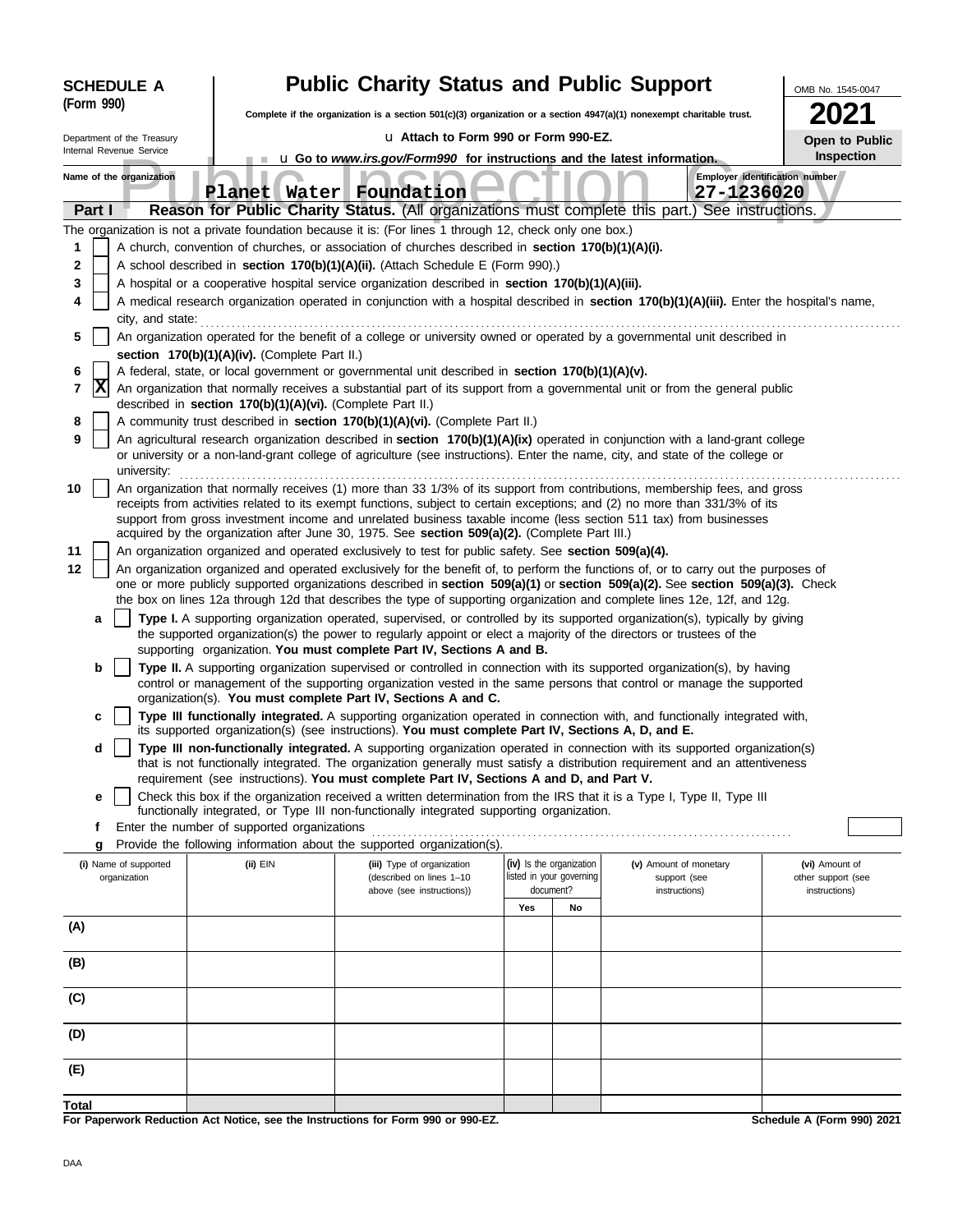**SCHEDULE A (Form 990)**

Department of the Treasury
Internal Revenue Service

# Public Charity Status and Public Support

**Complete if the organization is a section 501(c)(3) organization or a section 4947(a)(1) nonexempt charitable trust.**

u **Attach to Form 990 or Form 990-EZ.**

u **Go to *www.irs.gov/Form990* for instructions and the latest information.**

OMB No. 1545-0047

**2021**

**Open to Public Inspection**

Public Inspection Copy

Name of the organization: **Planet Water Foundation**

Employer identification number: **27-1236020**

## Part I — Reason for Public Charity Status. (All organizations must complete this part.) See instructions.

The organization is not a private foundation because it is: (For lines 1 through 12, check only one box.)

1. [ ] A church, convention of churches, or association of churches described in **section 170(b)(1)(A)(i).**
2. [ ] A school described in **section 170(b)(1)(A)(ii).** (Attach Schedule E (Form 990).)
3. [ ] A hospital or a cooperative hospital service organization described in **section 170(b)(1)(A)(iii).**
4. [ ] A medical research organization operated in conjunction with a hospital described in **section 170(b)(1)(A)(iii).** Enter the hospital's name, city, and state:
5. [ ] An organization operated for the benefit of a college or university owned or operated by a governmental unit described in **section 170(b)(1)(A)(iv).** (Complete Part II.)
6. [ ] A federal, state, or local government or governmental unit described in **section 170(b)(1)(A)(v).**
7. [X] An organization that normally receives a substantial part of its support from a governmental unit or from the general public described in **section 170(b)(1)(A)(vi).** (Complete Part II.)
8. [ ] A community trust described in **section 170(b)(1)(A)(vi).** (Complete Part II.)
9. [ ] An agricultural research organization described in **section 170(b)(1)(A)(ix)** operated in conjunction with a land-grant college or university or a non-land-grant college of agriculture (see instructions). Enter the name, city, and state of the college or university:
10. [ ] An organization that normally receives (1) more than 33 1/3% of its support from contributions, membership fees, and gross receipts from activities related to its exempt functions, subject to certain exceptions; and (2) no more than 331/3% of its support from gross investment income and unrelated business taxable income (less section 511 tax) from businesses acquired by the organization after June 30, 1975. See **section 509(a)(2). (Complete Part III.)**
11. [ ] An organization organized and operated exclusively to test for public safety. See **section 509(a)(4).**
12. [ ] An organization organized and operated exclusively for the benefit of, to perform the functions of, or to carry out the purposes of one or more publicly supported organizations described in **section 509(a)(1)** or **section 509(a)(2).** See **section 509(a)(3).** Check the box on lines 12a through 12d that describes the type of supporting organization and complete lines 12e, 12f, and 12g.
   - **a** [ ] **Type I.** A supporting organization operated, supervised, or controlled by its supported organization(s), typically by giving the supported organization(s) the power to regularly appoint or elect a majority of the directors or trustees of the supporting organization. **You must complete Part IV, Sections A and B.**
   - **b** [ ] **Type II.** A supporting organization supervised or controlled in connection with its supported organization(s), by having control or management of the supporting organization vested in the same persons that control or manage the supported organization(s). **You must complete Part IV, Sections A and C.**
   - **c** [ ] **Type III functionally integrated.** A supporting organization operated in connection with, and functionally integrated with, its supported organization(s) (see instructions). **You must complete Part IV, Sections A, D, and E.**
   - **d** [ ] **Type III non-functionally integrated.** A supporting organization operated in connection with its supported organization(s) that is not functionally integrated. The organization generally must satisfy a distribution requirement and an attentiveness requirement (see instructions). **You must complete Part IV, Sections A and D, and Part V.**
   - **e** [ ] Check this box if the organization received a written determination from the IRS that it is a Type I, Type II, Type III functionally integrated, or Type III non-functionally integrated supporting organization.
   - **f** Enter the number of supported organizations
   - **g** Provide the following information about the supported organization(s).

| (i) Name of supported organization | (ii) EIN | (iii) Type of organization (described on lines 1–10 above (see instructions)) | (iv) Is the organization listed in your governing document? Yes | No | (v) Amount of monetary support (see instructions) | (vi) Amount of other support (see instructions) |
|---|---|---|---|---|---|---|
| (A) | | | | | | |
| (B) | | | | | | |
| (C) | | | | | | |
| (D) | | | | | | |
| (E) | | | | | | |
| **Total** | | | | | | |

**For Paperwork Reduction Act Notice, see the Instructions for Form 990 or 990-EZ.** — **Schedule A (Form 990) 2021**

DAA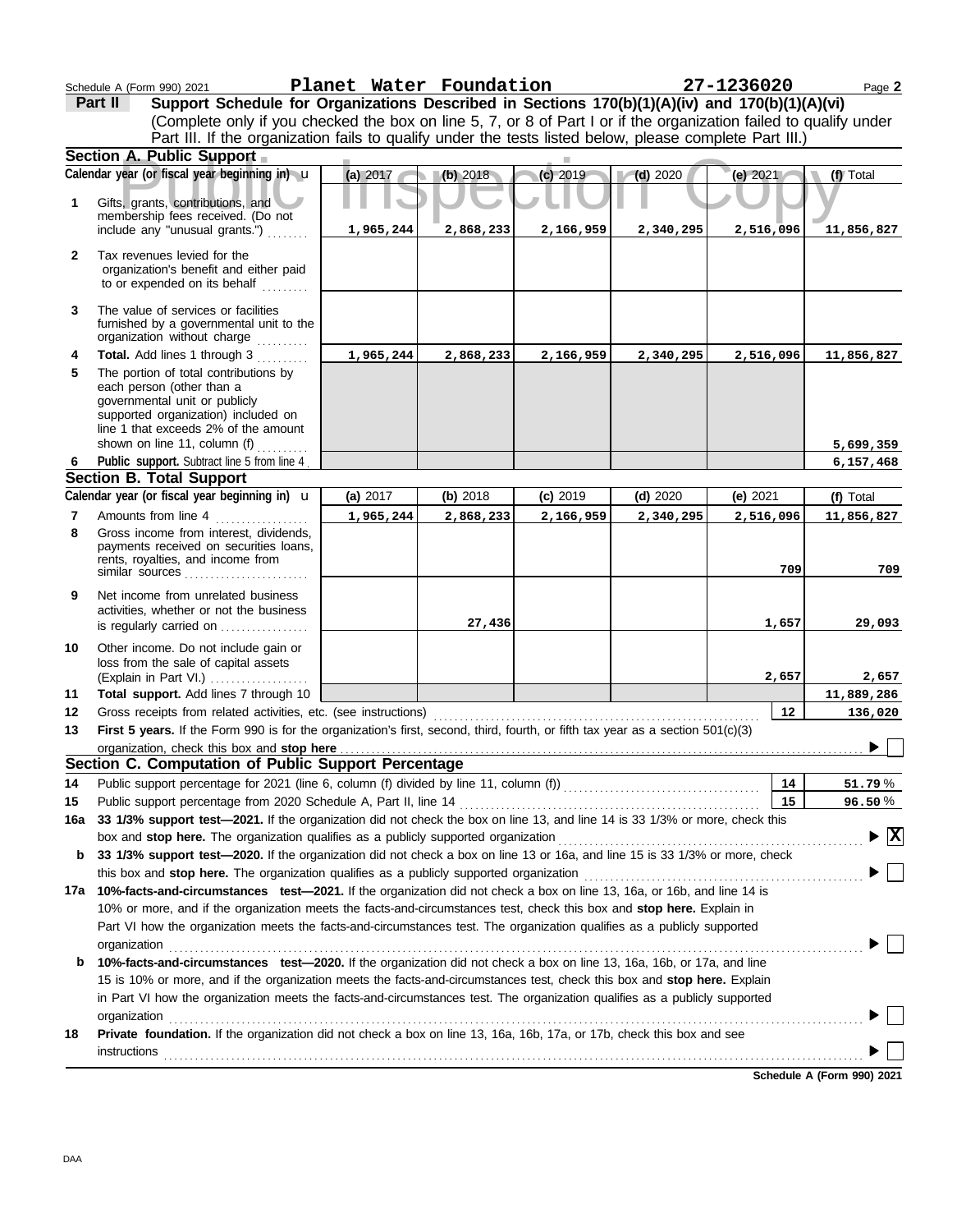Schedule A (Form 990) 2021 **Planet Water Foundation** **27-1236020** Page **2**

## Part II Support Schedule for Organizations Described in Sections 170(b)(1)(A)(iv) and 170(b)(1)(A)(vi)

(Complete only if you checked the box on line 5, 7, or 8 of Part I or if the organization failed to qualify under Part III. If the organization fails to qualify under the tests listed below, please complete Part III.)

### Section A. Public Support

| Calendar year (or fiscal year beginning in) | (a) 2017 | (b) 2018 | (c) 2019 | (d) 2020 | (e) 2021 | (f) Total |
|---|---|---|---|---|---|---|
| **1** Gifts, grants, contributions, and membership fees received. (Do not include any "unusual grants.") | 1,965,244 | 2,868,233 | 2,166,959 | 2,340,295 | 2,516,096 | 11,856,827 |
| **2** Tax revenues levied for the organization's benefit and either paid to or expended on its behalf | | | | | | |
| **3** The value of services or facilities furnished by a governmental unit to the organization without charge | | | | | | |
| **4** **Total.** Add lines 1 through 3 | 1,965,244 | 2,868,233 | 2,166,959 | 2,340,295 | 2,516,096 | 11,856,827 |
| **5** The portion of total contributions by each person (other than a governmental unit or publicly supported organization) included on line 1 that exceeds 2% of the amount shown on line 11, column (f) | | | | | | 5,699,359 |
| **6** **Public support.** Subtract line 5 from line 4 | | | | | | 6,157,468 |

### Section B. Total Support

| Calendar year (or fiscal year beginning in) | (a) 2017 | (b) 2018 | (c) 2019 | (d) 2020 | (e) 2021 | (f) Total |
|---|---|---|---|---|---|---|
| **7** Amounts from line 4 | 1,965,244 | 2,868,233 | 2,166,959 | 2,340,295 | 2,516,096 | 11,856,827 |
| **8** Gross income from interest, dividends, payments received on securities loans, rents, royalties, and income from similar sources | | | | | 709 | 709 |
| **9** Net income from unrelated business activities, whether or not the business is regularly carried on | | 27,436 | | | 1,657 | 29,093 |
| **10** Other income. Do not include gain or loss from the sale of capital assets (Explain in Part VI.) | | | | | 2,657 | 2,657 |
| **11** **Total support.** Add lines 7 through 10 | | | | | | 11,889,286 |

**12** Gross receipts from related activities, etc. (see instructions) **12** 136,020

**13** **First 5 years.** If the Form 990 is for the organization's first, second, third, fourth, or fifth tax year as a section 501(c)(3) organization, check this box and **stop here** ☐

### Section C. Computation of Public Support Percentage

**14** Public support percentage for 2021 (line 6, column (f) divided by line 11, column (f)) **14** 51.79 %

**15** Public support percentage from 2020 Schedule A, Part II, line 14 **15** 96.50 %

**16a** **33 1/3% support test—2021.** If the organization did not check the box on line 13, and line 14 is 33 1/3% or more, check this box and **stop here.** The organization qualifies as a publicly supported organization ☒

**b** **33 1/3% support test—2020.** If the organization did not check a box on line 13 or 16a, and line 15 is 33 1/3% or more, check this box and **stop here.** The organization qualifies as a publicly supported organization ☐

**17a** **10%-facts-and-circumstances test—2021.** If the organization did not check a box on line 13, 16a, or 16b, and line 14 is 10% or more, and if the organization meets the facts-and-circumstances test, check this box and **stop here.** Explain in Part VI how the organization meets the facts-and-circumstances test. The organization qualifies as a publicly supported organization ☐

**b** **10%-facts-and-circumstances test—2020.** If the organization did not check a box on line 13, 16a, 16b, or 17a, and line 15 is 10% or more, and if the organization meets the facts-and-circumstances test, check this box and **stop here.** Explain in Part VI how the organization meets the facts-and-circumstances test. The organization qualifies as a publicly supported organization ☐

**18** **Private foundation.** If the organization did not check a box on line 13, 16a, 16b, 17a, or 17b, check this box and see instructions ☐

**Schedule A (Form 990) 2021**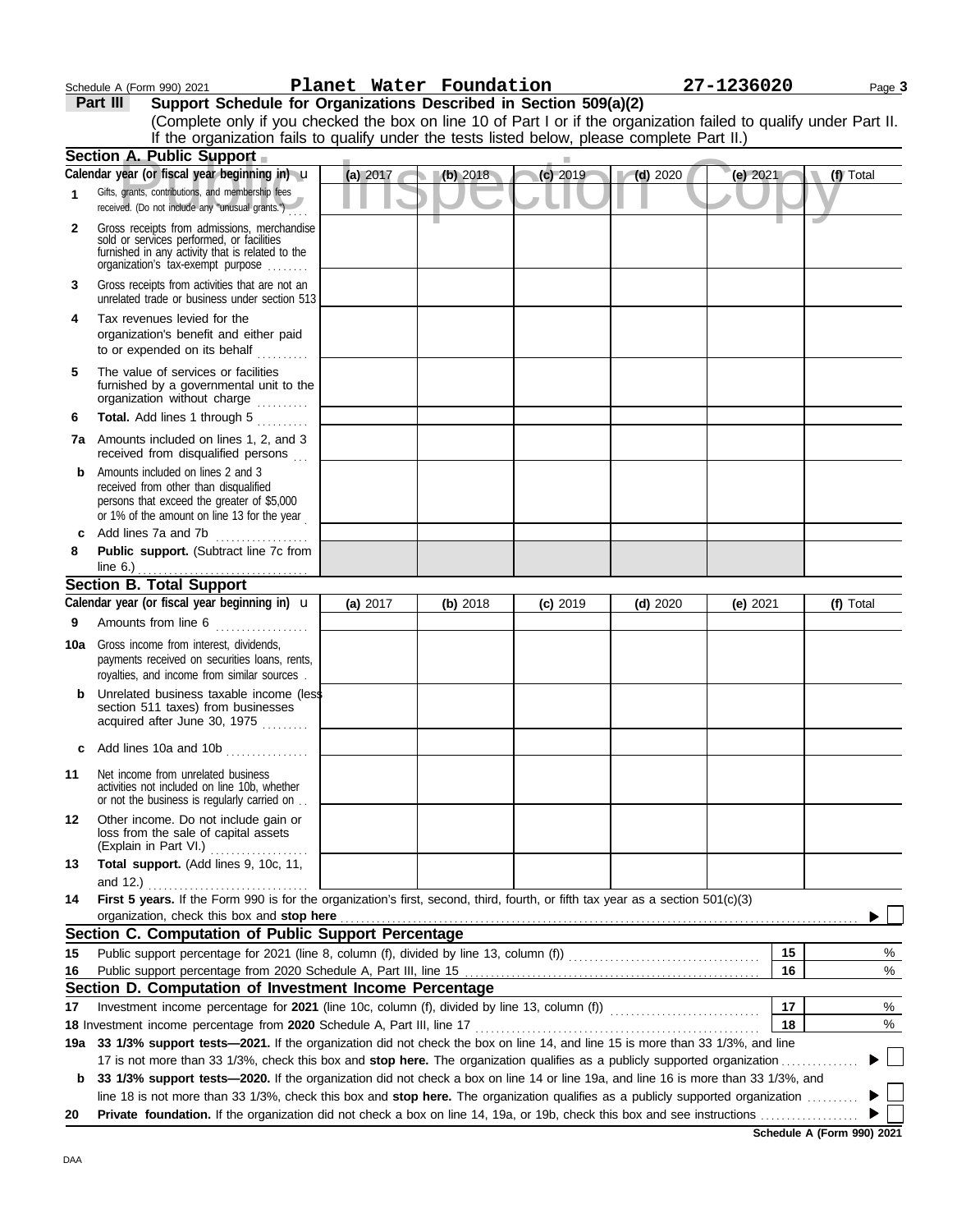Schedule A (Form 990) 2021 **Planet Water Foundation** **27-1236020**

**Part III** **Support Schedule for Organizations Described in Section 509(a)(2)**

(Complete only if you checked the box on line 10 of Part I or if the organization failed to qualify under Part II. If the organization fails to qualify under the tests listed below, please complete Part II.)

**Section A. Public Support**

| Calendar year (or fiscal year beginning in) | (a) 2017 | (b) 2018 | (c) 2019 | (d) 2020 | (e) 2021 | (f) Total |
|---|---|---|---|---|---|---|
| **1** Gifts, grants, contributions, and membership fees received. (Do not include any "unusual grants.") | | | | | | |
| **2** Gross receipts from admissions, merchandise sold or services performed, or facilities furnished in any activity that is related to the organization's tax-exempt purpose | | | | | | |
| **3** Gross receipts from activities that are not an unrelated trade or business under section 513 | | | | | | |
| **4** Tax revenues levied for the organization's benefit and either paid to or expended on its behalf | | | | | | |
| **5** The value of services or facilities furnished by a governmental unit to the organization without charge | | | | | | |
| **6** **Total.** Add lines 1 through 5 | | | | | | |
| **7a** Amounts included on lines 1, 2, and 3 received from disqualified persons | | | | | | |
| **b** Amounts included on lines 2 and 3 received from other than disqualified persons that exceed the greater of $5,000 or 1% of the amount on line 13 for the year | | | | | | |
| **c** Add lines 7a and 7b | | | | | | |
| **8** **Public support.** (Subtract line 7c from line 6.) | | | | | | |

**Section B. Total Support**

| Calendar year (or fiscal year beginning in) | (a) 2017 | (b) 2018 | (c) 2019 | (d) 2020 | (e) 2021 | (f) Total |
|---|---|---|---|---|---|---|
| **9** Amounts from line 6 | | | | | | |
| **10a** Gross income from interest, dividends, payments received on securities loans, rents, royalties, and income from similar sources | | | | | | |
| **b** Unrelated business taxable income (less section 511 taxes) from businesses acquired after June 30, 1975 | | | | | | |
| **c** Add lines 10a and 10b | | | | | | |
| **11** Net income from unrelated business activities not included on line 10b, whether or not the business is regularly carried on | | | | | | |
| **12** Other income. Do not include gain or loss from the sale of capital assets (Explain in Part VI.) | | | | | | |
| **13** **Total support.** (Add lines 9, 10c, 11, and 12.) | | | | | | |

**14** **First 5 years.** If the Form 990 is for the organization's first, second, third, fourth, or fifth tax year as a section 501(c)(3) organization, check this box and **stop here** ▶ ☐

**Section C. Computation of Public Support Percentage**

**15** Public support percentage for 2021 (line 8, column (f), divided by line 13, column (f)) **15** %

**16** Public support percentage from 2020 Schedule A, Part III, line 15 **16** %

**Section D. Computation of Investment Income Percentage**

**17** Investment income percentage for **2021** (line 10c, column (f), divided by line 13, column (f)) **17** %

**18** Investment income percentage from **2020** Schedule A, Part III, line 17 **18** %

**19a** **33 1/3% support tests—2021.** If the organization did not check the box on line 14, and line 15 is more than 33 1/3%, and line 17 is not more than 33 1/3%, check this box and **stop here.** The organization qualifies as a publicly supported organization ▶ ☐

**b** **33 1/3% support tests—2020.** If the organization did not check a box on line 14 or line 19a, and line 16 is more than 33 1/3%, and line 18 is not more than 33 1/3%, check this box and **stop here.** The organization qualifies as a publicly supported organization ▶ ☐

**20** **Private foundation.** If the organization did not check a box on line 14, 19a, or 19b, check this box and see instructions ▶ ☐

**Schedule A (Form 990) 2021**

DAA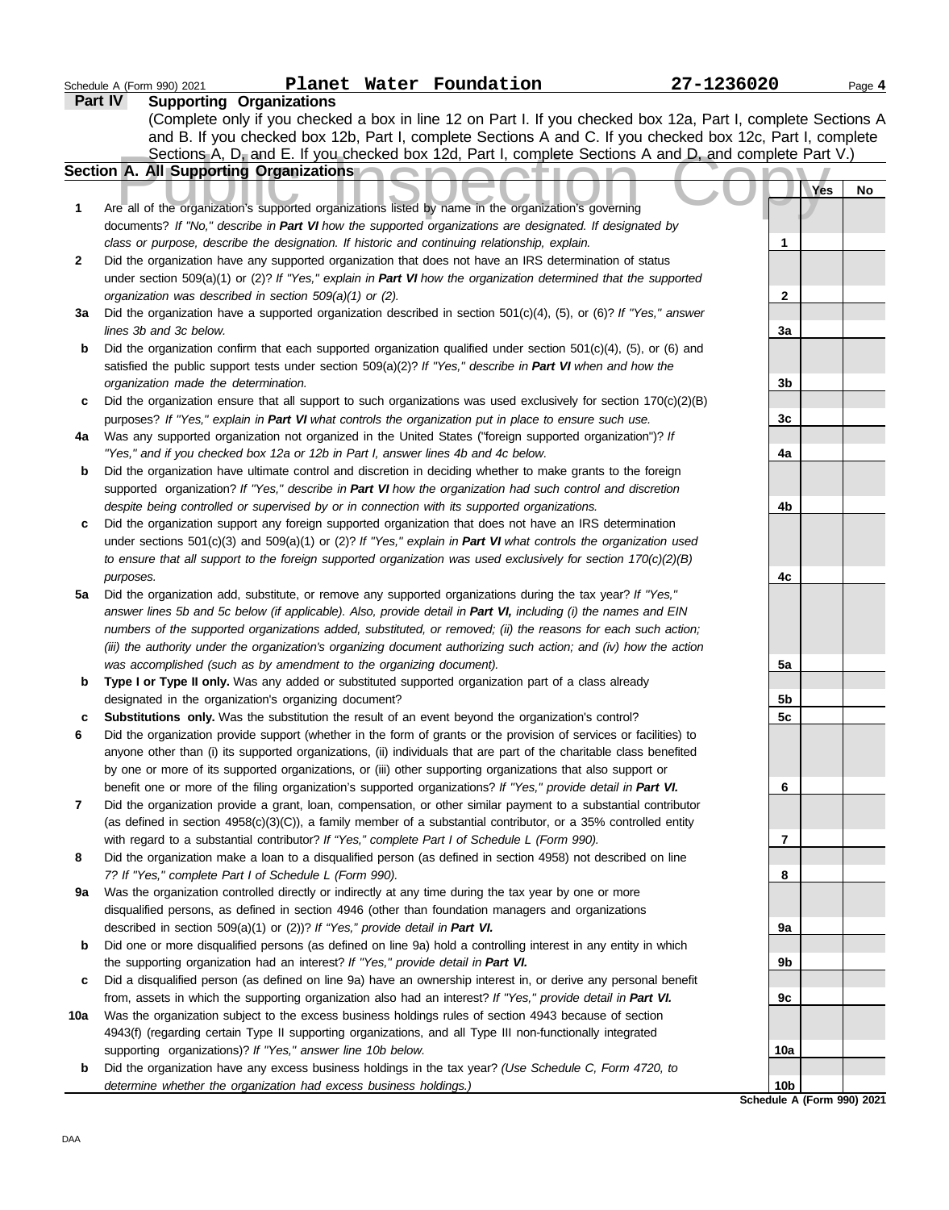Schedule A (Form 990) 2021 **Planet Water Foundation** **27-1236020** Page **4**

## Part IV Supporting Organizations

(Complete only if you checked a box in line 12 on Part I. If you checked box 12a, Part I, complete Sections A and B. If you checked box 12b, Part I, complete Sections A and C. If you checked box 12c, Part I, complete Sections A, D, and E. If you checked box 12d, Part I, complete Sections A and D, and complete Part V.)

### Section A. All Supporting Organizations

| | | | Yes | No |
|---|---|---|---|---|
| **1** | Are all of the organization's supported organizations listed by name in the organization's governing documents? *If "No," describe in **Part VI** how the supported organizations are designated. If designated by class or purpose, describe the designation. If historic and continuing relationship, explain.* | **1** | | |
| **2** | Did the organization have any supported organization that does not have an IRS determination of status under section 509(a)(1) or (2)? *If "Yes," explain in **Part VI** how the organization determined that the supported organization was described in section 509(a)(1) or (2).* | **2** | | |
| **3a** | Did the organization have a supported organization described in section 501(c)(4), (5), or (6)? *If "Yes," answer lines 3b and 3c below.* | **3a** | | |
| **b** | Did the organization confirm that each supported organization qualified under section 501(c)(4), (5), or (6) and satisfied the public support tests under section 509(a)(2)? *If "Yes," describe in **Part VI** when and how the organization made the determination.* | **3b** | | |
| **c** | Did the organization ensure that all support to such organizations was used exclusively for section 170(c)(2)(B) purposes? *If "Yes," explain in **Part VI** what controls the organization put in place to ensure such use.* | **3c** | | |
| **4a** | Was any supported organization not organized in the United States ("foreign supported organization")? *If "Yes," and if you checked box 12a or 12b in Part I, answer lines 4b and 4c below.* | **4a** | | |
| **b** | Did the organization have ultimate control and discretion in deciding whether to make grants to the foreign supported organization? *If "Yes," describe in **Part VI** how the organization had such control and discretion despite being controlled or supervised by or in connection with its supported organizations.* | **4b** | | |
| **c** | Did the organization support any foreign supported organization that does not have an IRS determination under sections 501(c)(3) and 509(a)(1) or (2)? *If "Yes," explain in **Part VI** what controls the organization used to ensure that all support to the foreign supported organization was used exclusively for section 170(c)(2)(B) purposes.* | **4c** | | |
| **5a** | Did the organization add, substitute, or remove any supported organizations during the tax year? *If "Yes," answer lines 5b and 5c below (if applicable). Also, provide detail in **Part VI,** including (i) the names and EIN numbers of the supported organizations added, substituted, or removed; (ii) the reasons for each such action; (iii) the authority under the organization's organizing document authorizing such action; and (iv) how the action was accomplished (such as by amendment to the organizing document).* | **5a** | | |
| **b** | **Type I or Type II only.** Was any added or substituted supported organization part of a class already designated in the organization's organizing document? | **5b** | | |
| **c** | **Substitutions only.** Was the substitution the result of an event beyond the organization's control? | **5c** | | |
| **6** | Did the organization provide support (whether in the form of grants or the provision of services or facilities) to anyone other than (i) its supported organizations, (ii) individuals that are part of the charitable class benefited by one or more of its supported organizations, or (iii) other supporting organizations that also support or benefit one or more of the filing organization's supported organizations? *If "Yes," provide detail in **Part VI.*** | **6** | | |
| **7** | Did the organization provide a grant, loan, compensation, or other similar payment to a substantial contributor (as defined in section 4958(c)(3)(C)), a family member of a substantial contributor, or a 35% controlled entity with regard to a substantial contributor? *If "Yes," complete Part I of Schedule L (Form 990).* | **7** | | |
| **8** | Did the organization make a loan to a disqualified person (as defined in section 4958) not described on line 7? *If "Yes," complete Part I of Schedule L (Form 990).* | **8** | | |
| **9a** | Was the organization controlled directly or indirectly at any time during the tax year by one or more disqualified persons, as defined in section 4946 (other than foundation managers and organizations described in section 509(a)(1) or (2))? *If "Yes," provide detail in **Part VI.*** | **9a** | | |
| **b** | Did one or more disqualified persons (as defined on line 9a) hold a controlling interest in any entity in which the supporting organization had an interest? *If "Yes," provide detail in **Part VI.*** | **9b** | | |
| **c** | Did a disqualified person (as defined on line 9a) have an ownership interest in, or derive any personal benefit from, assets in which the supporting organization also had an interest? *If "Yes," provide detail in **Part VI.*** | **9c** | | |
| **10a** | Was the organization subject to the excess business holdings rules of section 4943 because of section 4943(f) (regarding certain Type II supporting organizations, and all Type III non-functionally integrated supporting organizations)? *If "Yes," answer line 10b below.* | **10a** | | |
| **b** | Did the organization have any excess business holdings in the tax year? *(Use Schedule C, Form 4720, to determine whether the organization had excess business holdings.)* | **10b** | | |

**Schedule A (Form 990) 2021**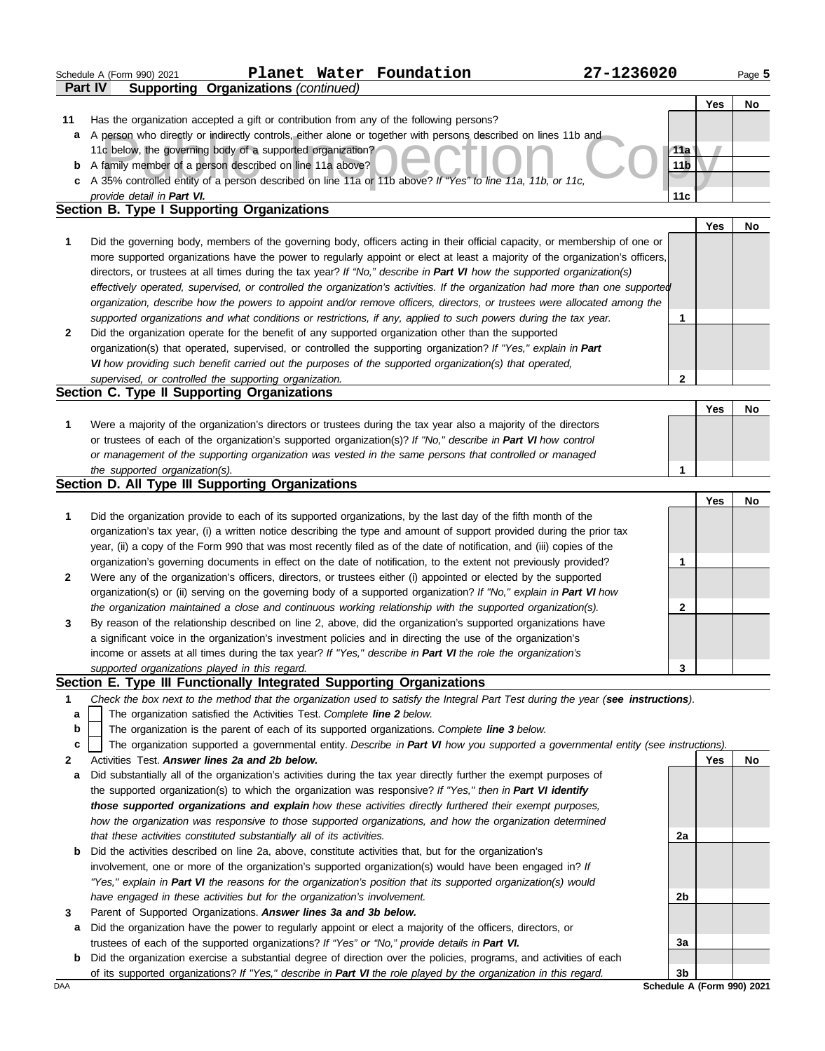Schedule A (Form 990) 2021 **Planet Water Foundation** 27-1236020

## Part IV Supporting Organizations *(continued)*

| | | | Yes | No |
|---|---|---|---|---|
| **11** | Has the organization accepted a gift or contribution from any of the following persons? | | | |
| **a** | A person who directly or indirectly controls, either alone or together with persons described on lines 11b and 11c below, the governing body of a supported organization? | 11a | | |
| **b** | A family member of a person described on line 11a above? | 11b | | |
| **c** | A 35% controlled entity of a person described on line 11a or 11b above? *If "Yes" to line 11a, 11b, or 11c, provide detail in **Part VI.*** | 11c | | |

### Section B. Type I Supporting Organizations

| | | | Yes | No |
|---|---|---|---|---|
| **1** | Did the governing body, members of the governing body, officers acting in their official capacity, or membership of one or more supported organizations have the power to regularly appoint or elect at least a majority of the organization's officers, directors, or trustees at all times during the tax year? *If "No," describe in **Part VI** how the supported organization(s) effectively operated, supervised, or controlled the organization's activities. If the organization had more than one supported organization, describe how the powers to appoint and/or remove officers, directors, or trustees were allocated among the supported organizations and what conditions or restrictions, if any, applied to such powers during the tax year.* | 1 | | |
| **2** | Did the organization operate for the benefit of any supported organization other than the supported organization(s) that operated, supervised, or controlled the supporting organization? *If "Yes," explain in **Part VI** how providing such benefit carried out the purposes of the supported organization(s) that operated, supervised, or controlled the supporting organization.* | 2 | | |

### Section C. Type II Supporting Organizations

| | | | Yes | No |
|---|---|---|---|---|
| **1** | Were a majority of the organization's directors or trustees during the tax year also a majority of the directors or trustees of each of the organization's supported organization(s)? *If "No," describe in **Part VI** how control or management of the supporting organization was vested in the same persons that controlled or managed the supported organization(s).* | 1 | | |

### Section D. All Type III Supporting Organizations

| | | | Yes | No |
|---|---|---|---|---|
| **1** | Did the organization provide to each of its supported organizations, by the last day of the fifth month of the organization's tax year, (i) a written notice describing the type and amount of support provided during the prior tax year, (ii) a copy of the Form 990 that was most recently filed as of the date of notification, and (iii) copies of the organization's governing documents in effect on the date of notification, to the extent not previously provided? | 1 | | |
| **2** | Were any of the organization's officers, directors, or trustees either (i) appointed or elected by the supported organization(s) or (ii) serving on the governing body of a supported organization? *If "No," explain in **Part VI** how the organization maintained a close and continuous working relationship with the supported organization(s).* | 2 | | |
| **3** | By reason of the relationship described on line 2, above, did the organization's supported organizations have a significant voice in the organization's investment policies and in directing the use of the organization's income or assets at all times during the tax year? *If "Yes," describe in **Part VI** the role the organization's supported organizations played in this regard.* | 3 | | |

### Section E. Type III Functionally Integrated Supporting Organizations

**1** *Check the box next to the method that the organization used to satisfy the Integral Part Test during the year (**see instructions**).*

- **a** ☐ The organization satisfied the Activities Test. *Complete **line 2** below.*
- **b** ☐ The organization is the parent of each of its supported organizations. *Complete **line 3** below.*
- **c** ☐ The organization supported a governmental entity. *Describe in **Part VI** how you supported a governmental entity (see instructions).*

| | | | Yes | No |
|---|---|---|---|---|
| **2** | Activities Test. ***Answer lines 2a and 2b below.*** | | | |
| **a** | Did substantially all of the organization's activities during the tax year directly further the exempt purposes of the supported organization(s) to which the organization was responsive? *If "Yes," then in **Part VI identify those supported organizations and explain** how these activities directly furthered their exempt purposes, how the organization was responsive to those supported organizations, and how the organization determined that these activities constituted substantially all of its activities.* | 2a | | |
| **b** | Did the activities described on line 2a, above, constitute activities that, but for the organization's involvement, one or more of the organization's supported organization(s) would have been engaged in? *If "Yes," explain in **Part VI** the reasons for the organization's position that its supported organization(s) would have engaged in these activities but for the organization's involvement.* | 2b | | |
| **3** | Parent of Supported Organizations. ***Answer lines 3a and 3b below.*** | | | |
| **a** | Did the organization have the power to regularly appoint or elect a majority of the officers, directors, or trustees of each of the supported organizations? *If "Yes" or "No," provide details in **Part VI.*** | 3a | | |
| **b** | Did the organization exercise a substantial degree of direction over the policies, programs, and activities of each of its supported organizations? *If "Yes," describe in **Part VI** the role played by the organization in this regard.* | 3b | | |

DAA **Schedule A (Form 990) 2021**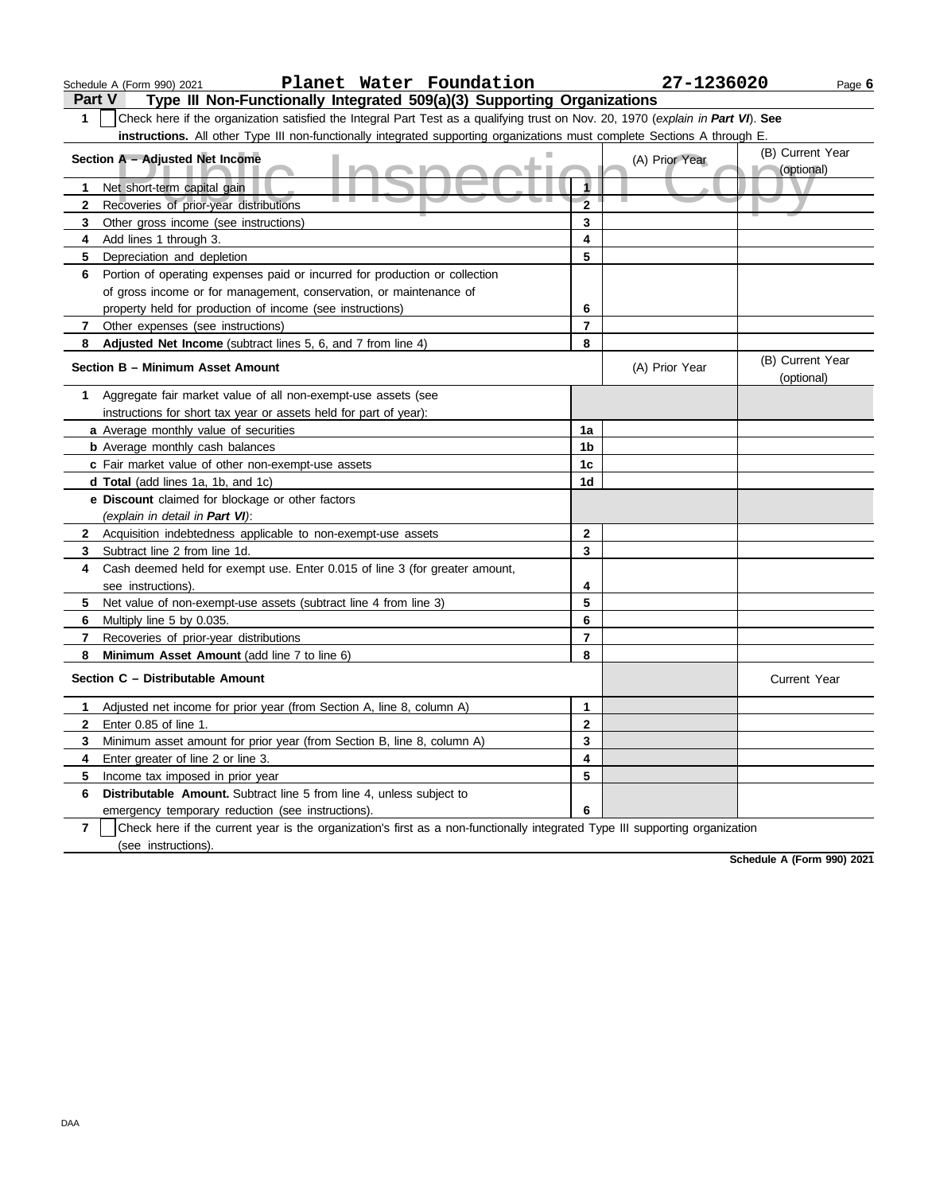Schedule A (Form 990) 2021 **Planet Water Foundation** **27-1236020**

## Part V Type III Non-Functionally Integrated 509(a)(3) Supporting Organizations

**1** ☐ Check here if the organization satisfied the Integral Part Test as a qualifying trust on Nov. 20, 1970 (*explain in* ***Part VI***). **See instructions.** All other Type III non-functionally integrated supporting organizations must complete Sections A through E.

Public Inspection Copy

| **Section A – Adjusted Net Income** | | (A) Prior Year | (B) Current Year (optional) |
|---|---|---|---|
| **1** Net short-term capital gain | 1 | | |
| **2** Recoveries of prior-year distributions | 2 | | |
| **3** Other gross income (see instructions) | 3 | | |
| **4** Add lines 1 through 3. | 4 | | |
| **5** Depreciation and depletion | 5 | | |
| **6** Portion of operating expenses paid or incurred for production or collection of gross income or for management, conservation, or maintenance of property held for production of income (see instructions) | 6 | | |
| **7** Other expenses (see instructions) | 7 | | |
| **8** **Adjusted Net Income** (subtract lines 5, 6, and 7 from line 4) | 8 | | |

| **Section B – Minimum Asset Amount** | | (A) Prior Year | (B) Current Year (optional) |
|---|---|---|---|
| **1** Aggregate fair market value of all non-exempt-use assets (see instructions for short tax year or assets held for part of year): | | | |
| **a** Average monthly value of securities | 1a | | |
| **b** Average monthly cash balances | 1b | | |
| **c** Fair market value of other non-exempt-use assets | 1c | | |
| **d** **Total** (add lines 1a, 1b, and 1c) | 1d | | |
| **e** **Discount** claimed for blockage or other factors (*explain in detail in* ***Part VI***): | | | |
| **2** Acquisition indebtedness applicable to non-exempt-use assets | 2 | | |
| **3** Subtract line 2 from line 1d. | 3 | | |
| **4** Cash deemed held for exempt use. Enter 0.015 of line 3 (for greater amount, see instructions). | 4 | | |
| **5** Net value of non-exempt-use assets (subtract line 4 from line 3) | 5 | | |
| **6** Multiply line 5 by 0.035. | 6 | | |
| **7** Recoveries of prior-year distributions | 7 | | |
| **8** **Minimum Asset Amount** (add line 7 to line 6) | 8 | | |

| **Section C – Distributable Amount** | | | Current Year |
|---|---|---|---|
| **1** Adjusted net income for prior year (from Section A, line 8, column A) | 1 | | |
| **2** Enter 0.85 of line 1. | 2 | | |
| **3** Minimum asset amount for prior year (from Section B, line 8, column A) | 3 | | |
| **4** Enter greater of line 2 or line 3. | 4 | | |
| **5** Income tax imposed in prior year | 5 | | |
| **6** **Distributable Amount.** Subtract line 5 from line 4, unless subject to emergency temporary reduction (see instructions). | 6 | | |

**7** ☐ Check here if the current year is the organization's first as a non-functionally integrated Type III supporting organization (see instructions).

**Schedule A (Form 990) 2021**

DAA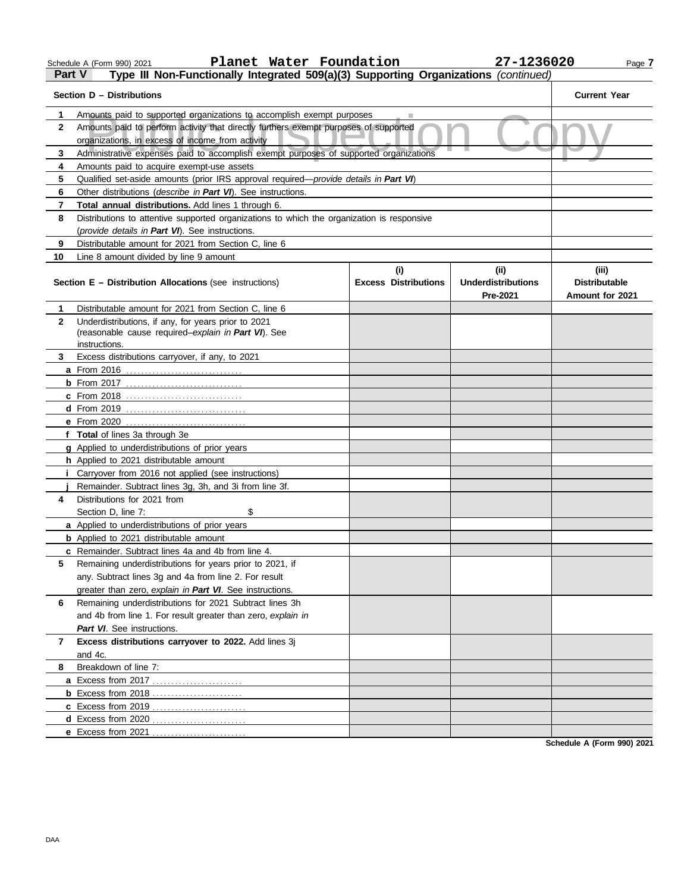Planet Water Foundation 27-1236020

**Part V** **Type III Non-Functionally Integrated 509(a)(3) Supporting Organizations** *(continued)*

Public Inspection Copy

| Section D – Distributions | | Current Year |
|---|---|---|
| 1 | Amounts paid to supported organizations to accomplish exempt purposes | |
| 2 | Amounts paid to perform activity that directly furthers exempt purposes of supported organizations, in excess of income from activity | |
| 3 | Administrative expenses paid to accomplish exempt purposes of supported organizations | |
| 4 | Amounts paid to acquire exempt-use assets | |
| 5 | Qualified set-aside amounts (prior IRS approval required—*provide details in **Part VI***) | |
| 6 | Other distributions (*describe in **Part VI***). See instructions. | |
| 7 | **Total annual distributions.** Add lines 1 through 6. | |
| 8 | Distributions to attentive supported organizations to which the organization is responsive (*provide details in **Part VI***). See instructions. | |
| 9 | Distributable amount for 2021 from Section C, line 6 | |
| 10 | Line 8 amount divided by line 9 amount | |

| | **Section E – Distribution Allocations** (see instructions) | (i) Excess Distributions | (ii) Underdistributions Pre-2021 | (iii) Distributable Amount for 2021 |
|---|---|---|---|---|
| 1 | Distributable amount for 2021 from Section C, line 6 | | | |
| 2 | Underdistributions, if any, for years prior to 2021 (reasonable cause required–*explain in **Part VI***). See instructions. | | | |
| 3 | Excess distributions carryover, if any, to 2021 | | | |
| a | From 2016 | | | |
| b | From 2017 | | | |
| c | From 2018 | | | |
| d | From 2019 | | | |
| e | From 2020 | | | |
| f | **Total** of lines 3a through 3e | | | |
| g | Applied to underdistributions of prior years | | | |
| h | Applied to 2021 distributable amount | | | |
| i | Carryover from 2016 not applied (see instructions) | | | |
| j | Remainder. Subtract lines 3g, 3h, and 3i from line 3f. | | | |
| 4 | Distributions for 2021 from Section D, line 7: $ | | | |
| a | Applied to underdistributions of prior years | | | |
| b | Applied to 2021 distributable amount | | | |
| c | Remainder. Subtract lines 4a and 4b from line 4. | | | |
| 5 | Remaining underdistributions for years prior to 2021, if any. Subtract lines 3g and 4a from line 2. For result greater than zero, *explain in **Part VI***. See instructions. | | | |
| 6 | Remaining underdistributions for 2021 Subtract lines 3h and 4b from line 1. For result greater than zero, *explain in **Part VI***. See instructions. | | | |
| 7 | **Excess distributions carryover to 2022.** Add lines 3j and 4c. | | | |
| 8 | Breakdown of line 7: | | | |
| a | Excess from 2017 | | | |
| b | Excess from 2018 | | | |
| c | Excess from 2019 | | | |
| d | Excess from 2020 | | | |
| e | Excess from 2021 | | | |

DAA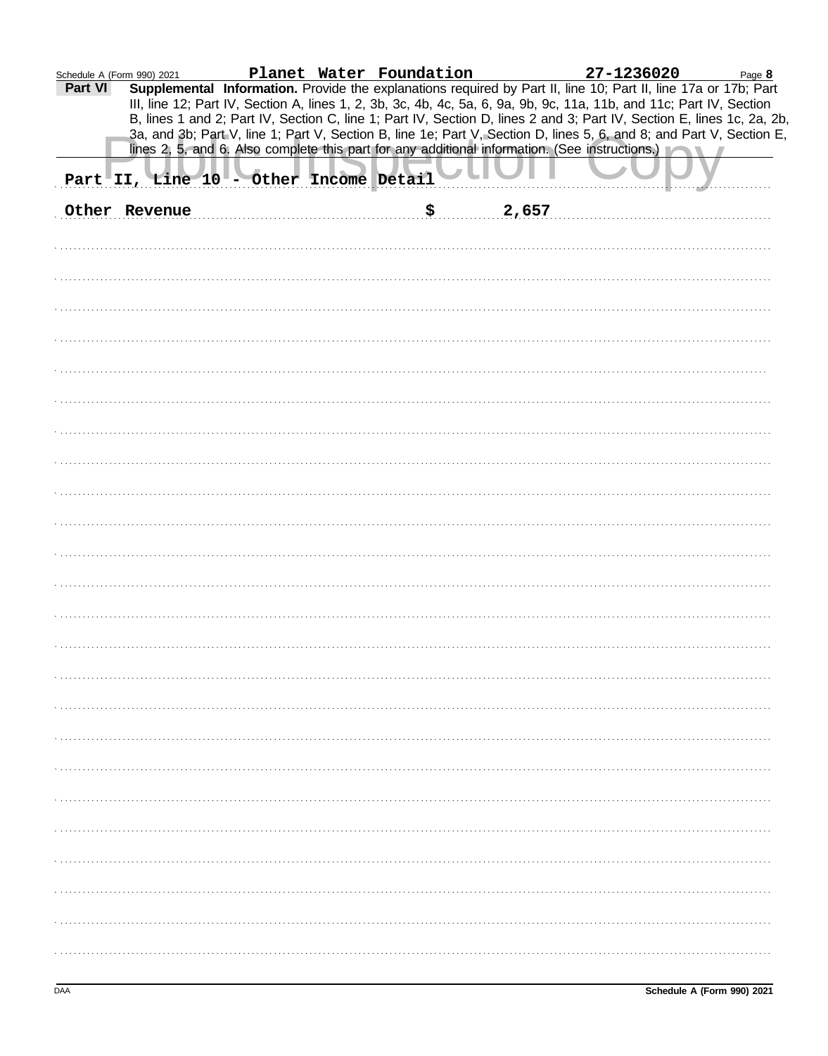Schedule A (Form 990) 2021 **Planet Water Foundation** **27-1236020**

**Part VI** **Supplemental Information.** Provide the explanations required by Part II, line 10; Part II, line 17a or 17b; Part III, line 12; Part IV, Section A, lines 1, 2, 3b, 3c, 4b, 4c, 5a, 6, 9a, 9b, 9c, 11a, 11b, and 11c; Part IV, Section B, lines 1 and 2; Part IV, Section C, line 1; Part IV, Section D, lines 2 and 3; Part IV, Section E, lines 1c, 2a, 2b, 3a, and 3b; Part V, line 1; Part V, Section B, line 1e; Part V, Section D, lines 5, 6, and 8; and Part V, Section E, lines 2, 5, and 6. Also complete this part for any additional information. (See instructions.)

Public Inspection Copy

Part II, Line 10 - Other Income Detail

| | |
|---|---|
| Other Revenue | $ 2,657 |

DAA **Schedule A (Form 990) 2021**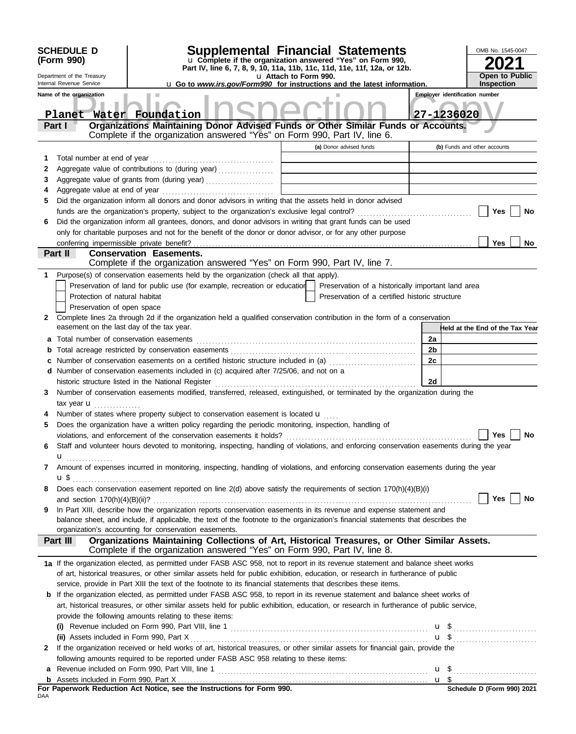**SCHEDULE D (Form 990)**

Department of the Treasury
Internal Revenue Service

# Supplemental Financial Statements

u Complete if the organization answered "Yes" on Form 990, Part IV, line 6, 7, 8, 9, 10, 11a, 11b, 11c, 11d, 11e, 11f, 12a, or 12b.
u Attach to Form 990.
u Go to *www.irs.gov/Form990* for instructions and the latest information.

OMB No. 1545-0047

**2021**

**Open to Public Inspection**

Public Inspection Copy

| Name of the organization | Employer identification number |
|---|---|
| Planet Water Foundation | 27-1236020 |

**Part I — Organizations Maintaining Donor Advised Funds or Other Similar Funds or Accounts.**
Complete if the organization answered "Yes" on Form 990, Part IV, line 6.

| | | (a) Donor advised funds | (b) Funds and other accounts |
|---|---|---|---|
| 1 | Total number at end of year | | |
| 2 | Aggregate value of contributions to (during year) | | |
| 3 | Aggregate value of grants from (during year) | | |
| 4 | Aggregate value at end of year | | |

5 Did the organization inform all donors and donor advisors in writing that the assets held in donor advised funds are the organization's property, subject to the organization's exclusive legal control? ☐ Yes ☐ No

6 Did the organization inform all grantees, donors, and donor advisors in writing that grant funds can be used only for charitable purposes and not for the benefit of the donor or donor advisor, or for any other purpose conferring impermissible private benefit? ☐ Yes ☐ No

**Part II — Conservation Easements.**
Complete if the organization answered "Yes" on Form 990, Part IV, line 7.

1 Purpose(s) of conservation easements held by the organization (check all that apply).
- ☐ Preservation of land for public use (for example, recreation or education)
- ☐ Protection of natural habitat
- ☐ Preservation of open space
- ☐ Preservation of a historically important land area
- ☐ Preservation of a certified historic structure

2 Complete lines 2a through 2d if the organization held a qualified conservation contribution in the form of a conservation easement on the last day of the tax year.

| | | | Held at the End of the Tax Year |
|---|---|---|---|
| a | Total number of conservation easements | 2a | |
| b | Total acreage restricted by conservation easements | 2b | |
| c | Number of conservation easements on a certified historic structure included in (a) | 2c | |
| d | Number of conservation easements included in (c) acquired after 7/25/06, and not on a historic structure listed in the National Register | 2d | |

3 Number of conservation easements modified, transferred, released, extinguished, or terminated by the organization during the tax year u

4 Number of states where property subject to conservation easement is located u

5 Does the organization have a written policy regarding the periodic monitoring, inspection, handling of violations, and enforcement of the conservation easements it holds? ☐ Yes ☐ No

6 Staff and volunteer hours devoted to monitoring, inspecting, handling of violations, and enforcing conservation easements during the year u

7 Amount of expenses incurred in monitoring, inspecting, handling of violations, and enforcing conservation easements during the year u $

8 Does each conservation easement reported on line 2(d) above satisfy the requirements of section 170(h)(4)(B)(i) and section 170(h)(4)(B)(ii)? ☐ Yes ☐ No

9 In Part XIII, describe how the organization reports conservation easements in its revenue and expense statement and balance sheet, and include, if applicable, the text of the footnote to the organization's financial statements that describes the organization's accounting for conservation easements.

**Part III — Organizations Maintaining Collections of Art, Historical Treasures, or Other Similar Assets.**
Complete if the organization answered "Yes" on Form 990, Part IV, line 8.

1a If the organization elected, as permitted under FASB ASC 958, not to report in its revenue statement and balance sheet works of art, historical treasures, or other similar assets held for public exhibition, education, or research in furtherance of public service, provide in Part XIII the text of the footnote to its financial statements that describes these items.

b If the organization elected, as permitted under FASB ASC 958, to report in its revenue statement and balance sheet works of art, historical treasures, or other similar assets held for public exhibition, education, or research in furtherance of public service, provide the following amounts relating to these items:

(i) Revenue included on Form 990, Part VIII, line 1 u $

(ii) Assets included in Form 990, Part X u $

2 If the organization received or held works of art, historical treasures, or other similar assets for financial gain, provide the following amounts required to be reported under FASB ASC 958 relating to these items:

a Revenue included on Form 990, Part VIII, line 1 u $

b Assets included in Form 990, Part X u $

**For Paperwork Reduction Act Notice, see the Instructions for Form 990.** **Schedule D (Form 990) 2021**

DAA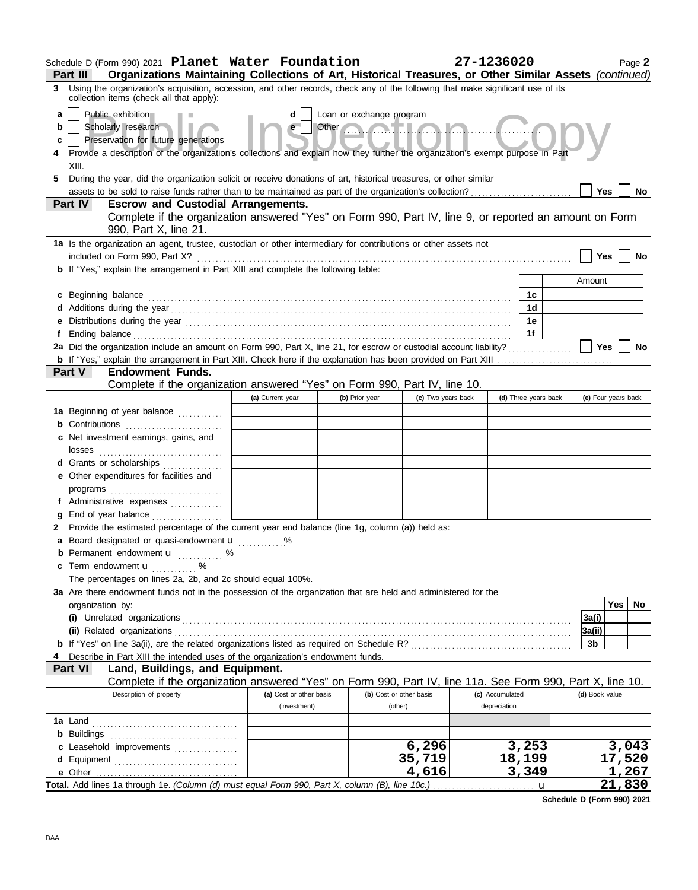Schedule D (Form 990) 2021 **Planet Water Foundation** **27-1236020** Page **2**

**Part III** **Organizations Maintaining Collections of Art, Historical Treasures, or Other Similar Assets** *(continued)*

3 Using the organization's acquisition, accession, and other records, check any of the following that make significant use of its collection items (check all that apply):

a [ ] Public exhibition
b [ ] Scholarly research
c [ ] Preservation for future generations
d [ ] Loan or exchange program
e [ ] Other ..........

4 Provide a description of the organization's collections and explain how they further the organization's exempt purpose in Part XIII.

5 During the year, did the organization solicit or receive donations of art, historical treasures, or other similar assets to be sold to raise funds rather than to be maintained as part of the organization's collection? [ ] Yes [ ] No

**Part IV** **Escrow and Custodial Arrangements.**
Complete if the organization answered "Yes" on Form 990, Part IV, line 9, or reported an amount on Form 990, Part X, line 21.

1a Is the organization an agent, trustee, custodian or other intermediary for contributions or other assets not included on Form 990, Part X? [ ] Yes [ ] No

b If "Yes," explain the arrangement in Part XIII and complete the following table:

| | | Amount |
|---|---|---|
| c Beginning balance | 1c | |
| d Additions during the year | 1d | |
| e Distributions during the year | 1e | |
| f Ending balance | 1f | |

2a Did the organization include an amount on Form 990, Part X, line 21, for escrow or custodial account liability? [ ] Yes [ ] No

b If "Yes," explain the arrangement in Part XIII. Check here if the explanation has been provided on Part XIII [ ]

**Part V** **Endowment Funds.**
Complete if the organization answered "Yes" on Form 990, Part IV, line 10.

| | (a) Current year | (b) Prior year | (c) Two years back | (d) Three years back | (e) Four years back |
|---|---|---|---|---|---|
| 1a Beginning of year balance | | | | | |
| b Contributions | | | | | |
| c Net investment earnings, gains, and losses | | | | | |
| d Grants or scholarships | | | | | |
| e Other expenditures for facilities and programs | | | | | |
| f Administrative expenses | | | | | |
| g End of year balance | | | | | |

2 Provide the estimated percentage of the current year end balance (line 1g, column (a)) held as:

a Board designated or quasi-endowment ........... %
b Permanent endowment ........... %
c Term endowment ........... %

The percentages on lines 2a, 2b, and 2c should equal 100%.

3a Are there endowment funds not in the possession of the organization that are held and administered for the organization by:

| | | Yes | No |
|---|---|---|---|
| (i) Unrelated organizations | 3a(i) | | |
| (ii) Related organizations | 3a(ii) | | |
| b If "Yes" on line 3a(ii), are the related organizations listed as required on Schedule R? | 3b | | |

4 Describe in Part XIII the intended uses of the organization's endowment funds.

**Part VI** **Land, Buildings, and Equipment.**
Complete if the organization answered "Yes" on Form 990, Part IV, line 11a. See Form 990, Part X, line 10.

| Description of property | (a) Cost or other basis (investment) | (b) Cost or other basis (other) | (c) Accumulated depreciation | (d) Book value |
|---|---|---|---|---|
| 1a Land | | | | |
| b Buildings | | | | |
| c Leasehold improvements | | 6,296 | 3,253 | 3,043 |
| d Equipment | | 35,719 | 18,199 | 17,520 |
| e Other | | 4,616 | 3,349 | 1,267 |
| **Total.** Add lines 1a through 1e. *(Column (d) must equal Form 990, Part X, column (B), line 10c.)* | | | | 21,830 |

**Schedule D (Form 990) 2021**

DAA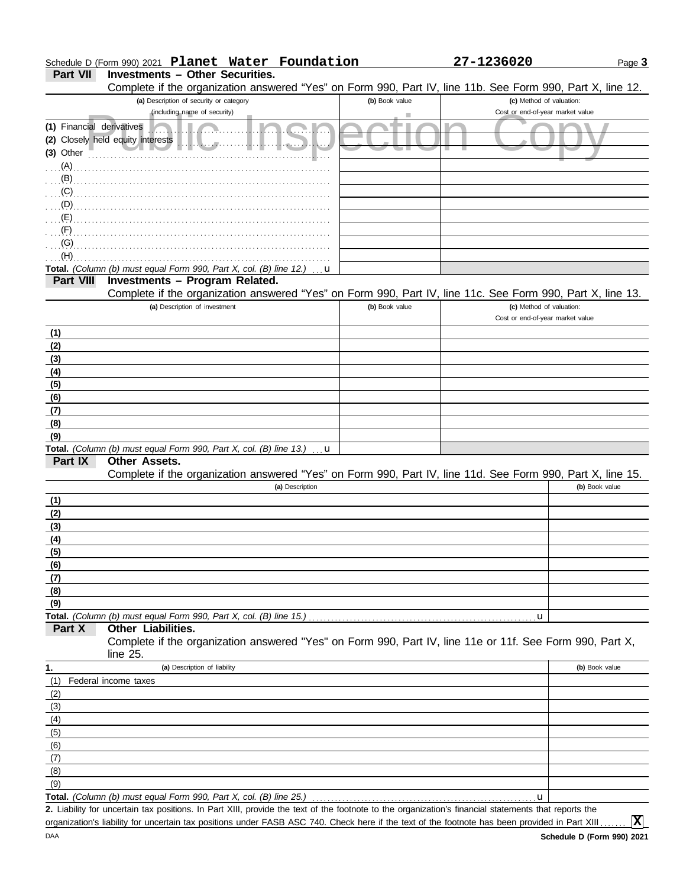Schedule D (Form 990) 2021 **Planet Water Foundation** **27-1236020**

## Part VII Investments – Other Securities.

Complete if the organization answered "Yes" on Form 990, Part IV, line 11b. See Form 990, Part X, line 12.

| (a) Description of security or category (including name of security) | (b) Book value | (c) Method of valuation: Cost or end-of-year market value |
|---|---|---|
| (1) Financial derivatives | | |
| (2) Closely held equity interests | | |
| (3) Other | | |
| (A) | | |
| (B) | | |
| (C) | | |
| (D) | | |
| (E) | | |
| (F) | | |
| (G) | | |
| (H) | | |
| **Total.** *(Column (b) must equal Form 990, Part X, col. (B) line 12.)* u | | |

Public Inspection Copy

## Part VIII Investments – Program Related.

Complete if the organization answered "Yes" on Form 990, Part IV, line 11c. See Form 990, Part X, line 13.

| (a) Description of investment | (b) Book value | (c) Method of valuation: Cost or end-of-year market value |
|---|---|---|
| (1) | | |
| (2) | | |
| (3) | | |
| (4) | | |
| (5) | | |
| (6) | | |
| (7) | | |
| (8) | | |
| (9) | | |
| **Total.** *(Column (b) must equal Form 990, Part X, col. (B) line 13.)* u | | |

## Part IX Other Assets.

Complete if the organization answered "Yes" on Form 990, Part IV, line 11d. See Form 990, Part X, line 15.

| (a) Description | (b) Book value |
|---|---|
| (1) | |
| (2) | |
| (3) | |
| (4) | |
| (5) | |
| (6) | |
| (7) | |
| (8) | |
| (9) | |
| **Total.** *(Column (b) must equal Form 990, Part X, col. (B) line 15.)* u | |

## Part X Other Liabilities.

Complete if the organization answered "Yes" on Form 990, Part IV, line 11e or 11f. See Form 990, Part X, line 25.

| 1. (a) Description of liability | (b) Book value |
|---|---|
| (1) Federal income taxes | |
| (2) | |
| (3) | |
| (4) | |
| (5) | |
| (6) | |
| (7) | |
| (8) | |
| (9) | |
| **Total.** *(Column (b) must equal Form 990, Part X, col. (B) line 25.)* u | |

**2.** Liability for uncertain tax positions. In Part XIII, provide the text of the footnote to the organization's financial statements that reports the organization's liability for uncertain tax positions under FASB ASC 740. Check here if the text of the footnote has been provided in Part XIII ....... [X]

DAA **Schedule D (Form 990) 2021**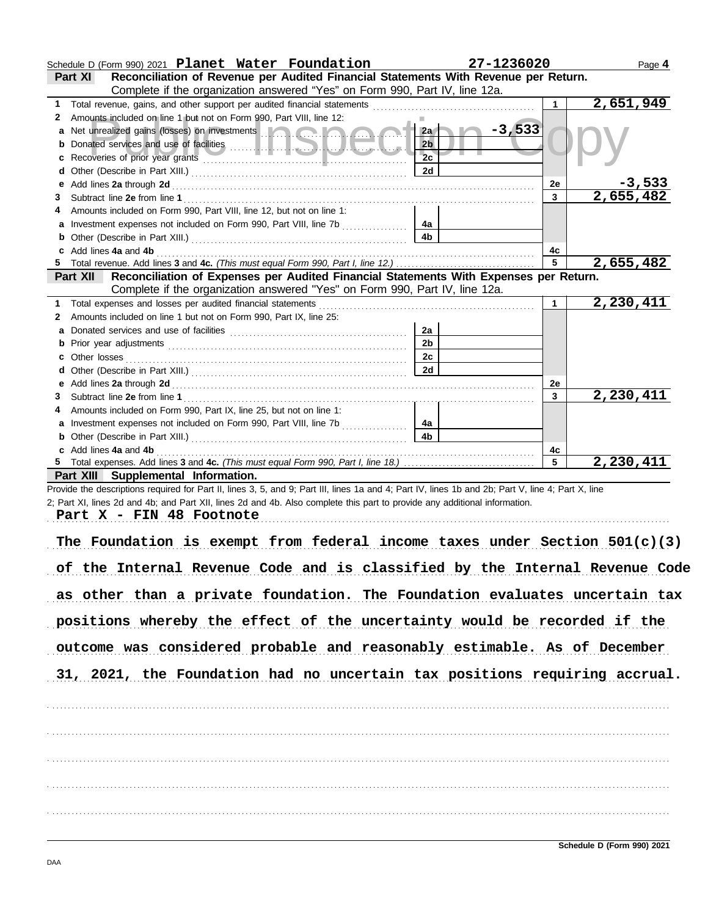Schedule D (Form 990) 2021 **Planet Water Foundation** **27-1236020** Page **4**

## Part XI Reconciliation of Revenue per Audited Financial Statements With Revenue per Return.

Complete if the organization answered "Yes" on Form 990, Part IV, line 12a.

| | | | | | |
|---|---|---|---|---|---|
| 1 | Total revenue, gains, and other support per audited financial statements | | | 1 | 2,651,949 |
| 2 | Amounts included on line 1 but not on Form 990, Part VIII, line 12: | | | | |
| a | Net unrealized gains (losses) on investments | 2a | -3,533 | | |
| b | Donated services and use of facilities | 2b | | | |
| c | Recoveries of prior year grants | 2c | | | |
| d | Other (Describe in Part XIII.) | 2d | | | |
| e | Add lines **2a** through **2d** | | | 2e | -3,533 |
| 3 | Subtract line **2e** from line **1** | | | 3 | 2,655,482 |
| 4 | Amounts included on Form 990, Part VIII, line 12, but not on line 1: | | | | |
| a | Investment expenses not included on Form 990, Part VIII, line 7b | 4a | | | |
| b | Other (Describe in Part XIII.) | 4b | | | |
| c | Add lines **4a** and **4b** | | | 4c | |
| 5 | Total revenue. Add lines **3** and **4c.** *(This must equal Form 990, Part I, line 12.)* | | | 5 | 2,655,482 |

## Part XII Reconciliation of Expenses per Audited Financial Statements With Expenses per Return.

Complete if the organization answered "Yes" on Form 990, Part IV, line 12a.

| | | | | | |
|---|---|---|---|---|---|
| 1 | Total expenses and losses per audited financial statements | | | 1 | 2,230,411 |
| 2 | Amounts included on line 1 but not on Form 990, Part IX, line 25: | | | | |
| a | Donated services and use of facilities | 2a | | | |
| b | Prior year adjustments | 2b | | | |
| c | Other losses | 2c | | | |
| d | Other (Describe in Part XIII.) | 2d | | | |
| e | Add lines **2a** through **2d** | | | 2e | |
| 3 | Subtract line **2e** from line **1** | | | 3 | 2,230,411 |
| 4 | Amounts included on Form 990, Part IX, line 25, but not on line 1: | | | | |
| a | Investment expenses not included on Form 990, Part VIII, line 7b | 4a | | | |
| b | Other (Describe in Part XIII.) | 4b | | | |
| c | Add lines **4a** and **4b** | | | 4c | |
| 5 | Total expenses. Add lines **3** and **4c.** *(This must equal Form 990, Part I, line 18.)* | | | 5 | 2,230,411 |

## Part XIII Supplemental Information.

Provide the descriptions required for Part II, lines 3, 5, and 9; Part III, lines 1a and 4; Part IV, lines 1b and 2b; Part V, line 4; Part X, line 2; Part XI, lines 2d and 4b; and Part XII, lines 2d and 4b. Also complete this part to provide any additional information.

**Part X - FIN 48 Footnote**

The Foundation is exempt from federal income taxes under Section 501(c)(3) of the Internal Revenue Code and is classified by the Internal Revenue Code as other than a private foundation. The Foundation evaluates uncertain tax positions whereby the effect of the uncertainty would be recorded if the outcome was considered probable and reasonably estimable. As of December 31, 2021, the Foundation had no uncertain tax positions requiring accrual.

Schedule D (Form 990) 2021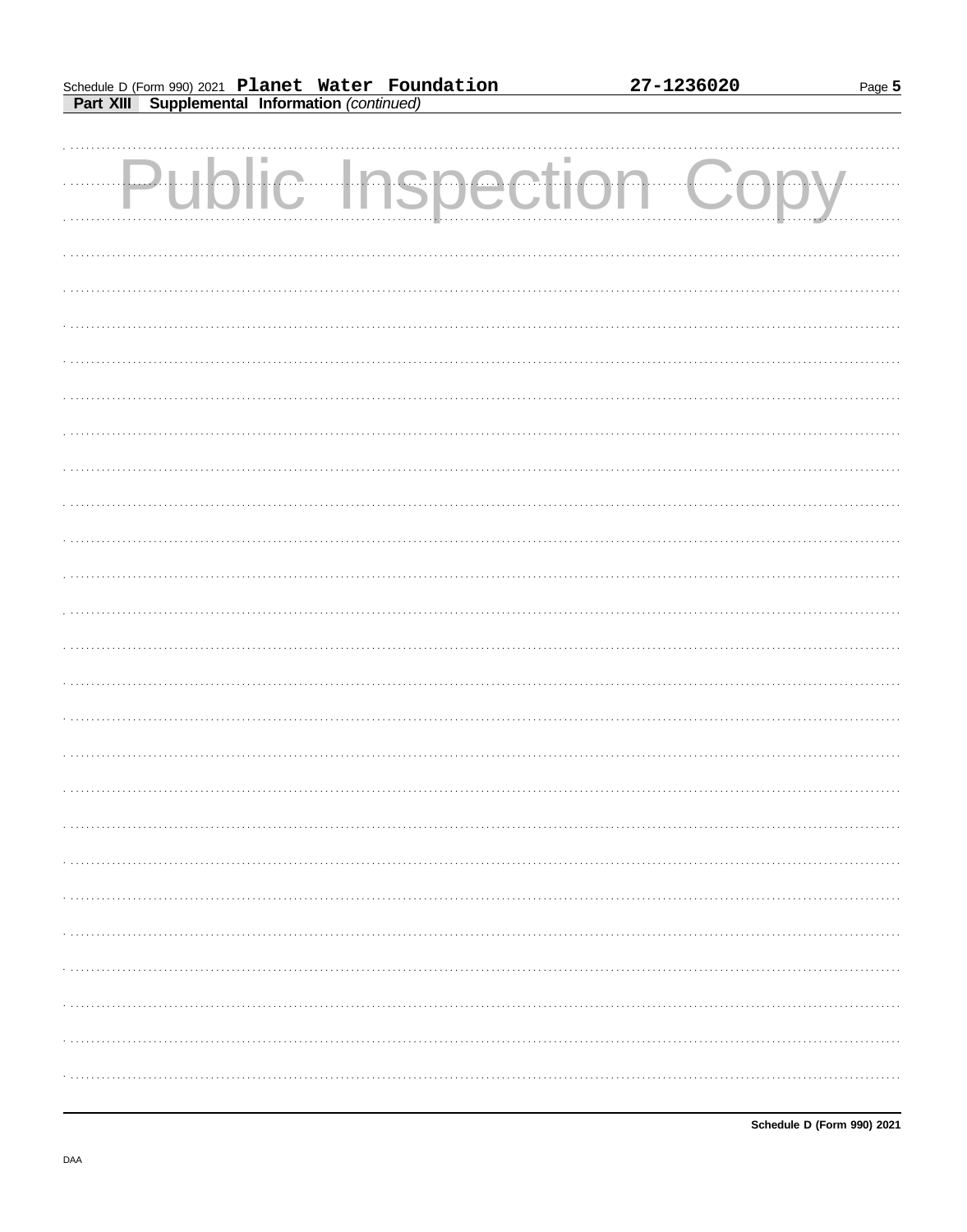Schedule D (Form 990) 2021 **Planet Water Foundation** **27-1236020**

**Part XIII Supplemental Information** *(continued)*

Public Inspection Copy

**Schedule D (Form 990) 2021**

DAA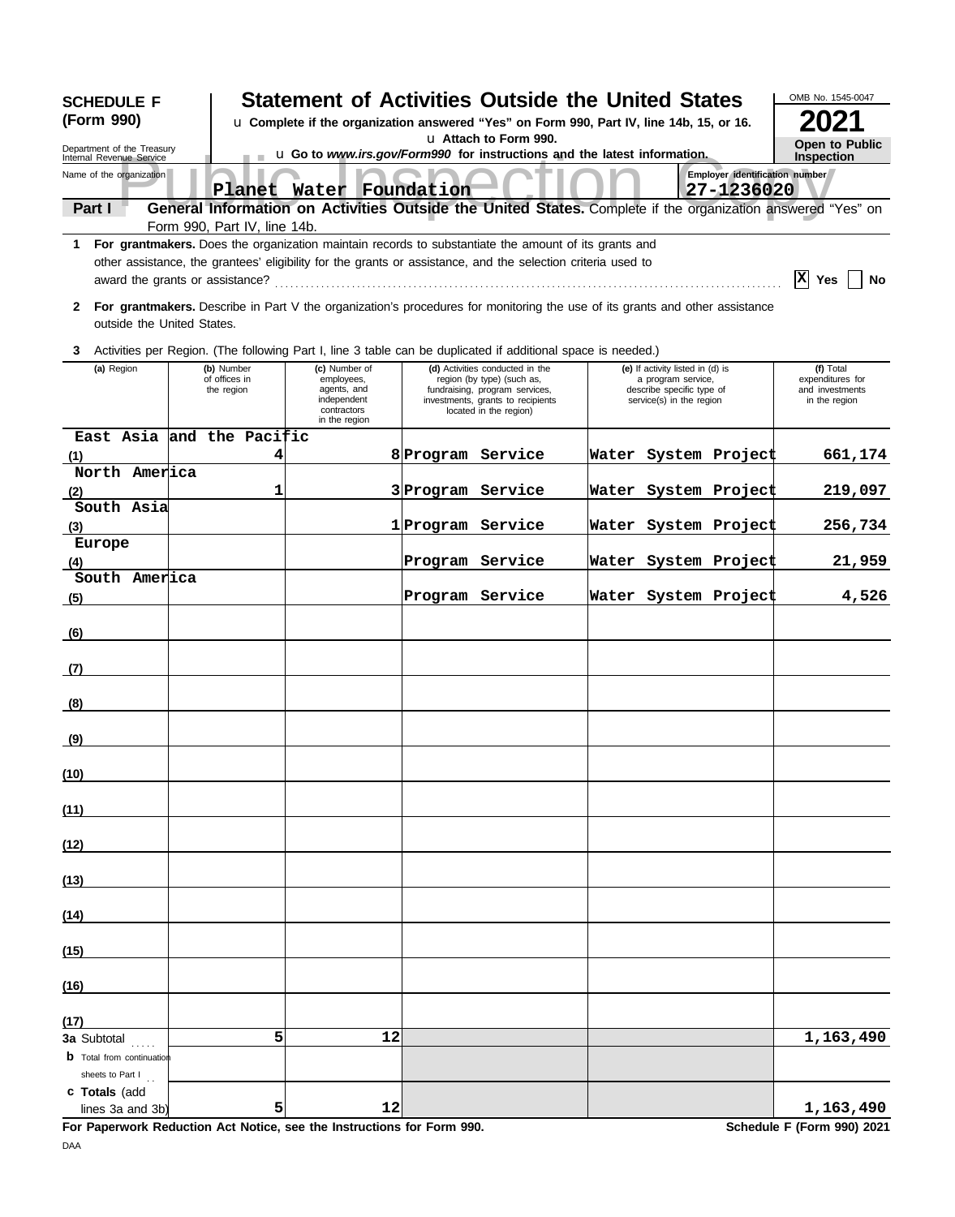**SCHEDULE F (Form 990)**

Department of the Treasury
Internal Revenue Service

# Statement of Activities Outside the United States

u **Complete if the organization answered "Yes" on Form 990, Part IV, line 14b, 15, or 16.**
u **Attach to Form 990.**
u **Go to *www.irs.gov/Form990* for instructions and the latest information.**

OMB No. 1545-0047

**2021**

**Open to Public Inspection**

Public Inspection Copy

Name of the organization: **Planet Water Foundation**

Employer identification number: **27-1236020**

**Part I** **General Information on Activities Outside the United States.** Complete if the organization answered "Yes" on Form 990, Part IV, line 14b.

**1** **For grantmakers.** Does the organization maintain records to substantiate the amount of its grants and other assistance, the grantees' eligibility for the grants or assistance, and the selection criteria used to award the grants or assistance? .......... [X] **Yes** [ ] **No**

**2** **For grantmakers.** Describe in Part V the organization's procedures for monitoring the use of its grants and other assistance outside the United States.

**3** Activities per Region. (The following Part I, line 3 table can be duplicated if additional space is needed.)

| | (a) Region | (b) Number of offices in the region | (c) Number of employees, agents, and independent contractors in the region | (d) Activities conducted in the region (by type) (such as, fundraising, program services, investments, grants to recipients located in the region) | (e) If activity listed in (d) is a program service, describe specific type of service(s) in the region | (f) Total expenditures for and investments in the region |
|---|---|---|---|---|---|---|
| (1) | East Asia and the Pacific | 4 | 8 | Program Service | Water System Project | 661,174 |
| (2) | North America | 1 | 3 | Program Service | Water System Project | 219,097 |
| (3) | South Asia | | 1 | Program Service | Water System Project | 256,734 |
| (4) | Europe | | | Program Service | Water System Project | 21,959 |
| (5) | South America | | | Program Service | Water System Project | 4,526 |
| (6) | | | | | | |
| (7) | | | | | | |
| (8) | | | | | | |
| (9) | | | | | | |
| (10) | | | | | | |
| (11) | | | | | | |
| (12) | | | | | | |
| (13) | | | | | | |
| (14) | | | | | | |
| (15) | | | | | | |
| (16) | | | | | | |
| (17) | | | | | | |
| **3a** | Subtotal | 5 | 12 | | | 1,163,490 |
| **b** | Total from continuation sheets to Part I | | | | | |
| **c** | **Totals** (add lines 3a and 3b) | 5 | 12 | | | 1,163,490 |

**For Paperwork Reduction Act Notice, see the Instructions for Form 990.** **Schedule F (Form 990) 2021**

DAA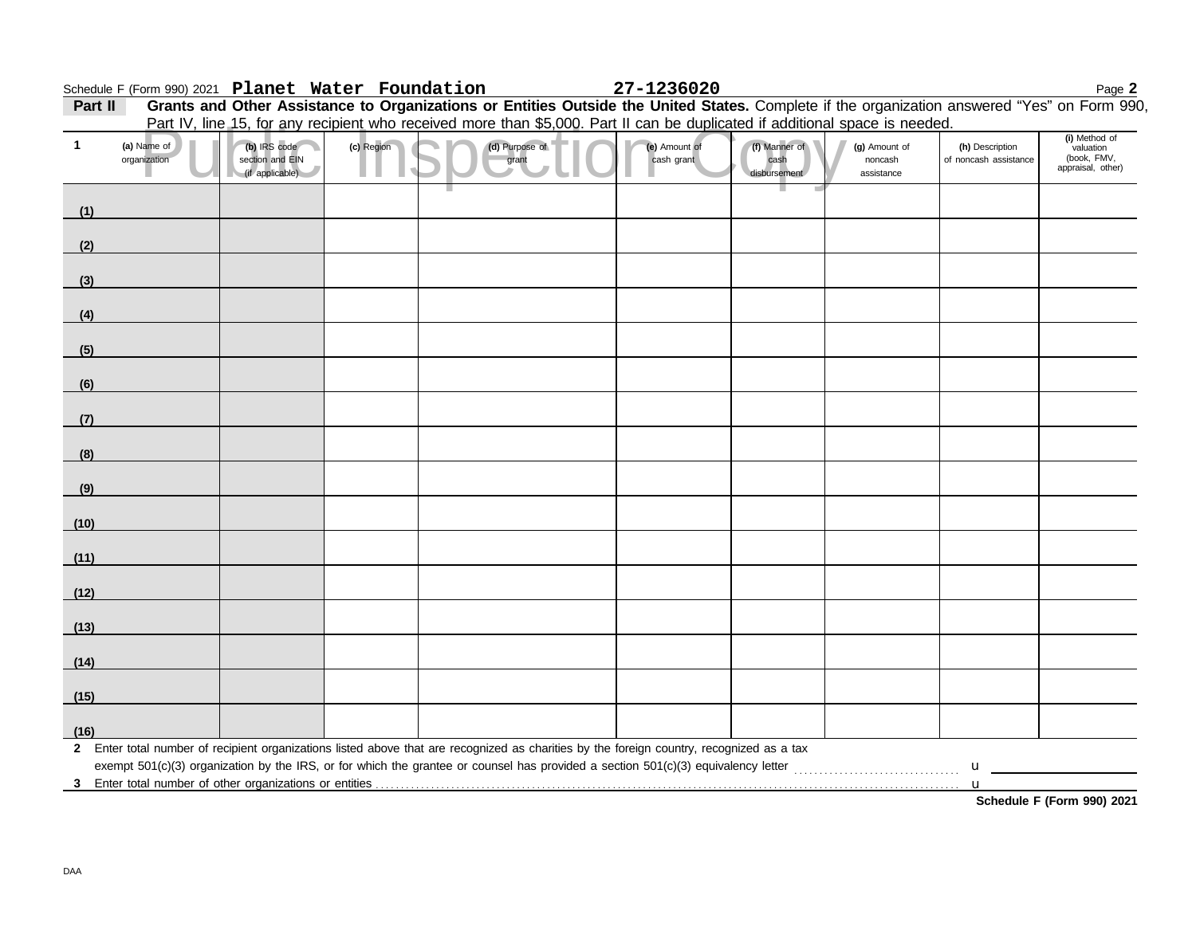Schedule F (Form 990) 2021 **Planet Water Foundation** **27-1236020**

**Part II** **Grants and Other Assistance to Organizations or Entities Outside the United States.** Complete if the organization answered "Yes" on Form 990, Part IV, line 15, for any recipient who received more than $5,000. Part II can be duplicated if additional space is needed.

Public Inspection Copy

| 1 (a) Name of organization | (b) IRS code section and EIN (if applicable) | (c) Region | (d) Purpose of grant | (e) Amount of cash grant | (f) Manner of cash disbursement | (g) Amount of noncash assistance | (h) Description of noncash assistance | (i) Method of valuation (book, FMV, appraisal, other) |
|---|---|---|---|---|---|---|---|---|
| (1) | | | | | | | | |
| (2) | | | | | | | | |
| (3) | | | | | | | | |
| (4) | | | | | | | | |
| (5) | | | | | | | | |
| (6) | | | | | | | | |
| (7) | | | | | | | | |
| (8) | | | | | | | | |
| (9) | | | | | | | | |
| (10) | | | | | | | | |
| (11) | | | | | | | | |
| (12) | | | | | | | | |
| (13) | | | | | | | | |
| (14) | | | | | | | | |
| (15) | | | | | | | | |
| (16) | | | | | | | | |

**2** Enter total number of recipient organizations listed above that are recognized as charities by the foreign country, recognized as a tax exempt 501(c)(3) organization by the IRS, or for which the grantee or counsel has provided a section 501(c)(3) equivalency letter ........ u

**3** Enter total number of other organizations or entities ........ u

**Schedule F (Form 990) 2021**

DAA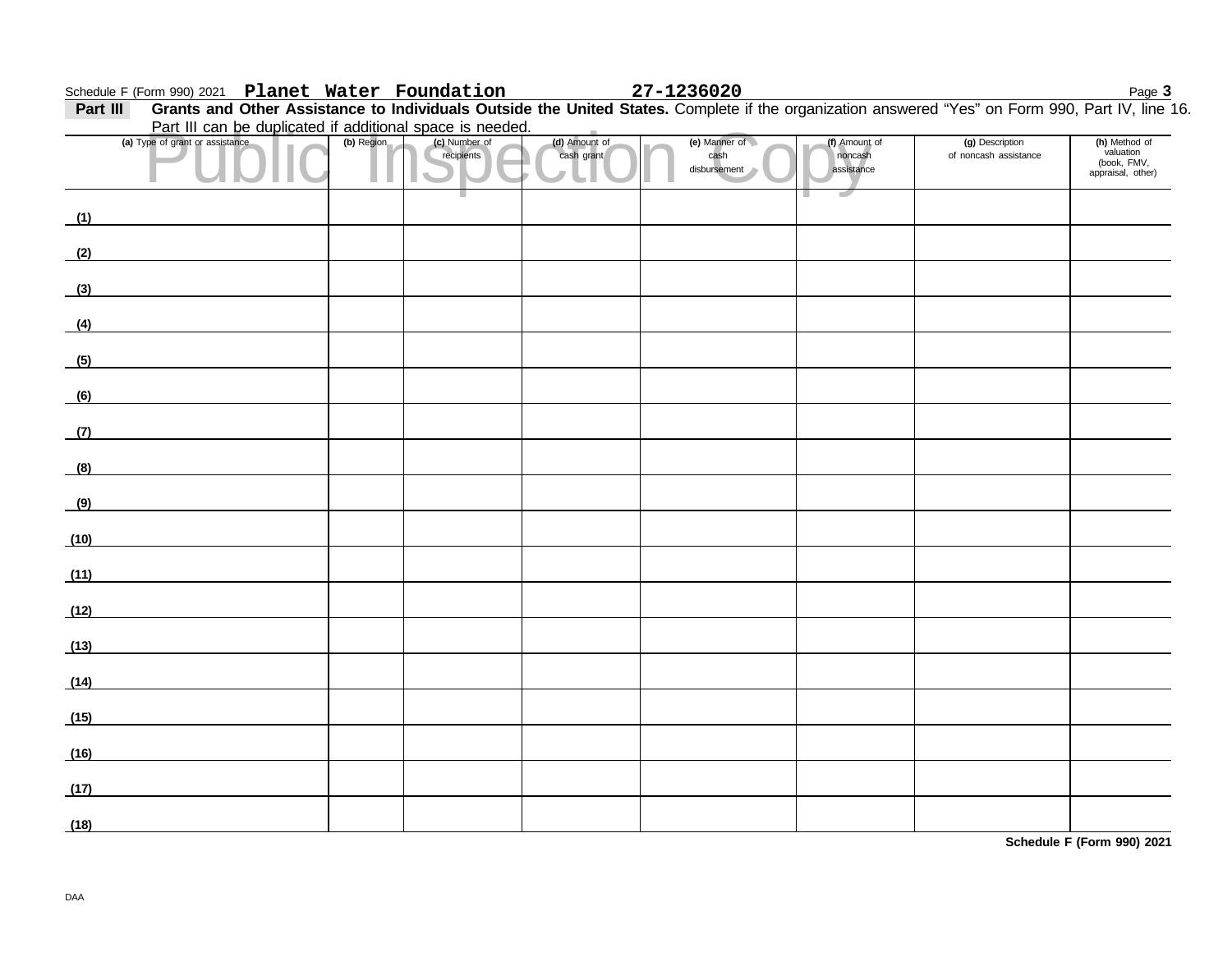Schedule F (Form 990) 2021 **Planet Water Foundation** **27-1236020**

**Part III** **Grants and Other Assistance to Individuals Outside the United States.** Complete if the organization answered "Yes" on Form 990, Part IV, line 16. Part III can be duplicated if additional space is needed.

Public Inspection Copy

| (a) Type of grant or assistance | (b) Region | (c) Number of recipients | (d) Amount of cash grant | (e) Manner of cash disbursement | (f) Amount of noncash assistance | (g) Description of noncash assistance | (h) Method of valuation (book, FMV, appraisal, other) |
|---|---|---|---|---|---|---|---|
| (1) | | | | | | | |
| (2) | | | | | | | |
| (3) | | | | | | | |
| (4) | | | | | | | |
| (5) | | | | | | | |
| (6) | | | | | | | |
| (7) | | | | | | | |
| (8) | | | | | | | |
| (9) | | | | | | | |
| (10) | | | | | | | |
| (11) | | | | | | | |
| (12) | | | | | | | |
| (13) | | | | | | | |
| (14) | | | | | | | |
| (15) | | | | | | | |
| (16) | | | | | | | |
| (17) | | | | | | | |
| (18) | | | | | | | |

**Schedule F (Form 990) 2021**

DAA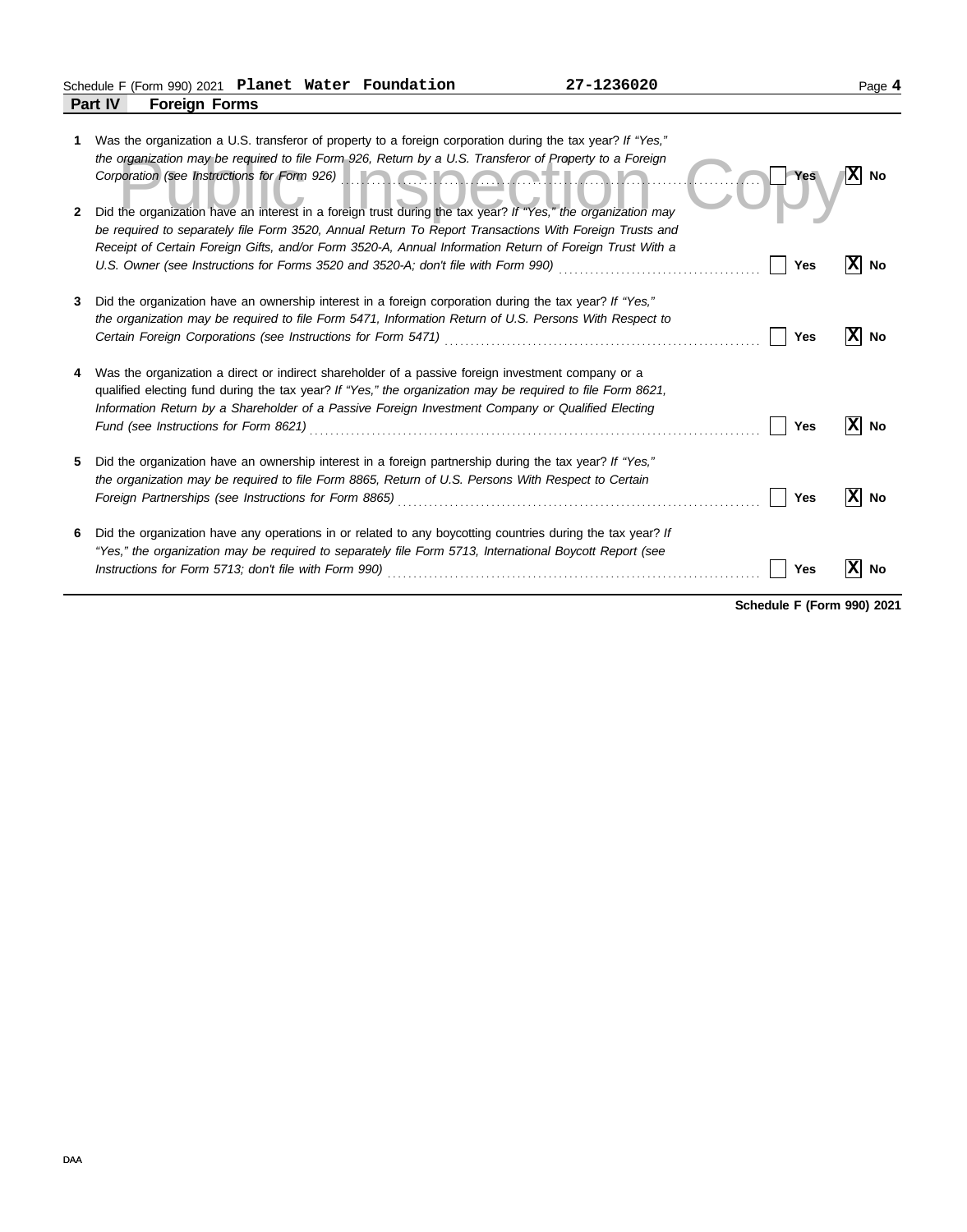Schedule F (Form 990) 2021 **Planet Water Foundation** **27-1236020**

## Part IV Foreign Forms

| | | Yes | No |
|---|---|---|---|
| **1** | Was the organization a U.S. transferor of property to a foreign corporation during the tax year? *If "Yes," the organization may be required to file Form 926, Return by a U.S. Transferor of Property to a Foreign Corporation (see Instructions for Form 926)* | | X |
| **2** | Did the organization have an interest in a foreign trust during the tax year? *If "Yes," the organization may be required to separately file Form 3520, Annual Return To Report Transactions With Foreign Trusts and Receipt of Certain Foreign Gifts, and/or Form 3520-A, Annual Information Return of Foreign Trust With a U.S. Owner (see Instructions for Forms 3520 and 3520-A; don't file with Form 990)* | | X |
| **3** | Did the organization have an ownership interest in a foreign corporation during the tax year? *If "Yes," the organization may be required to file Form 5471, Information Return of U.S. Persons With Respect to Certain Foreign Corporations (see Instructions for Form 5471)* | | X |
| **4** | Was the organization a direct or indirect shareholder of a passive foreign investment company or a qualified electing fund during the tax year? *If "Yes," the organization may be required to file Form 8621, Information Return by a Shareholder of a Passive Foreign Investment Company or Qualified Electing Fund (see Instructions for Form 8621)* | | X |
| **5** | Did the organization have an ownership interest in a foreign partnership during the tax year? *If "Yes," the organization may be required to file Form 8865, Return of U.S. Persons With Respect to Certain Foreign Partnerships (see Instructions for Form 8865)* | | X |
| **6** | Did the organization have any operations in or related to any boycotting countries during the tax year? *If "Yes," the organization may be required to separately file Form 5713, International Boycott Report (see Instructions for Form 5713; don't file with Form 990)* | | X |

**Schedule F (Form 990) 2021**

DAA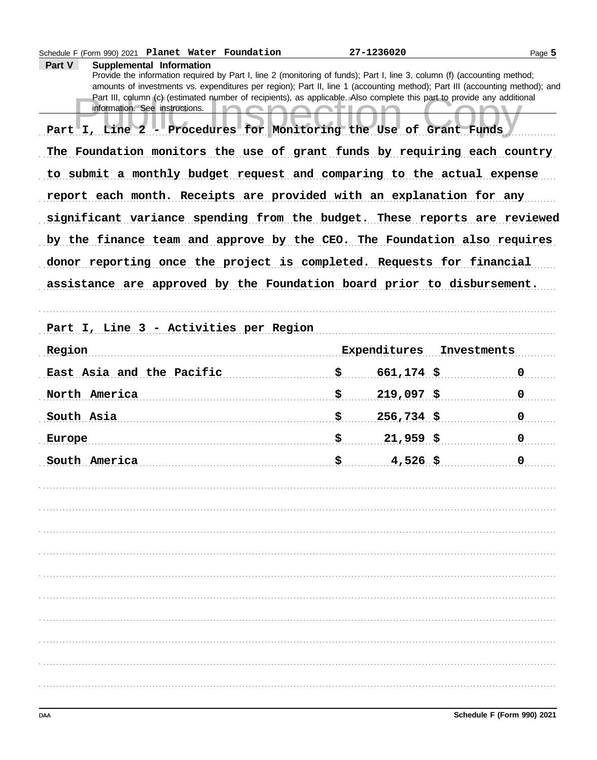Schedule F (Form 990) 2021 **Planet Water Foundation** **27-1236020**

**Part V** **Supplemental Information**

Provide the information required by Part I, line 2 (monitoring of funds); Part I, line 3, column (f) (accounting method; amounts of investments vs. expenditures per region); Part II, line 1 (accounting method); Part III (accounting method); and Part III, column (c) (estimated number of recipients), as applicable. Also complete this part to provide any additional information. See instructions.

**Part I, Line 2 - Procedures for Monitoring the Use of Grant Funds**

**The Foundation monitors the use of grant funds by requiring each country to submit a monthly budget request and comparing to the actual expense report each month. Receipts are provided with an explanation for any significant variance spending from the budget. These reports are reviewed by the finance team and approve by the CEO. The Foundation also requires donor reporting once the project is completed. Requests for financial assistance are approved by the Foundation board prior to disbursement.**

**Part I, Line 3 - Activities per Region**

| Region | Expenditures | Investments |
|---|---|---|
| East Asia and the Pacific | $ 661,174 | $ 0 |
| North America | $ 219,097 | $ 0 |
| South Asia | $ 256,734 | $ 0 |
| Europe | $ 21,959 | $ 0 |
| South America | $ 4,526 | $ 0 |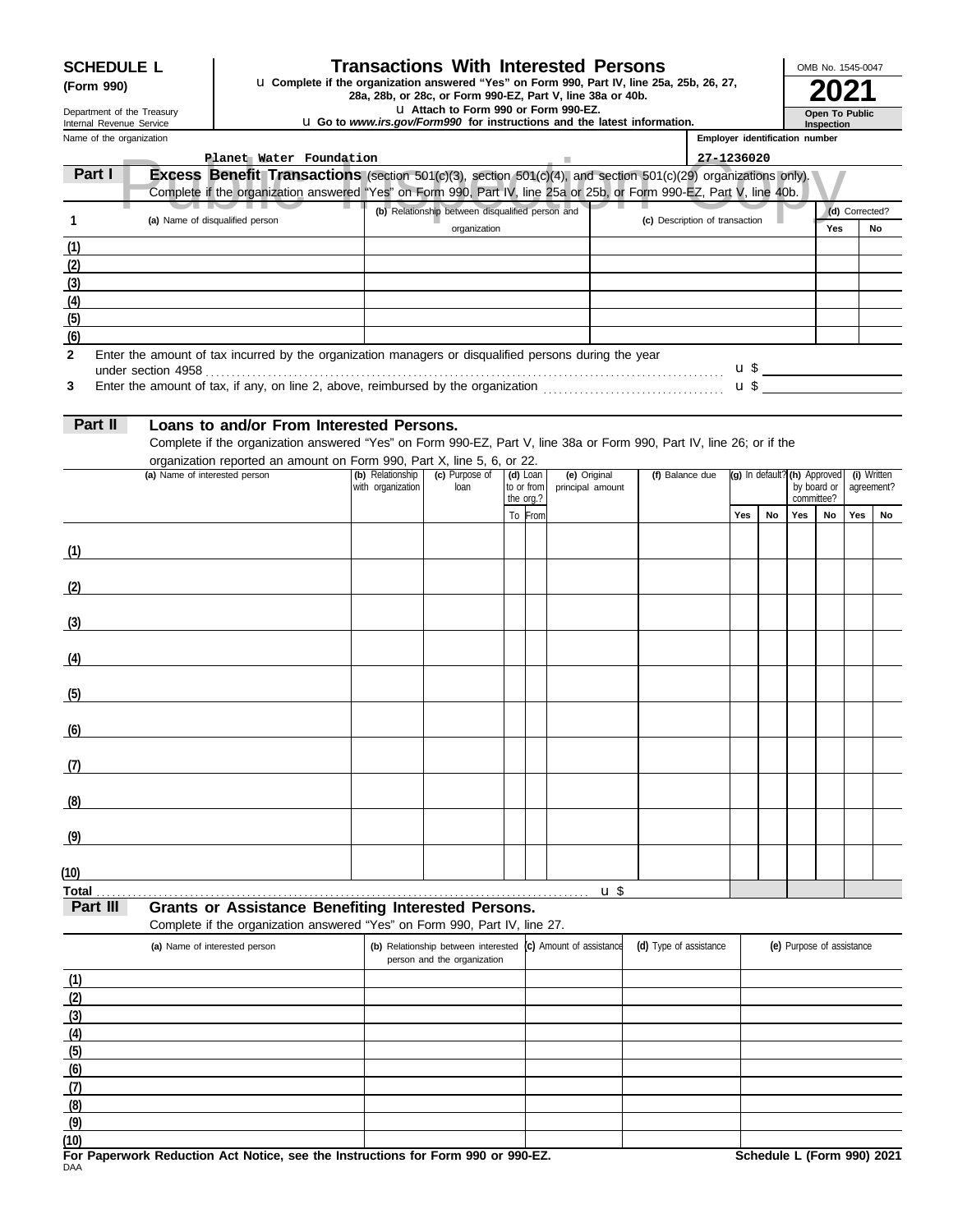**SCHEDULE L**
**(Form 990)**

Department of the Treasury
Internal Revenue Service

# Transactions With Interested Persons

u Complete if the organization answered "Yes" on Form 990, Part IV, line 25a, 25b, 26, 27, 28a, 28b, or 28c, or Form 990-EZ, Part V, line 38a or 40b.
u Attach to Form 990 or Form 990-EZ.
u Go to *www.irs.gov/Form990* for instructions and the latest information.

OMB No. 1545-0047
**2021**
**Open To Public Inspection**

Name of the organization: Planet Water Foundation
Employer identification number: 27-1236020

Public Inspection Copy

## Part I Excess Benefit Transactions (section 501(c)(3), section 501(c)(4), and section 501(c)(29) organizations only).

Complete if the organization answered "Yes" on Form 990, Part IV, line 25a or 25b, or Form 990-EZ, Part V, line 40b.

| 1 | (a) Name of disqualified person | (b) Relationship between disqualified person and organization | (c) Description of transaction | (d) Corrected? Yes | No |
|---|---|---|---|---|---|
| (1) | | | | | |
| (2) | | | | | |
| (3) | | | | | |
| (4) | | | | | |
| (5) | | | | | |
| (6) | | | | | |

2 Enter the amount of tax incurred by the organization managers or disqualified persons during the year under section 4958 . . . u $

3 Enter the amount of tax, if any, on line 2, above, reimbursed by the organization . . . u $

## Part II Loans to and/or From Interested Persons.

Complete if the organization answered "Yes" on Form 990-EZ, Part V, line 38a or Form 990, Part IV, line 26; or if the organization reported an amount on Form 990, Part X, line 5, 6, or 22.

| | (a) Name of interested person | (b) Relationship with organization | (c) Purpose of loan | (d) Loan to or from the org.? To | From | (e) Original principal amount | (f) Balance due | (g) In default? Yes | No | (h) Approved by board or committee? Yes | No | (i) Written agreement? Yes | No |
|---|---|---|---|---|---|---|---|---|---|---|---|---|---|
| (1) | | | | | | | | | | | | | |
| (2) | | | | | | | | | | | | | |
| (3) | | | | | | | | | | | | | |
| (4) | | | | | | | | | | | | | |
| (5) | | | | | | | | | | | | | |
| (6) | | | | | | | | | | | | | |
| (7) | | | | | | | | | | | | | |
| (8) | | | | | | | | | | | | | |
| (9) | | | | | | | | | | | | | |
| (10) | | | | | | | | | | | | | |
| Total | | | | | | u $ | | | | | | | |

## Part III Grants or Assistance Benefiting Interested Persons.

Complete if the organization answered "Yes" on Form 990, Part IV, line 27.

| | (a) Name of interested person | (b) Relationship between interested person and the organization | (c) Amount of assistance | (d) Type of assistance | (e) Purpose of assistance |
|---|---|---|---|---|---|
| (1) | | | | | |
| (2) | | | | | |
| (3) | | | | | |
| (4) | | | | | |
| (5) | | | | | |
| (6) | | | | | |
| (7) | | | | | |
| (8) | | | | | |
| (9) | | | | | |
| (10) | | | | | |

**For Paperwork Reduction Act Notice, see the Instructions for Form 990 or 990-EZ.** **Schedule L (Form 990) 2021**
DAA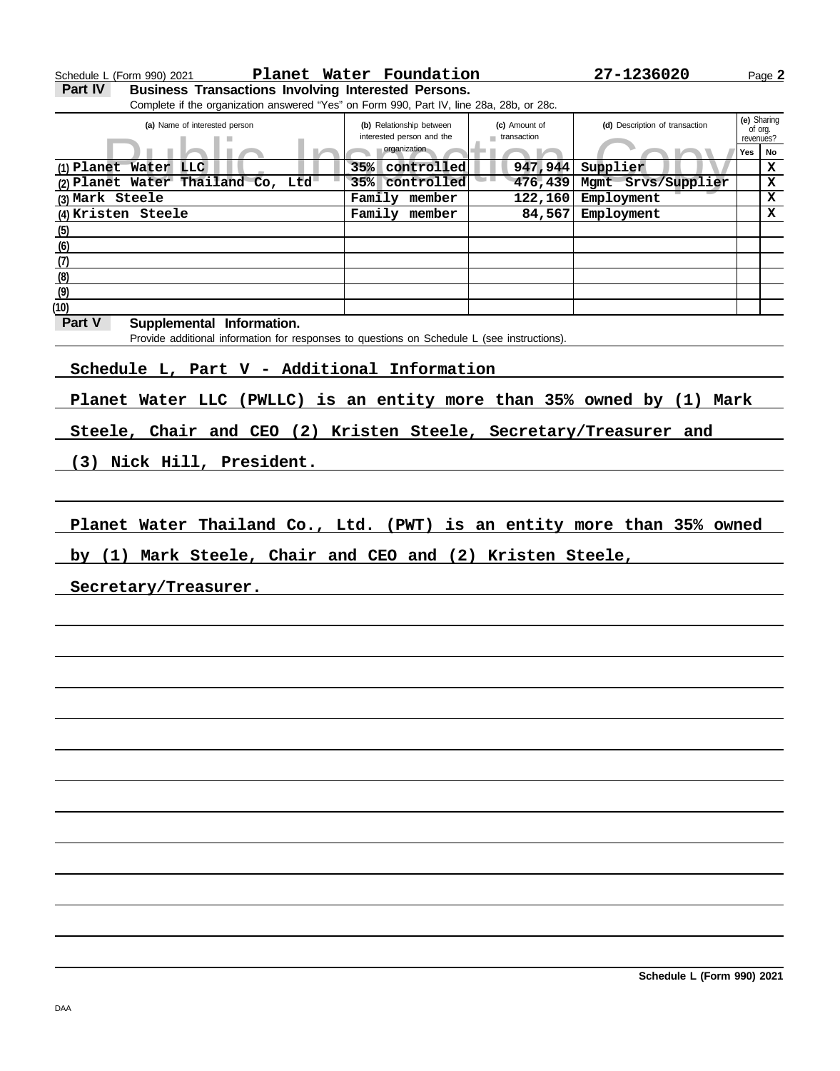Schedule L (Form 990) 2021 **Planet Water Foundation** **27-1236020**

**Part IV** **Business Transactions Involving Interested Persons.**

Complete if the organization answered "Yes" on Form 990, Part IV, line 28a, 28b, or 28c.

| (a) Name of interested person | (b) Relationship between interested person and the organization | (c) Amount of transaction | (d) Description of transaction | (e) Sharing of org. revenues? Yes | No |
|---|---|---|---|---|---|
| (1) Planet Water LLC | 35% controlled | 947,944 | Supplier | | X |
| (2) Planet Water Thailand Co, Ltd | 35% controlled | 476,439 | Mgmt Srvs/Supplier | | X |
| (3) Mark Steele | Family member | 122,160 | Employment | | X |
| (4) Kristen Steele | Family member | 84,567 | Employment | | X |
| (5) | | | | | |
| (6) | | | | | |
| (7) | | | | | |
| (8) | | | | | |
| (9) | | | | | |
| (10) | | | | | |

**Part V** **Supplemental Information.**

Provide additional information for responses to questions on Schedule L (see instructions).

Schedule L, Part V - Additional Information

Planet Water LLC (PWLLC) is an entity more than 35% owned by (1) Mark Steele, Chair and CEO (2) Kristen Steele, Secretary/Treasurer and (3) Nick Hill, President.

Planet Water Thailand Co., Ltd. (PWT) is an entity more than 35% owned by (1) Mark Steele, Chair and CEO and (2) Kristen Steele, Secretary/Treasurer.

**Schedule L (Form 990) 2021**

DAA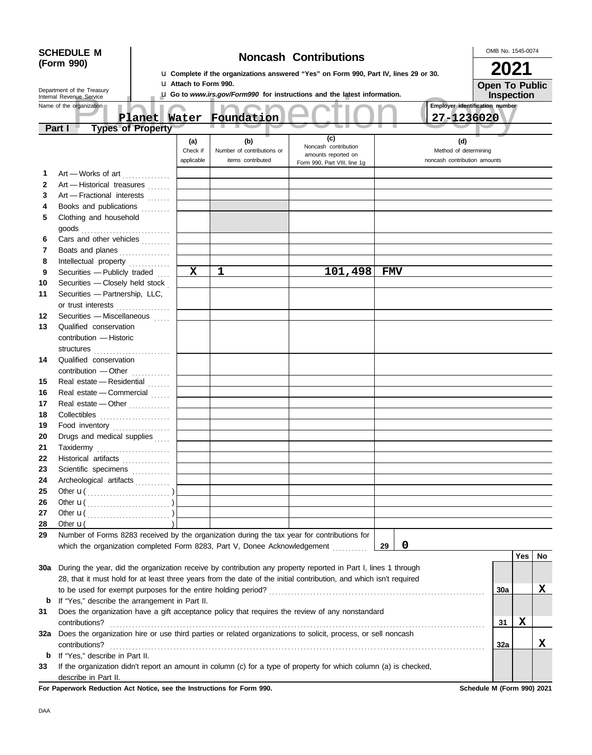**SCHEDULE M (Form 990)**

Department of the Treasury
Internal Revenue Service

# Noncash Contributions

u Complete if the organizations answered "Yes" on Form 990, Part IV, lines 29 or 30.
u Attach to Form 990.
u Go to *www.irs.gov/Form990* for instructions and the latest information.

OMB No. 1545-0074

**2021**

**Open To Public Inspection**

Name of the organization: **Planet Water Foundation**

Employer identification number: **27-1236020**

**Part I — Types of Property**

| | | (a) Check if applicable | (b) Number of contributions or items contributed | (c) Noncash contribution amounts reported on Form 990, Part VIII, line 1g | (d) Method of determining noncash contribution amounts |
|---|---|---|---|---|---|
| 1 | Art — Works of art | | | | |
| 2 | Art — Historical treasures | | | | |
| 3 | Art — Fractional interests | | | | |
| 4 | Books and publications | | | | |
| 5 | Clothing and household goods | | | | |
| 6 | Cars and other vehicles | | | | |
| 7 | Boats and planes | | | | |
| 8 | Intellectual property | | | | |
| 9 | Securities — Publicly traded | X | 1 | 101,498 | FMV |
| 10 | Securities — Closely held stock | | | | |
| 11 | Securities — Partnership, LLC, or trust interests | | | | |
| 12 | Securities — Miscellaneous | | | | |
| 13 | Qualified conservation contribution — Historic structures | | | | |
| 14 | Qualified conservation contribution — Other | | | | |
| 15 | Real estate — Residential | | | | |
| 16 | Real estate — Commercial | | | | |
| 17 | Real estate — Other | | | | |
| 18 | Collectibles | | | | |
| 19 | Food inventory | | | | |
| 20 | Drugs and medical supplies | | | | |
| 21 | Taxidermy | | | | |
| 22 | Historical artifacts | | | | |
| 23 | Scientific specimens | | | | |
| 24 | Archeological artifacts | | | | |
| 25 | Other u ( ) | | | | |
| 26 | Other u ( ) | | | | |
| 27 | Other u ( ) | | | | |
| 28 | Other u ( ) | | | | |

**29** Number of Forms 8283 received by the organization during the tax year for contributions for which the organization completed Form 8283, Part V, Donee Acknowledgement ..... **29** | **0**

| | | | Yes | No |
|---|---|---|---|---|
| **30a** | During the year, did the organization receive by contribution any property reported in Part I, lines 1 through 28, that it must hold for at least three years from the date of the initial contribution, and which isn't required to be used for exempt purposes for the entire holding period? | 30a | | X |
| **b** | If "Yes," describe the arrangement in Part II. | | | |
| **31** | Does the organization have a gift acceptance policy that requires the review of any nonstandard contributions? | 31 | X | |
| **32a** | Does the organization hire or use third parties or related organizations to solicit, process, or sell noncash contributions? | 32a | | X |
| **b** | If "Yes," describe in Part II. | | | |
| **33** | If the organization didn't report an amount in column (c) for a type of property for which column (a) is checked, describe in Part II. | | | |

**For Paperwork Reduction Act Notice, see the Instructions for Form 990.** **Schedule M (Form 990) 2021**

DAA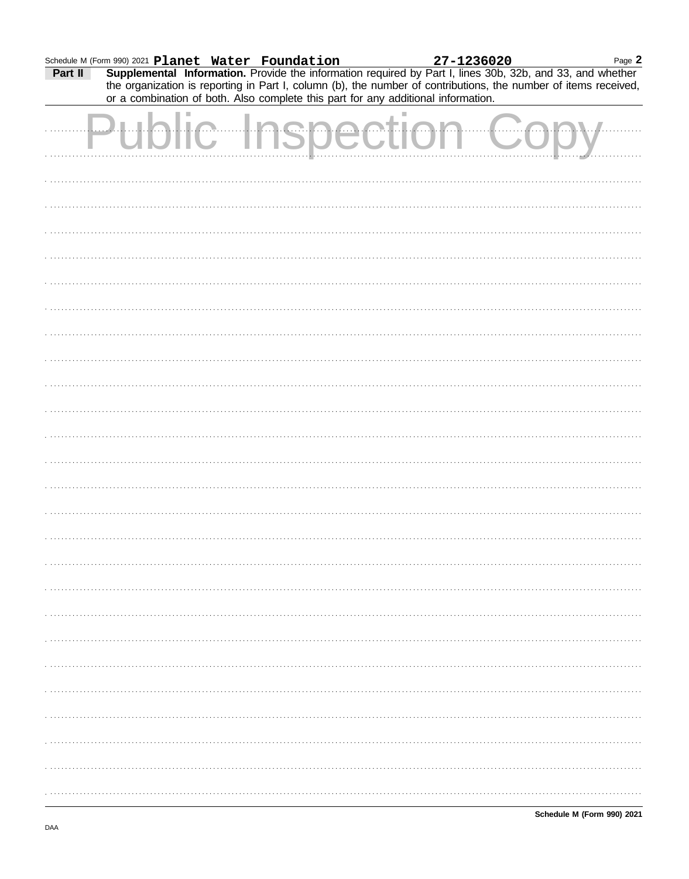Schedule M (Form 990) 2021 **Planet Water Foundation** **27-1236020**

**Part II** **Supplemental Information.** Provide the information required by Part I, lines 30b, 32b, and 33, and whether the organization is reporting in Part I, column (b), the number of contributions, the number of items received, or a combination of both. Also complete this part for any additional information.

Public Inspection Copy

**Schedule M (Form 990) 2021**

DAA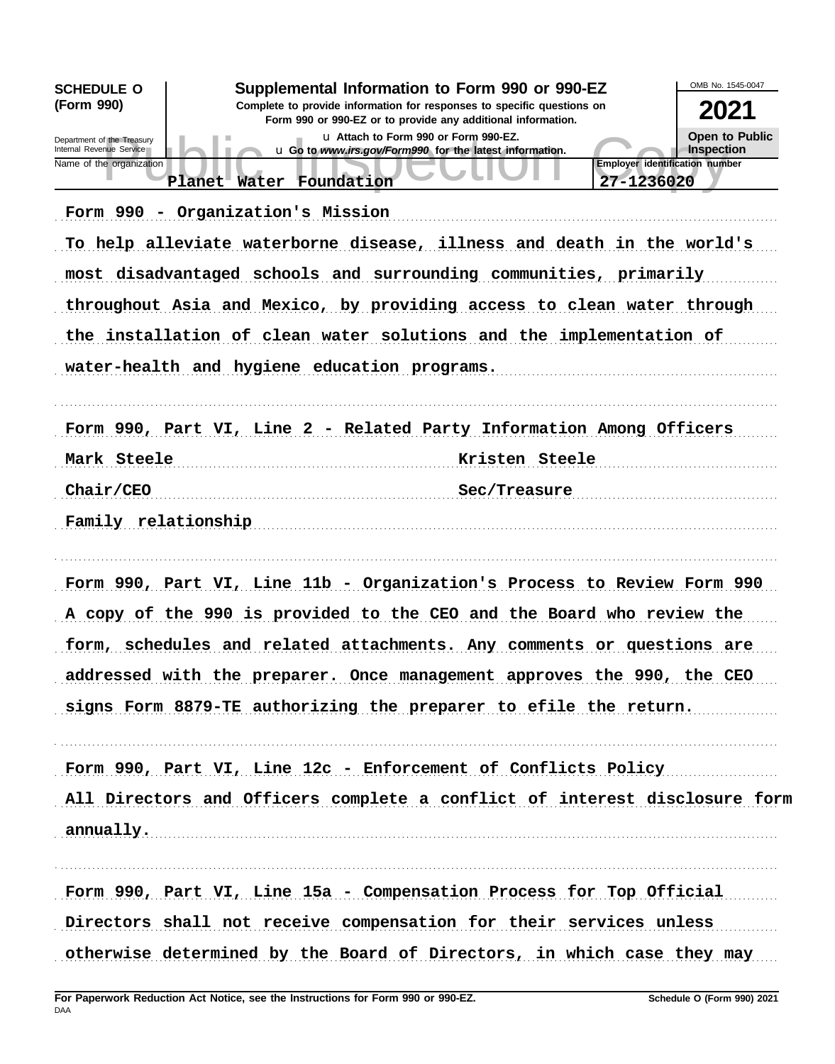**SCHEDULE O (Form 990)**

Department of the Treasury
Internal Revenue Service

# Supplemental Information to Form 990 or 990-EZ

**Complete to provide information for responses to specific questions on Form 990 or 990-EZ or to provide any additional information.**

u Attach to Form 990 or Form 990-EZ.

u Go to *www.irs.gov/Form990* for the latest information.

OMB No. 1545-0047

**2021**

**Open to Public Inspection**

Name of the organization: Planet Water Foundation

Employer identification number: 27-1236020

Form 990 - Organization's Mission

To help alleviate waterborne disease, illness and death in the world's most disadvantaged schools and surrounding communities, primarily throughout Asia and Mexico, by providing access to clean water through the installation of clean water solutions and the implementation of water-health and hygiene education programs.

Form 990, Part VI, Line 2 - Related Party Information Among Officers

| | |
|---|---|
| Mark Steele | Kristen Steele |
| Chair/CEO | Sec/Treasure |

Family relationship

Form 990, Part VI, Line 11b - Organization's Process to Review Form 990

A copy of the 990 is provided to the CEO and the Board who review the form, schedules and related attachments. Any comments or questions are addressed with the preparer. Once management approves the 990, the CEO signs Form 8879-TE authorizing the preparer to efile the return.

Form 990, Part VI, Line 12c - Enforcement of Conflicts Policy

All Directors and Officers complete a conflict of interest disclosure form annually.

Form 990, Part VI, Line 15a - Compensation Process for Top Official

Directors shall not receive compensation for their services unless otherwise determined by the Board of Directors, in which case they may

**For Paperwork Reduction Act Notice, see the Instructions for Form 990 or 990-EZ.**

DAA

**Schedule O (Form 990) 2021**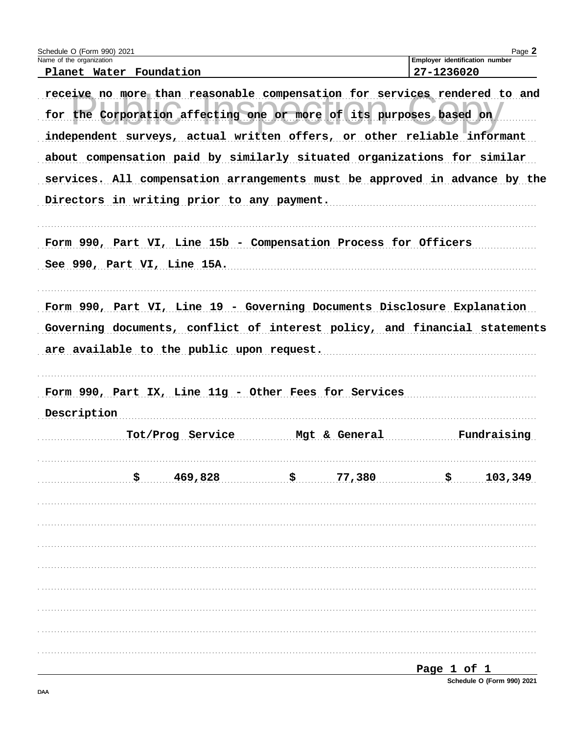Schedule O (Form 990) 2021

Name of the organization: Planet Water Foundation

Employer identification number: 27-1236020

receive no more than reasonable compensation for services rendered to and for the Corporation affecting one or more of its purposes based on independent surveys, actual written offers, or other reliable informant about compensation paid by similarly situated organizations for similar services. All compensation arrangements must be approved in advance by the Directors in writing prior to any payment.

Form 990, Part VI, Line 15b - Compensation Process for Officers

See 990, Part VI, Line 15A.

Form 990, Part VI, Line 19 - Governing Documents Disclosure Explanation

Governing documents, conflict of interest policy, and financial statements are available to the public upon request.

Form 990, Part IX, Line 11g - Other Fees for Services

Description

| Tot/Prog Service | Mgt & General | Fundraising |
|---|---|---|
| $ 469,828 | $ 77,380 | $ 103,349 |

Schedule O (Form 990) 2021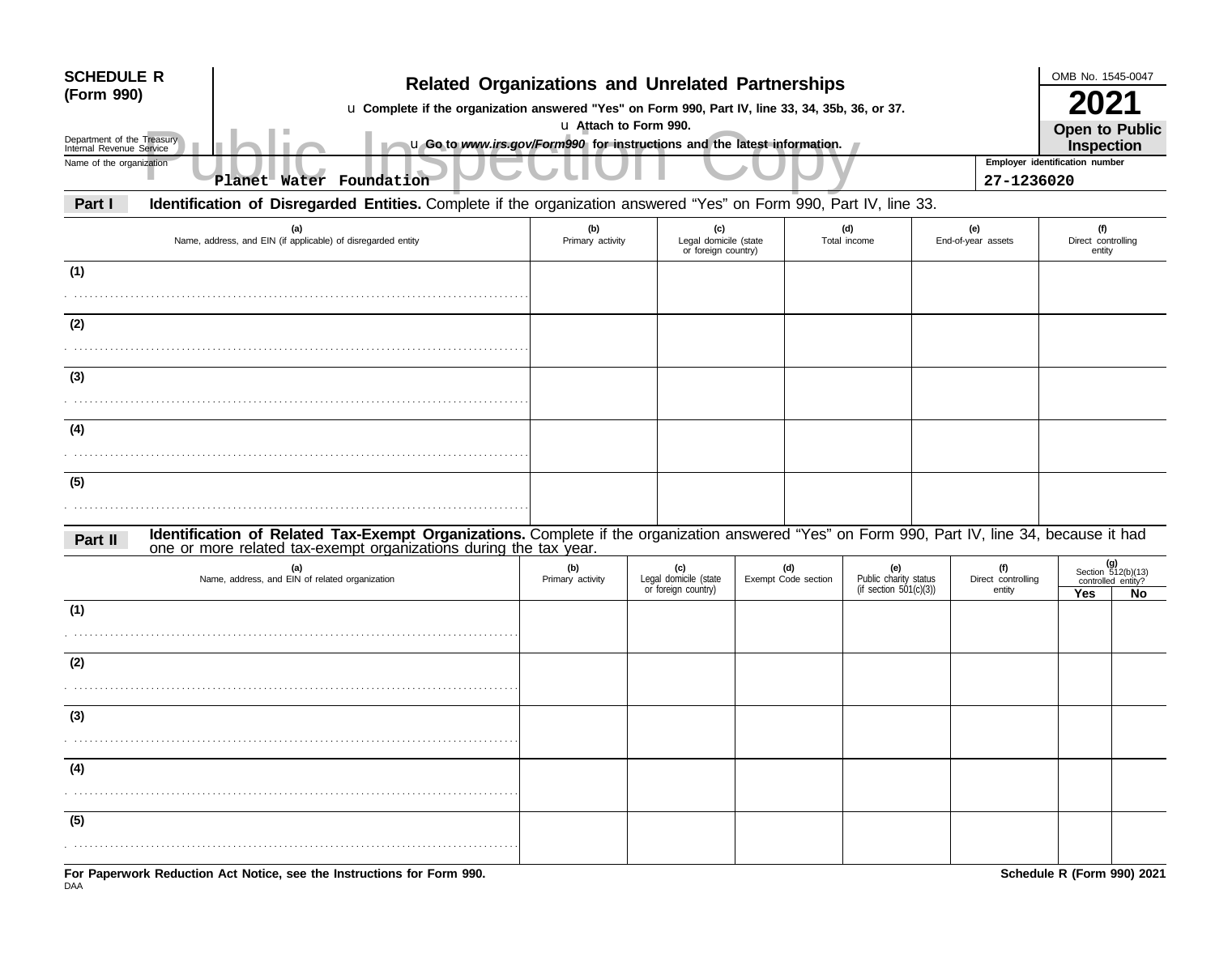**SCHEDULE R (Form 990)**

Department of the Treasury
Internal Revenue Service

# Related Organizations and Unrelated Partnerships

u Complete if the organization answered "Yes" on Form 990, Part IV, line 33, 34, 35b, 36, or 37.

u Attach to Form 990.

u Go to *www.irs.gov/Form990* for instructions and the latest information.

OMB No. 1545-0047

**2021**

**Open to Public Inspection**

Public Inspection Copy

Name of the organization: Planet Water Foundation

Employer identification number: 27-1236020

**Part I** **Identification of Disregarded Entities.** Complete if the organization answered "Yes" on Form 990, Part IV, line 33.

| (a) Name, address, and EIN (if applicable) of disregarded entity | (b) Primary activity | (c) Legal domicile (state or foreign country) | (d) Total income | (e) End-of-year assets | (f) Direct controlling entity |
|---|---|---|---|---|---|
| (1) | | | | | |
| (2) | | | | | |
| (3) | | | | | |
| (4) | | | | | |
| (5) | | | | | |

**Part II** **Identification of Related Tax-Exempt Organizations.** Complete if the organization answered "Yes" on Form 990, Part IV, line 34, because it had one or more related tax-exempt organizations during the tax year.

| (a) Name, address, and EIN of related organization | (b) Primary activity | (c) Legal domicile (state or foreign country) | (d) Exempt Code section | (e) Public charity status (if section 501(c)(3)) | (f) Direct controlling entity | (g) Section 512(b)(13) controlled entity? Yes | No |
|---|---|---|---|---|---|---|---|
| (1) | | | | | | | |
| (2) | | | | | | | |
| (3) | | | | | | | |
| (4) | | | | | | | |
| (5) | | | | | | | |

**For Paperwork Reduction Act Notice, see the Instructions for Form 990.**

DAA

**Schedule R (Form 990) 2021**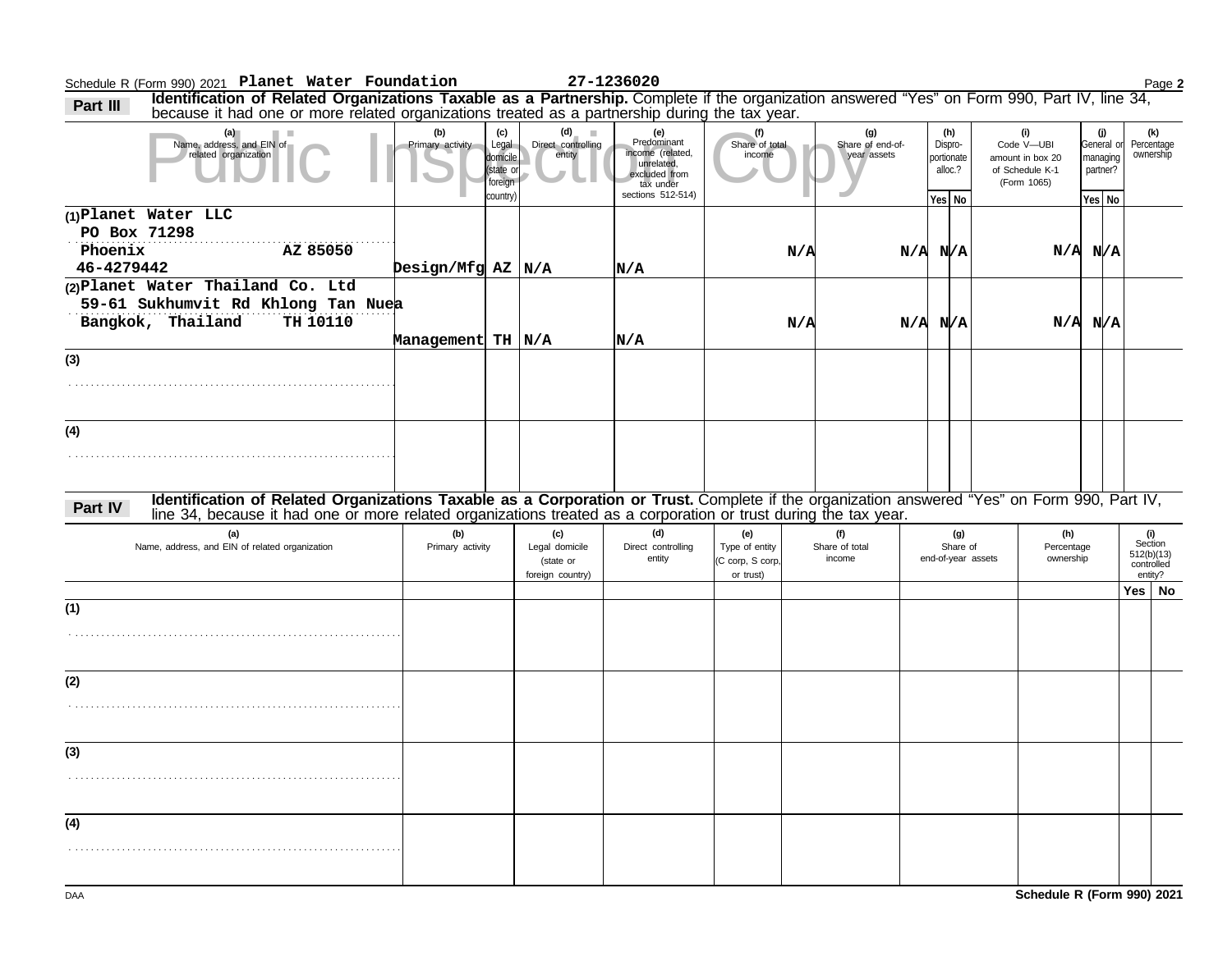Schedule R (Form 990) 2021 **Planet Water Foundation** **27-1236020** Page **2**

**Part III** **Identification of Related Organizations Taxable as a Partnership.** Complete if the organization answered "Yes" on Form 990, Part IV, line 34, because it had one or more related organizations treated as a partnership during the tax year.

Public Inspection Copy

| (a) Name, address, and EIN of related organization | (b) Primary activity | (c) Legal domicile (state or foreign country) | (d) Direct controlling entity | (e) Predominant income (related, unrelated, excluded from tax under sections 512-514) | (f) Share of total income | (g) Share of end-of-year assets | (h) Disproportionate alloc.? Yes | (h) No | (i) Code V—UBI amount in box 20 of Schedule K-1 (Form 1065) | (j) General or managing partner? Yes | (j) No | (k) Percentage ownership |
|---|---|---|---|---|---|---|---|---|---|---|---|---|
| (1) Planet Water LLC<br>PO Box 71298<br>Phoenix AZ 85050<br>46-4279442 | Design/Mfg | AZ | N/A | N/A | N/A | N/A | N/A | | N/A | N/A | | |
| (2) Planet Water Thailand Co. Ltd<br>59-61 Sukhumvit Rd Khlong Tan Nuea<br>Bangkok, Thailand TH 10110 | Management | TH | N/A | N/A | N/A | N/A | N/A | | N/A | N/A | | |
| (3) | | | | | | | | | | | | |
| (4) | | | | | | | | | | | | |

**Part IV** **Identification of Related Organizations Taxable as a Corporation or Trust.** Complete if the organization answered "Yes" on Form 990, Part IV, line 34, because it had one or more related organizations treated as a corporation or trust during the tax year.

| (a) Name, address, and EIN of related organization | (b) Primary activity | (c) Legal domicile (state or foreign country) | (d) Direct controlling entity | (e) Type of entity (C corp, S corp, or trust) | (f) Share of total income | (g) Share of end-of-year assets | (h) Percentage ownership | (i) Section 512(b)(13) controlled entity? Yes | (i) No |
|---|---|---|---|---|---|---|---|---|---|
| (1) | | | | | | | | | |
| (2) | | | | | | | | | |
| (3) | | | | | | | | | |
| (4) | | | | | | | | | |

DAA **Schedule R (Form 990) 2021**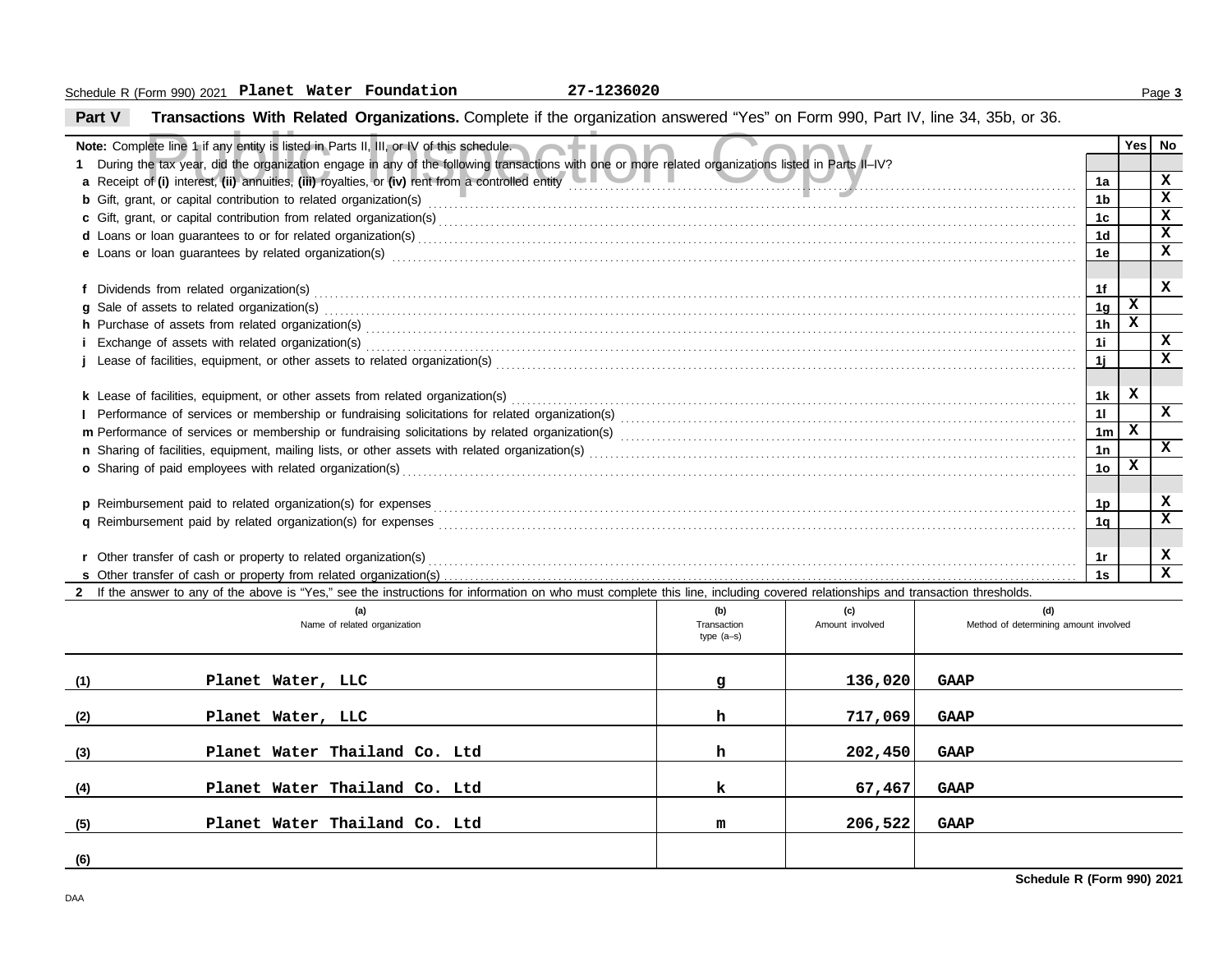Schedule R (Form 990) 2021 **Planet Water Foundation** **27-1236020**

## Part V Transactions With Related Organizations.

Complete if the organization answered "Yes" on Form 990, Part IV, line 34, 35b, or 36.

Public Inspection Copy

**Note:** Complete line 1 if any entity is listed in Parts II, III, or IV of this schedule.

| | | | Yes | No |
|---|---|---|---|---|
| **1** | During the tax year, did the organization engage in any of the following transactions with one or more related organizations listed in Parts II–IV? | | | |
| **a** | Receipt of **(i)** interest, **(ii)** annuities, **(iii)** royalties, or **(iv)** rent from a controlled entity | 1a | | X |
| **b** | Gift, grant, or capital contribution to related organization(s) | 1b | | X |
| **c** | Gift, grant, or capital contribution from related organization(s) | 1c | | X |
| **d** | Loans or loan guarantees to or for related organization(s) | 1d | | X |
| **e** | Loans or loan guarantees by related organization(s) | 1e | | X |
| **f** | Dividends from related organization(s) | 1f | | X |
| **g** | Sale of assets to related organization(s) | 1g | X | |
| **h** | Purchase of assets from related organization(s) | 1h | X | |
| **i** | Exchange of assets with related organization(s) | 1i | | X |
| **j** | Lease of facilities, equipment, or other assets to related organization(s) | 1j | | X |
| **k** | Lease of facilities, equipment, or other assets from related organization(s) | 1k | X | |
| **l** | Performance of services or membership or fundraising solicitations for related organization(s) | 1l | | X |
| **m** | Performance of services or membership or fundraising solicitations by related organization(s) | 1m | X | |
| **n** | Sharing of facilities, equipment, mailing lists, or other assets with related organization(s) | 1n | | X |
| **o** | Sharing of paid employees with related organization(s) | 1o | X | |
| **p** | Reimbursement paid to related organization(s) for expenses | 1p | | X |
| **q** | Reimbursement paid by related organization(s) for expenses | 1q | | X |
| **r** | Other transfer of cash or property to related organization(s) | 1r | | X |
| **s** | Other transfer of cash or property from related organization(s) | 1s | | X |

**2** If the answer to any of the above is "Yes," see the instructions for information on who must complete this line, including covered relationships and transaction thresholds.

| | (a) Name of related organization | (b) Transaction type (a–s) | (c) Amount involved | (d) Method of determining amount involved |
|---|---|---|---|---|
| (1) | Planet Water, LLC | g | 136,020 | GAAP |
| (2) | Planet Water, LLC | h | 717,069 | GAAP |
| (3) | Planet Water Thailand Co. Ltd | h | 202,450 | GAAP |
| (4) | Planet Water Thailand Co. Ltd | k | 67,467 | GAAP |
| (5) | Planet Water Thailand Co. Ltd | m | 206,522 | GAAP |
| (6) | | | | |

**Schedule R (Form 990) 2021**

DAA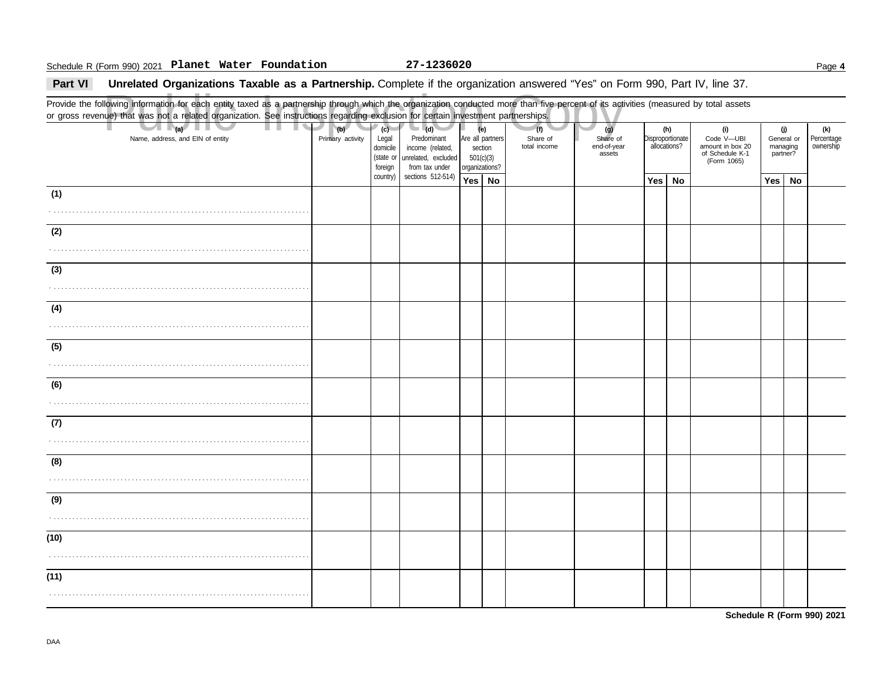Schedule R (Form 990) 2021 **Planet Water Foundation** **27-1236020**

## Part VI Unrelated Organizations Taxable as a Partnership.

Complete if the organization answered "Yes" on Form 990, Part IV, line 37.

Provide the following information for each entity taxed as a partnership through which the organization conducted more than five percent of its activities (measured by total assets or gross revenue) that was not a related organization. See instructions regarding exclusion for certain investment partnerships.

Public Inspection Copy

| (a) Name, address, and EIN of entity | (b) Primary activity | (c) Legal domicile (state or foreign country) | (d) Predominant income (related, unrelated, excluded from tax under sections 512-514) | (e) Are all partners section 501(c)(3) organizations? | | (f) Share of total income | (g) Share of end-of-year assets | (h) Disproportionate allocations? | | (i) Code V—UBI amount in box 20 of Schedule K-1 (Form 1065) | (j) General or managing partner? | | (k) Percentage ownership |
|---|---|---|---|---|---|---|---|---|---|---|---|---|---|
| | | | | Yes | No | | | Yes | No | | Yes | No | |
| (1) | | | | | | | | | | | | | |
| (2) | | | | | | | | | | | | | |
| (3) | | | | | | | | | | | | | |
| (4) | | | | | | | | | | | | | |
| (5) | | | | | | | | | | | | | |
| (6) | | | | | | | | | | | | | |
| (7) | | | | | | | | | | | | | |
| (8) | | | | | | | | | | | | | |
| (9) | | | | | | | | | | | | | |
| (10) | | | | | | | | | | | | | |
| (11) | | | | | | | | | | | | | |

**Schedule R (Form 990) 2021**

DAA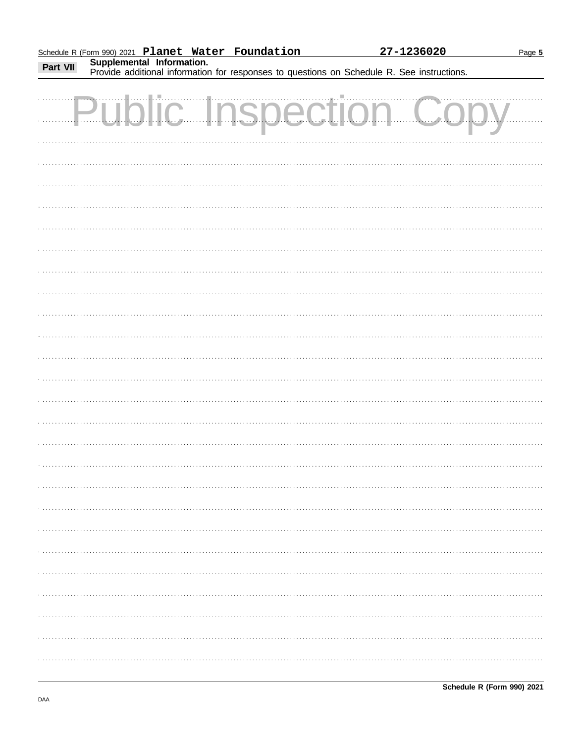Schedule R (Form 990) 2021 **Planet Water Foundation** **27-1236020**

**Part VII** **Supplemental Information.**
Provide additional information for responses to questions on Schedule R. See instructions.

Public Inspection Copy

**Schedule R (Form 990) 2021**

DAA